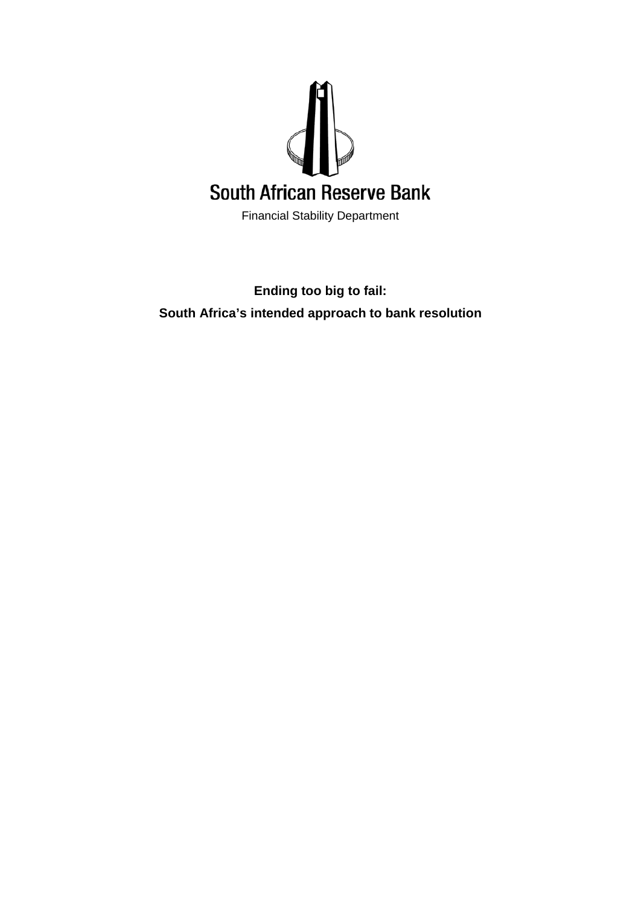South African Reserve Bank

Financial Stability Department

# Ending too big to fail:

# South Africa’s intended approach to bank resolution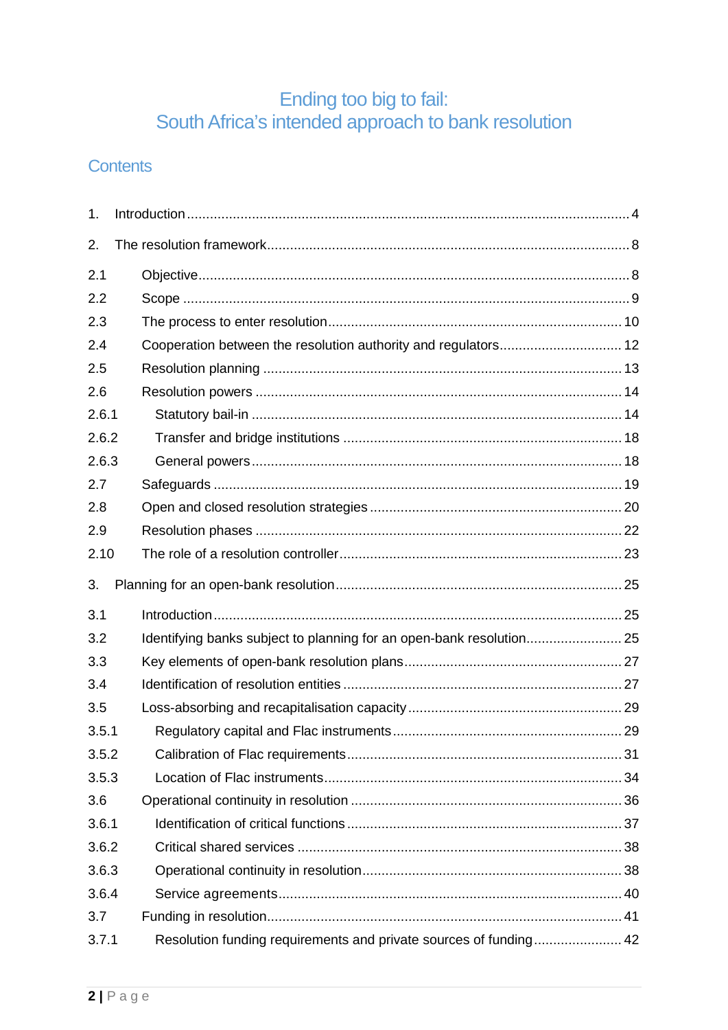# Ending too big to fail:
# South Africa's intended approach to bank resolution

## Contents

| | | |
|---|---|---|
| 1. | Introduction | 4 |
| 2. | The resolution framework | 8 |
| 2.1 | Objective | 8 |
| 2.2 | Scope | 9 |
| 2.3 | The process to enter resolution | 10 |
| 2.4 | Cooperation between the resolution authority and regulators | 12 |
| 2.5 | Resolution planning | 13 |
| 2.6 | Resolution powers | 14 |
| 2.6.1 | Statutory bail-in | 14 |
| 2.6.2 | Transfer and bridge institutions | 18 |
| 2.6.3 | General powers | 18 |
| 2.7 | Safeguards | 19 |
| 2.8 | Open and closed resolution strategies | 20 |
| 2.9 | Resolution phases | 22 |
| 2.10 | The role of a resolution controller | 23 |
| 3. | Planning for an open-bank resolution | 25 |
| 3.1 | Introduction | 25 |
| 3.2 | Identifying banks subject to planning for an open-bank resolution | 25 |
| 3.3 | Key elements of open-bank resolution plans | 27 |
| 3.4 | Identification of resolution entities | 27 |
| 3.5 | Loss-absorbing and recapitalisation capacity | 29 |
| 3.5.1 | Regulatory capital and Flac instruments | 29 |
| 3.5.2 | Calibration of Flac requirements | 31 |
| 3.5.3 | Location of Flac instruments | 34 |
| 3.6 | Operational continuity in resolution | 36 |
| 3.6.1 | Identification of critical functions | 37 |
| 3.6.2 | Critical shared services | 38 |
| 3.6.3 | Operational continuity in resolution | 38 |
| 3.6.4 | Service agreements | 40 |
| 3.7 | Funding in resolution | 41 |
| 3.7.1 | Resolution funding requirements and private sources of funding | 42 |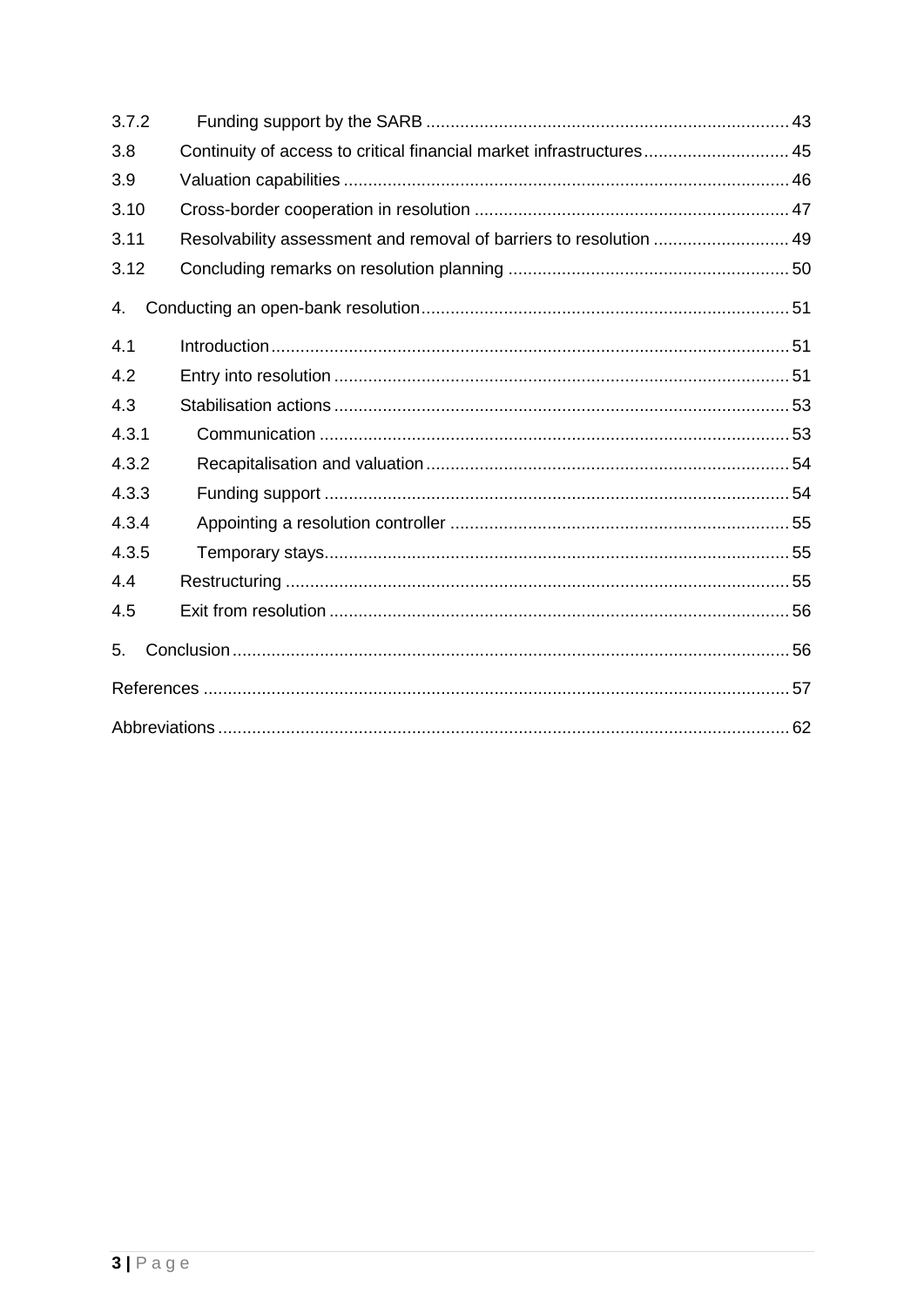| | | |
|---|---|---|
| 3.7.2 | Funding support by the SARB | 43 |
| 3.8 | Continuity of access to critical financial market infrastructures | 45 |
| 3.9 | Valuation capabilities | 46 |
| 3.10 | Cross-border cooperation in resolution | 47 |
| 3.11 | Resolvability assessment and removal of barriers to resolution | 49 |
| 3.12 | Concluding remarks on resolution planning | 50 |
| 4. | Conducting an open-bank resolution | 51 |
| 4.1 | Introduction | 51 |
| 4.2 | Entry into resolution | 51 |
| 4.3 | Stabilisation actions | 53 |
| 4.3.1 | Communication | 53 |
| 4.3.2 | Recapitalisation and valuation | 54 |
| 4.3.3 | Funding support | 54 |
| 4.3.4 | Appointing a resolution controller | 55 |
| 4.3.5 | Temporary stays | 55 |
| 4.4 | Restructuring | 55 |
| 4.5 | Exit from resolution | 56 |
| 5. | Conclusion | 56 |
| | References | 57 |
| | Abbreviations | 62 |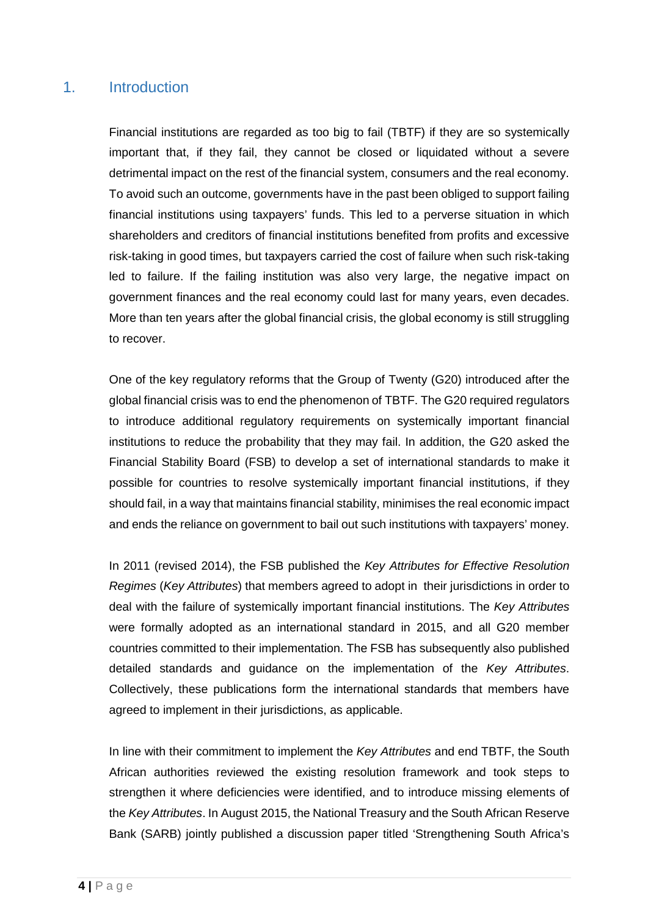# 1. Introduction

Financial institutions are regarded as too big to fail (TBTF) if they are so systemically important that, if they fail, they cannot be closed or liquidated without a severe detrimental impact on the rest of the financial system, consumers and the real economy. To avoid such an outcome, governments have in the past been obliged to support failing financial institutions using taxpayers' funds. This led to a perverse situation in which shareholders and creditors of financial institutions benefited from profits and excessive risk-taking in good times, but taxpayers carried the cost of failure when such risk-taking led to failure. If the failing institution was also very large, the negative impact on government finances and the real economy could last for many years, even decades. More than ten years after the global financial crisis, the global economy is still struggling to recover.

One of the key regulatory reforms that the Group of Twenty (G20) introduced after the global financial crisis was to end the phenomenon of TBTF. The G20 required regulators to introduce additional regulatory requirements on systemically important financial institutions to reduce the probability that they may fail. In addition, the G20 asked the Financial Stability Board (FSB) to develop a set of international standards to make it possible for countries to resolve systemically important financial institutions, if they should fail, in a way that maintains financial stability, minimises the real economic impact and ends the reliance on government to bail out such institutions with taxpayers' money.

In 2011 (revised 2014), the FSB published the *Key Attributes for Effective Resolution Regimes* (*Key Attributes*) that members agreed to adopt in their jurisdictions in order to deal with the failure of systemically important financial institutions. The *Key Attributes* were formally adopted as an international standard in 2015, and all G20 member countries committed to their implementation. The FSB has subsequently also published detailed standards and guidance on the implementation of the *Key Attributes*. Collectively, these publications form the international standards that members have agreed to implement in their jurisdictions, as applicable.

In line with their commitment to implement the *Key Attributes* and end TBTF, the South African authorities reviewed the existing resolution framework and took steps to strengthen it where deficiencies were identified, and to introduce missing elements of the *Key Attributes*. In August 2015, the National Treasury and the South African Reserve Bank (SARB) jointly published a discussion paper titled 'Strengthening South Africa's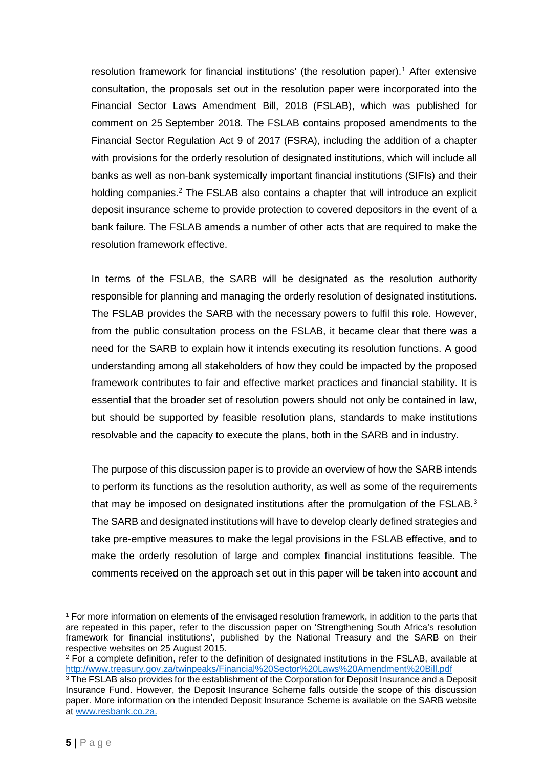resolution framework for financial institutions' (the resolution paper).[1] After extensive consultation, the proposals set out in the resolution paper were incorporated into the Financial Sector Laws Amendment Bill, 2018 (FSLAB), which was published for comment on 25 September 2018. The FSLAB contains proposed amendments to the Financial Sector Regulation Act 9 of 2017 (FSRA), including the addition of a chapter with provisions for the orderly resolution of designated institutions, which will include all banks as well as non-bank systemically important financial institutions (SIFIs) and their holding companies.[2] The FSLAB also contains a chapter that will introduce an explicit deposit insurance scheme to provide protection to covered depositors in the event of a bank failure. The FSLAB amends a number of other acts that are required to make the resolution framework effective.

In terms of the FSLAB, the SARB will be designated as the resolution authority responsible for planning and managing the orderly resolution of designated institutions. The FSLAB provides the SARB with the necessary powers to fulfil this role. However, from the public consultation process on the FSLAB, it became clear that there was a need for the SARB to explain how it intends executing its resolution functions. A good understanding among all stakeholders of how they could be impacted by the proposed framework contributes to fair and effective market practices and financial stability. It is essential that the broader set of resolution powers should not only be contained in law, but should be supported by feasible resolution plans, standards to make institutions resolvable and the capacity to execute the plans, both in the SARB and in industry.

The purpose of this discussion paper is to provide an overview of how the SARB intends to perform its functions as the resolution authority, as well as some of the requirements that may be imposed on designated institutions after the promulgation of the FSLAB.[3] The SARB and designated institutions will have to develop clearly defined strategies and take pre-emptive measures to make the legal provisions in the FSLAB effective, and to make the orderly resolution of large and complex financial institutions feasible. The comments received on the approach set out in this paper will be taken into account and

---

[1] For more information on elements of the envisaged resolution framework, in addition to the parts that are repeated in this paper, refer to the discussion paper on 'Strengthening South Africa's resolution framework for financial institutions', published by the National Treasury and the SARB on their respective websites on 25 August 2015.

[2] For a complete definition, refer to the definition of designated institutions in the FSLAB, available at http://www.treasury.gov.za/twinpeaks/Financial%20Sector%20Laws%20Amendment%20Bill.pdf

[3] The FSLAB also provides for the establishment of the Corporation for Deposit Insurance and a Deposit Insurance Fund. However, the Deposit Insurance Scheme falls outside the scope of this discussion paper. More information on the intended Deposit Insurance Scheme is available on the SARB website at www.resbank.co.za.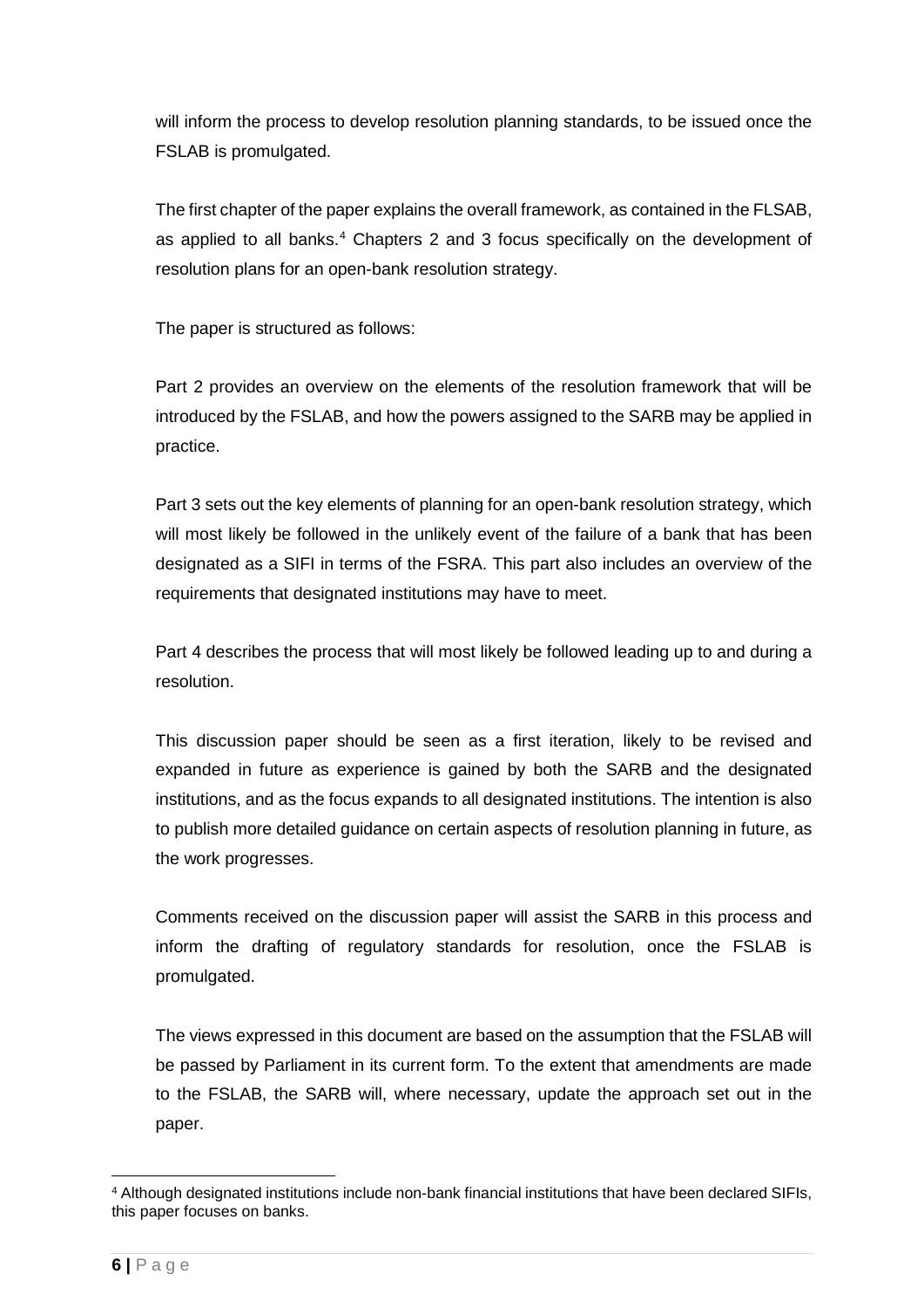will inform the process to develop resolution planning standards, to be issued once the FSLAB is promulgated.

The first chapter of the paper explains the overall framework, as contained in the FLSAB, as applied to all banks.[4] Chapters 2 and 3 focus specifically on the development of resolution plans for an open-bank resolution strategy.

The paper is structured as follows:

Part 2 provides an overview on the elements of the resolution framework that will be introduced by the FSLAB, and how the powers assigned to the SARB may be applied in practice.

Part 3 sets out the key elements of planning for an open-bank resolution strategy, which will most likely be followed in the unlikely event of the failure of a bank that has been designated as a SIFI in terms of the FSRA. This part also includes an overview of the requirements that designated institutions may have to meet.

Part 4 describes the process that will most likely be followed leading up to and during a resolution.

This discussion paper should be seen as a first iteration, likely to be revised and expanded in future as experience is gained by both the SARB and the designated institutions, and as the focus expands to all designated institutions. The intention is also to publish more detailed guidance on certain aspects of resolution planning in future, as the work progresses.

Comments received on the discussion paper will assist the SARB in this process and inform the drafting of regulatory standards for resolution, once the FSLAB is promulgated.

The views expressed in this document are based on the assumption that the FSLAB will be passed by Parliament in its current form. To the extent that amendments are made to the FSLAB, the SARB will, where necessary, update the approach set out in the paper.

[4] Although designated institutions include non-bank financial institutions that have been declared SIFIs, this paper focuses on banks.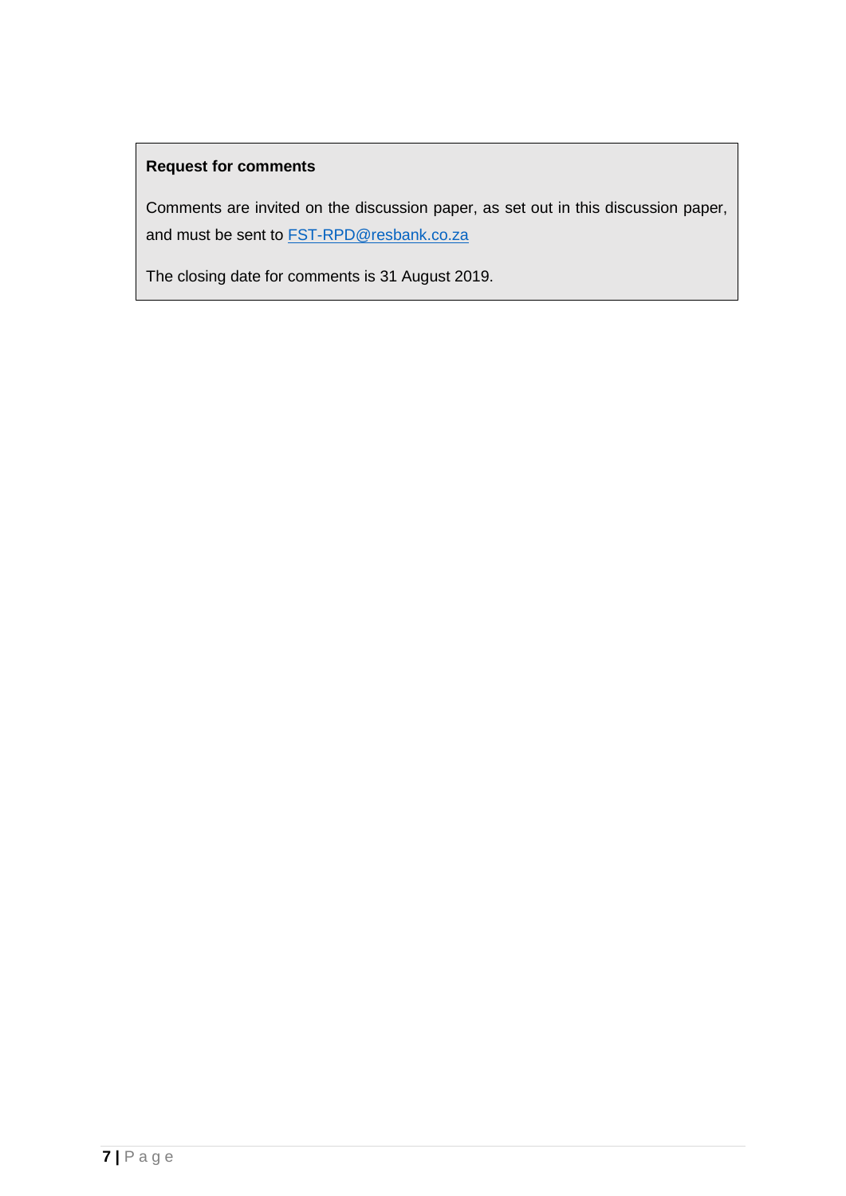**Request for comments**

Comments are invited on the discussion paper, as set out in this discussion paper, and must be sent to FST-RPD@resbank.co.za

The closing date for comments is 31 August 2019.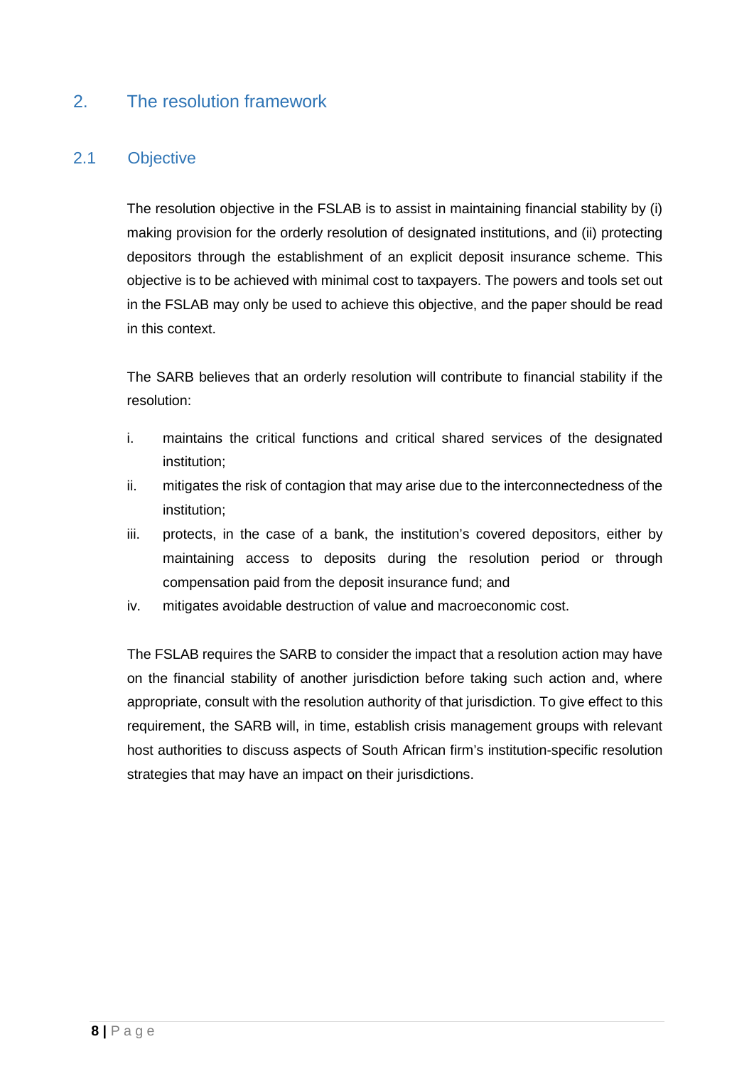# 2. The resolution framework

## 2.1 Objective

The resolution objective in the FSLAB is to assist in maintaining financial stability by (i) making provision for the orderly resolution of designated institutions, and (ii) protecting depositors through the establishment of an explicit deposit insurance scheme. This objective is to be achieved with minimal cost to taxpayers. The powers and tools set out in the FSLAB may only be used to achieve this objective, and the paper should be read in this context.

The SARB believes that an orderly resolution will contribute to financial stability if the resolution:

i. maintains the critical functions and critical shared services of the designated institution;
ii. mitigates the risk of contagion that may arise due to the interconnectedness of the institution;
iii. protects, in the case of a bank, the institution's covered depositors, either by maintaining access to deposits during the resolution period or through compensation paid from the deposit insurance fund; and
iv. mitigates avoidable destruction of value and macroeconomic cost.

The FSLAB requires the SARB to consider the impact that a resolution action may have on the financial stability of another jurisdiction before taking such action and, where appropriate, consult with the resolution authority of that jurisdiction. To give effect to this requirement, the SARB will, in time, establish crisis management groups with relevant host authorities to discuss aspects of South African firm's institution-specific resolution strategies that may have an impact on their jurisdictions.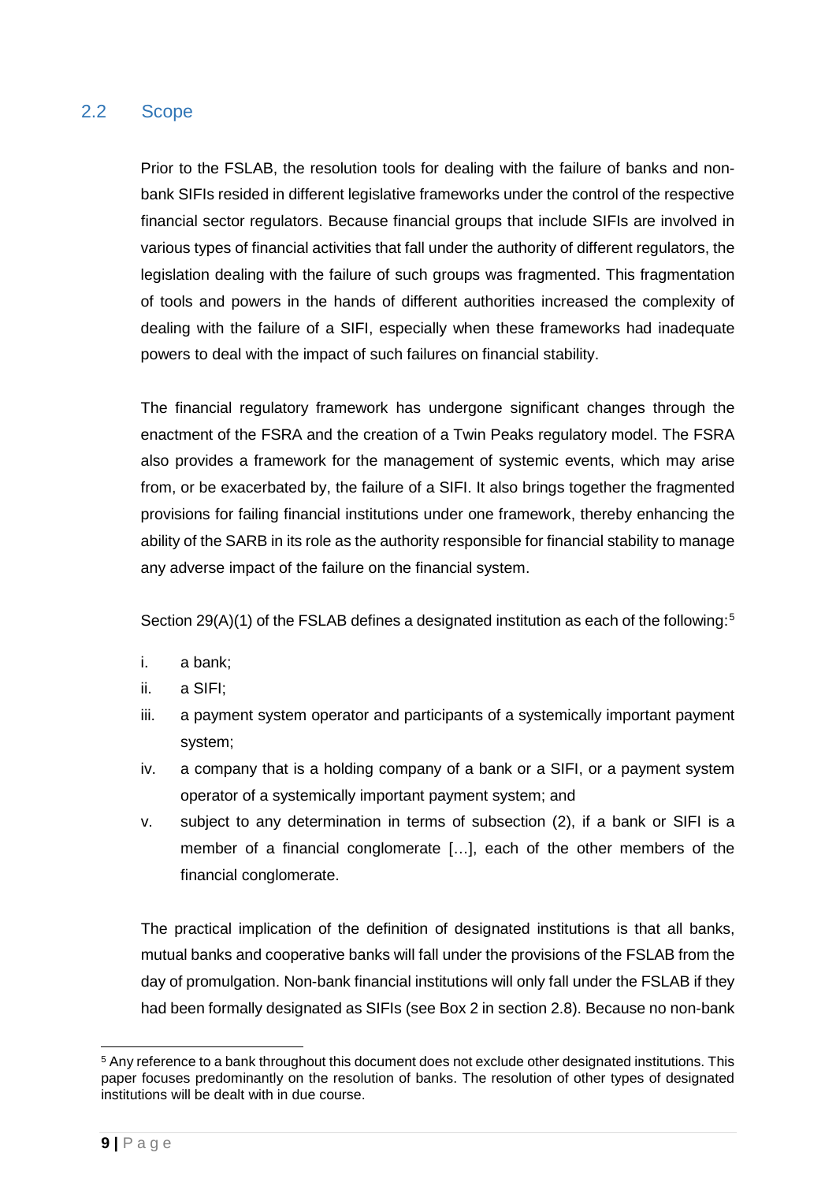## 2.2 Scope

Prior to the FSLAB, the resolution tools for dealing with the failure of banks and non-bank SIFIs resided in different legislative frameworks under the control of the respective financial sector regulators. Because financial groups that include SIFIs are involved in various types of financial activities that fall under the authority of different regulators, the legislation dealing with the failure of such groups was fragmented. This fragmentation of tools and powers in the hands of different authorities increased the complexity of dealing with the failure of a SIFI, especially when these frameworks had inadequate powers to deal with the impact of such failures on financial stability.

The financial regulatory framework has undergone significant changes through the enactment of the FSRA and the creation of a Twin Peaks regulatory model. The FSRA also provides a framework for the management of systemic events, which may arise from, or be exacerbated by, the failure of a SIFI. It also brings together the fragmented provisions for failing financial institutions under one framework, thereby enhancing the ability of the SARB in its role as the authority responsible for financial stability to manage any adverse impact of the failure on the financial system.

Section 29(A)(1) of the FSLAB defines a designated institution as each of the following:[5]

i. a bank;
ii. a SIFI;
iii. a payment system operator and participants of a systemically important payment system;
iv. a company that is a holding company of a bank or a SIFI, or a payment system operator of a systemically important payment system; and
v. subject to any determination in terms of subsection (2), if a bank or SIFI is a member of a financial conglomerate […], each of the other members of the financial conglomerate.

The practical implication of the definition of designated institutions is that all banks, mutual banks and cooperative banks will fall under the provisions of the FSLAB from the day of promulgation. Non-bank financial institutions will only fall under the FSLAB if they had been formally designated as SIFIs (see Box 2 in section 2.8). Because no non-bank

[5] Any reference to a bank throughout this document does not exclude other designated institutions. This paper focuses predominantly on the resolution of banks. The resolution of other types of designated institutions will be dealt with in due course.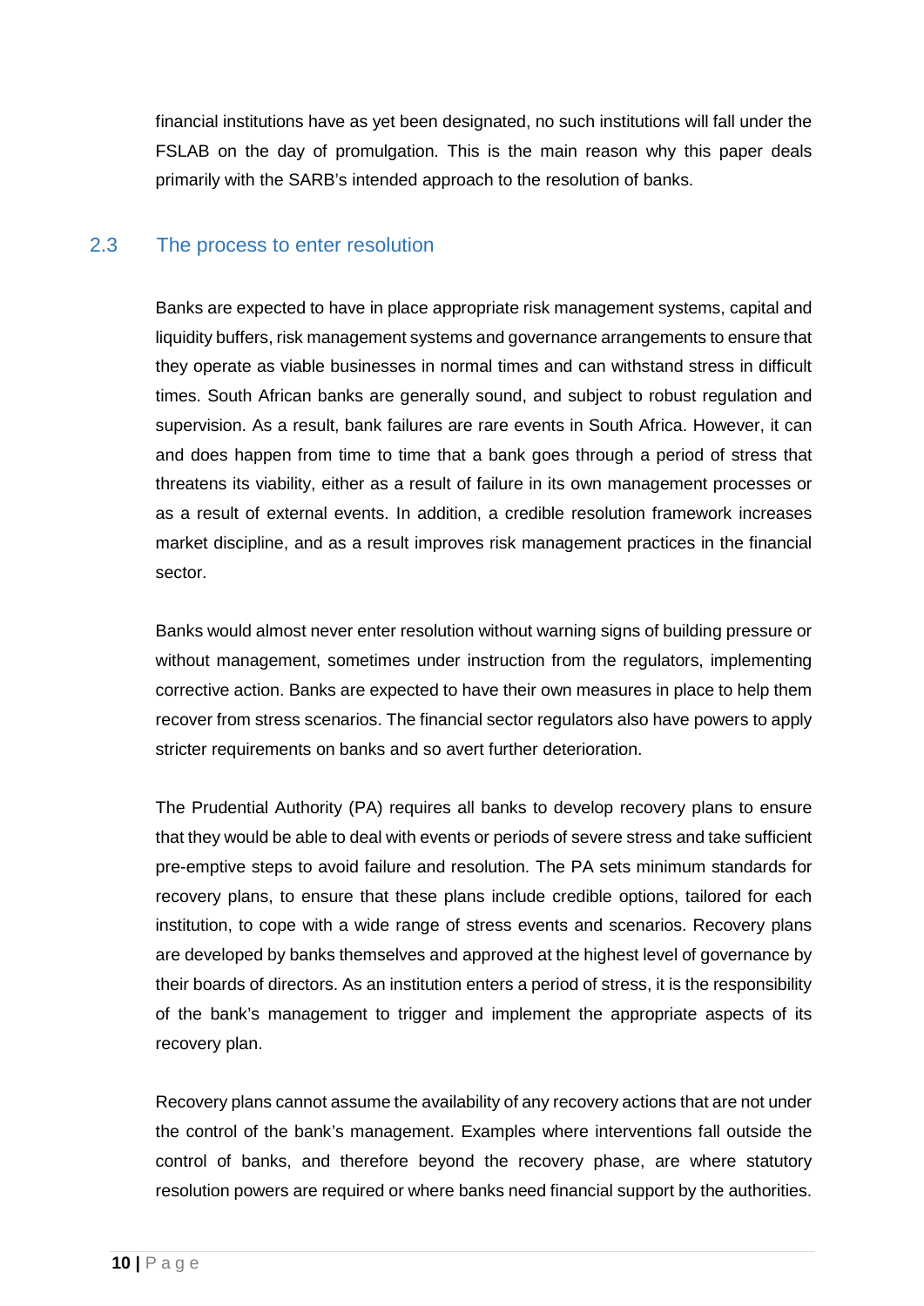financial institutions have as yet been designated, no such institutions will fall under the FSLAB on the day of promulgation. This is the main reason why this paper deals primarily with the SARB's intended approach to the resolution of banks.

## 2.3 The process to enter resolution

Banks are expected to have in place appropriate risk management systems, capital and liquidity buffers, risk management systems and governance arrangements to ensure that they operate as viable businesses in normal times and can withstand stress in difficult times. South African banks are generally sound, and subject to robust regulation and supervision. As a result, bank failures are rare events in South Africa. However, it can and does happen from time to time that a bank goes through a period of stress that threatens its viability, either as a result of failure in its own management processes or as a result of external events. In addition, a credible resolution framework increases market discipline, and as a result improves risk management practices in the financial sector.

Banks would almost never enter resolution without warning signs of building pressure or without management, sometimes under instruction from the regulators, implementing corrective action. Banks are expected to have their own measures in place to help them recover from stress scenarios. The financial sector regulators also have powers to apply stricter requirements on banks and so avert further deterioration.

The Prudential Authority (PA) requires all banks to develop recovery plans to ensure that they would be able to deal with events or periods of severe stress and take sufficient pre-emptive steps to avoid failure and resolution. The PA sets minimum standards for recovery plans, to ensure that these plans include credible options, tailored for each institution, to cope with a wide range of stress events and scenarios. Recovery plans are developed by banks themselves and approved at the highest level of governance by their boards of directors. As an institution enters a period of stress, it is the responsibility of the bank's management to trigger and implement the appropriate aspects of its recovery plan.

Recovery plans cannot assume the availability of any recovery actions that are not under the control of the bank's management. Examples where interventions fall outside the control of banks, and therefore beyond the recovery phase, are where statutory resolution powers are required or where banks need financial support by the authorities.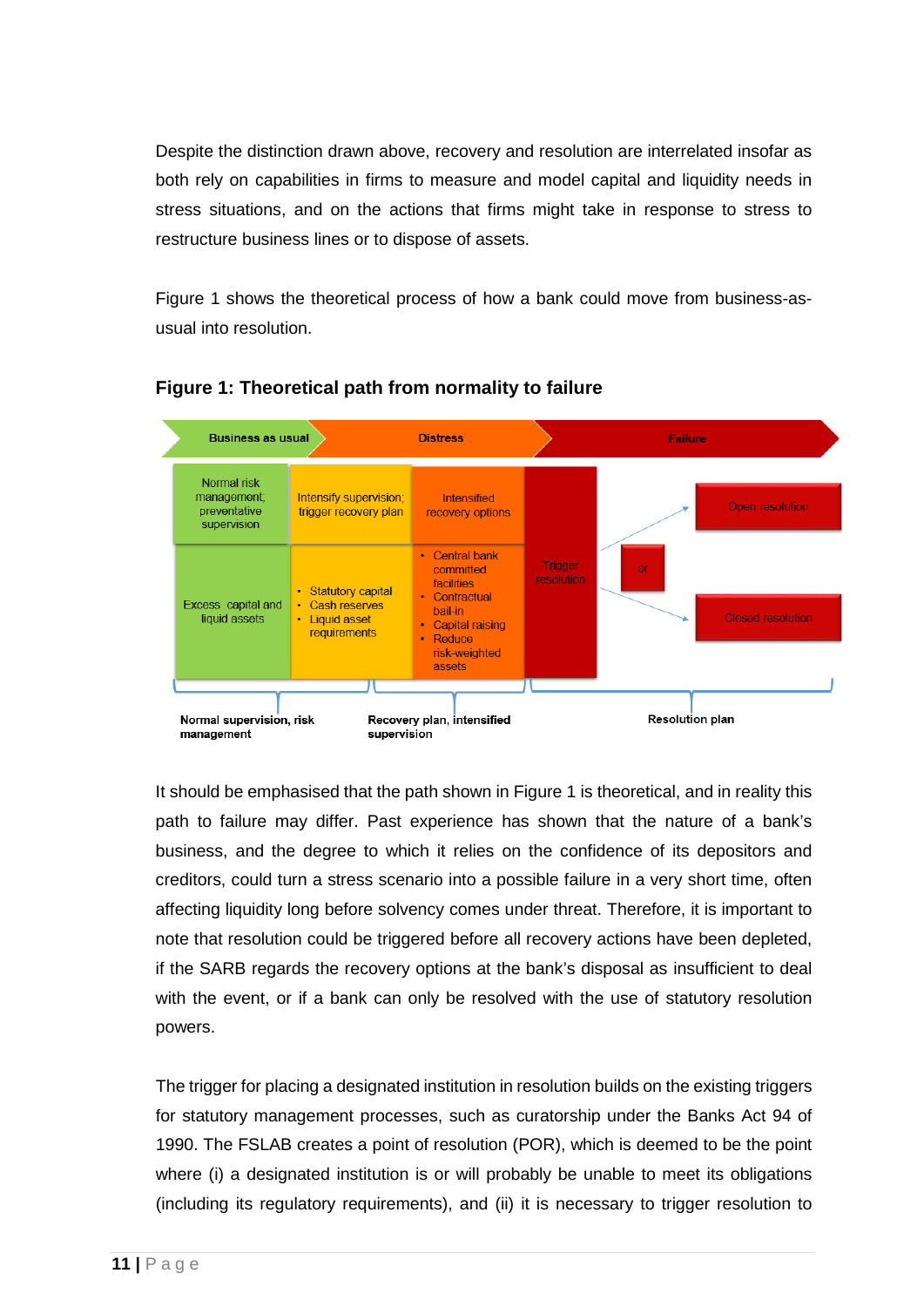Despite the distinction drawn above, recovery and resolution are interrelated insofar as both rely on capabilities in firms to measure and model capital and liquidity needs in stress situations, and on the actions that firms might take in response to stress to restructure business lines or to dispose of assets.

Figure 1 shows the theoretical process of how a bank could move from business-as-usual into resolution.

**Figure 1: Theoretical path from normality to failure**

| Business as usual | Distress | | Failure | | |
|---|---|---|---|---|---|
| Normal risk management; preventative supervision | Intensify supervision; trigger recovery plan | Intensified recovery options | Trigger resolution | or | Open resolution / Closed resolution |
| Excess capital and liquid assets | • Statutory capital<br>• Cash reserves<br>• Liquid asset requirements | • Central bank committed facilities<br>• Contractual bail-in<br>• Capital raising<br>• Reduce risk-weighted assets | | | |
| Normal supervision, risk management | Recovery plan, intensified supervision | | Resolution plan | | |

It should be emphasised that the path shown in Figure 1 is theoretical, and in reality this path to failure may differ. Past experience has shown that the nature of a bank's business, and the degree to which it relies on the confidence of its depositors and creditors, could turn a stress scenario into a possible failure in a very short time, often affecting liquidity long before solvency comes under threat. Therefore, it is important to note that resolution could be triggered before all recovery actions have been depleted, if the SARB regards the recovery options at the bank's disposal as insufficient to deal with the event, or if a bank can only be resolved with the use of statutory resolution powers.

The trigger for placing a designated institution in resolution builds on the existing triggers for statutory management processes, such as curatorship under the Banks Act 94 of 1990. The FSLAB creates a point of resolution (POR), which is deemed to be the point where (i) a designated institution is or will probably be unable to meet its obligations (including its regulatory requirements), and (ii) it is necessary to trigger resolution to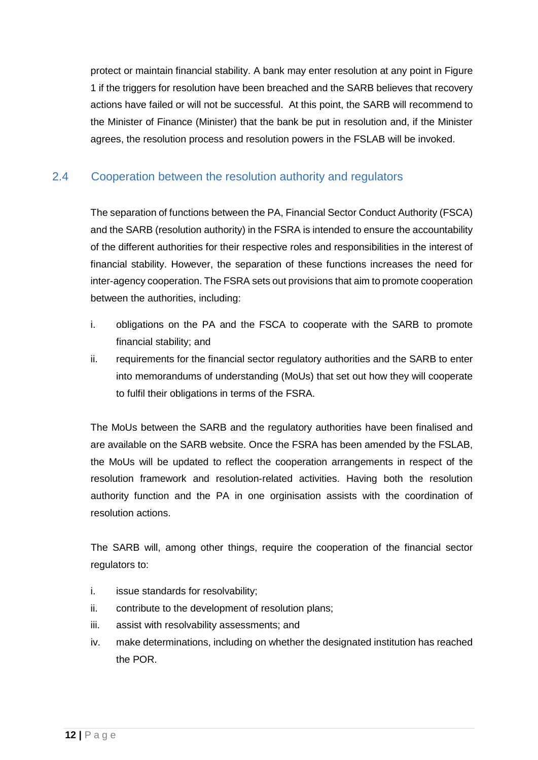protect or maintain financial stability. A bank may enter resolution at any point in Figure 1 if the triggers for resolution have been breached and the SARB believes that recovery actions have failed or will not be successful. At this point, the SARB will recommend to the Minister of Finance (Minister) that the bank be put in resolution and, if the Minister agrees, the resolution process and resolution powers in the FSLAB will be invoked.

## 2.4 Cooperation between the resolution authority and regulators

The separation of functions between the PA, Financial Sector Conduct Authority (FSCA) and the SARB (resolution authority) in the FSRA is intended to ensure the accountability of the different authorities for their respective roles and responsibilities in the interest of financial stability. However, the separation of these functions increases the need for inter-agency cooperation. The FSRA sets out provisions that aim to promote cooperation between the authorities, including:

i. obligations on the PA and the FSCA to cooperate with the SARB to promote financial stability; and
ii. requirements for the financial sector regulatory authorities and the SARB to enter into memorandums of understanding (MoUs) that set out how they will cooperate to fulfil their obligations in terms of the FSRA.

The MoUs between the SARB and the regulatory authorities have been finalised and are available on the SARB website. Once the FSRA has been amended by the FSLAB, the MoUs will be updated to reflect the cooperation arrangements in respect of the resolution framework and resolution-related activities. Having both the resolution authority function and the PA in one orginisation assists with the coordination of resolution actions.

The SARB will, among other things, require the cooperation of the financial sector regulators to:

i. issue standards for resolvability;
ii. contribute to the development of resolution plans;
iii. assist with resolvability assessments; and
iv. make determinations, including on whether the designated institution has reached the POR.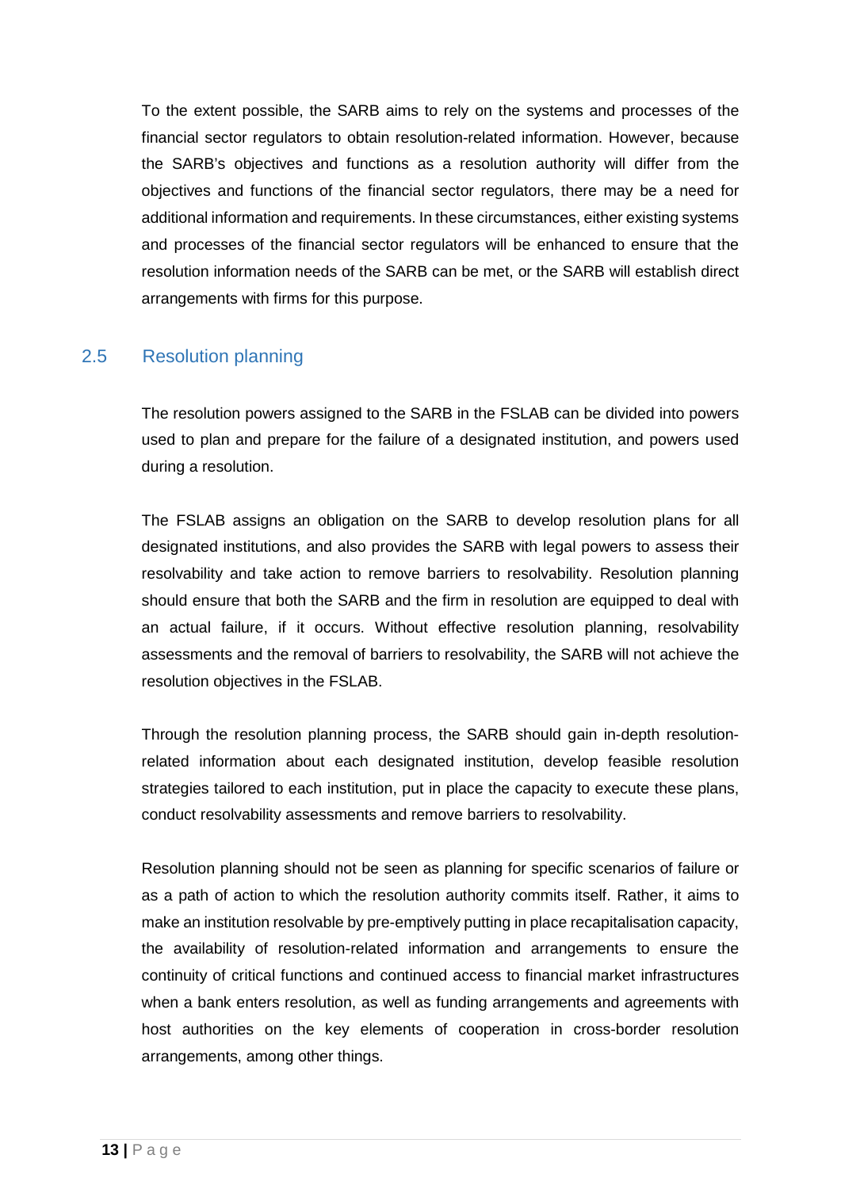To the extent possible, the SARB aims to rely on the systems and processes of the financial sector regulators to obtain resolution-related information. However, because the SARB's objectives and functions as a resolution authority will differ from the objectives and functions of the financial sector regulators, there may be a need for additional information and requirements. In these circumstances, either existing systems and processes of the financial sector regulators will be enhanced to ensure that the resolution information needs of the SARB can be met, or the SARB will establish direct arrangements with firms for this purpose.

## 2.5 Resolution planning

The resolution powers assigned to the SARB in the FSLAB can be divided into powers used to plan and prepare for the failure of a designated institution, and powers used during a resolution.

The FSLAB assigns an obligation on the SARB to develop resolution plans for all designated institutions, and also provides the SARB with legal powers to assess their resolvability and take action to remove barriers to resolvability. Resolution planning should ensure that both the SARB and the firm in resolution are equipped to deal with an actual failure, if it occurs. Without effective resolution planning, resolvability assessments and the removal of barriers to resolvability, the SARB will not achieve the resolution objectives in the FSLAB.

Through the resolution planning process, the SARB should gain in-depth resolution-related information about each designated institution, develop feasible resolution strategies tailored to each institution, put in place the capacity to execute these plans, conduct resolvability assessments and remove barriers to resolvability.

Resolution planning should not be seen as planning for specific scenarios of failure or as a path of action to which the resolution authority commits itself. Rather, it aims to make an institution resolvable by pre-emptively putting in place recapitalisation capacity, the availability of resolution-related information and arrangements to ensure the continuity of critical functions and continued access to financial market infrastructures when a bank enters resolution, as well as funding arrangements and agreements with host authorities on the key elements of cooperation in cross-border resolution arrangements, among other things.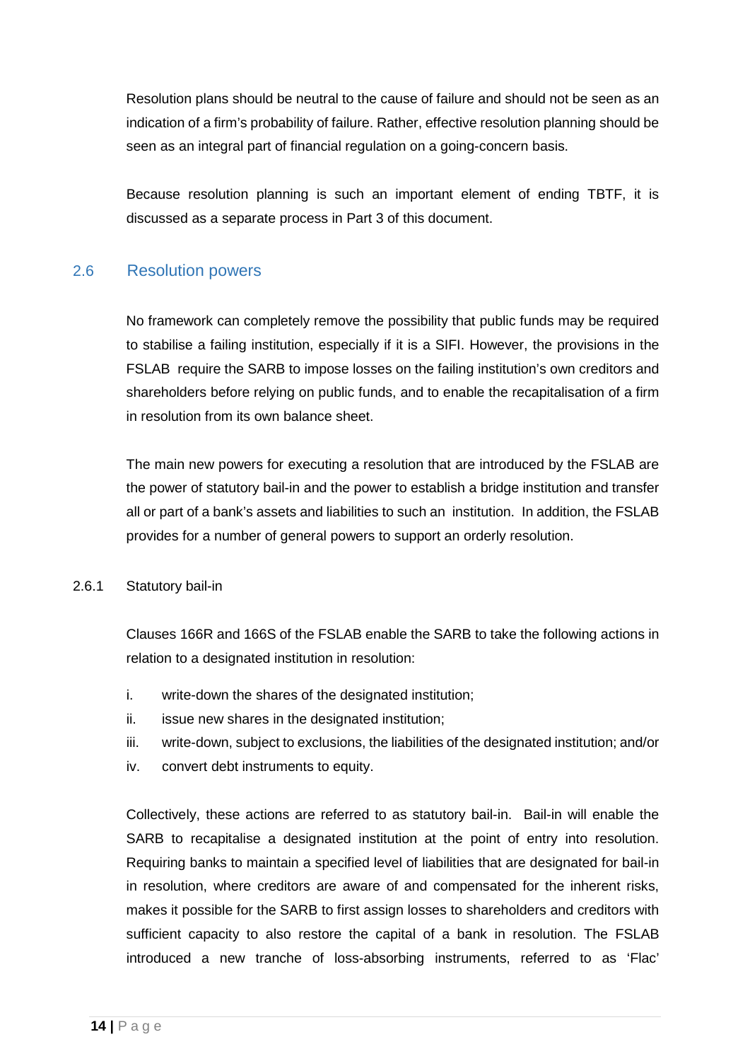Resolution plans should be neutral to the cause of failure and should not be seen as an indication of a firm's probability of failure. Rather, effective resolution planning should be seen as an integral part of financial regulation on a going-concern basis.

Because resolution planning is such an important element of ending TBTF, it is discussed as a separate process in Part 3 of this document.

## 2.6 Resolution powers

No framework can completely remove the possibility that public funds may be required to stabilise a failing institution, especially if it is a SIFI. However, the provisions in the FSLAB require the SARB to impose losses on the failing institution's own creditors and shareholders before relying on public funds, and to enable the recapitalisation of a firm in resolution from its own balance sheet.

The main new powers for executing a resolution that are introduced by the FSLAB are the power of statutory bail-in and the power to establish a bridge institution and transfer all or part of a bank's assets and liabilities to such an institution. In addition, the FSLAB provides for a number of general powers to support an orderly resolution.

### 2.6.1 Statutory bail-in

Clauses 166R and 166S of the FSLAB enable the SARB to take the following actions in relation to a designated institution in resolution:

i. write-down the shares of the designated institution;
ii. issue new shares in the designated institution;
iii. write-down, subject to exclusions, the liabilities of the designated institution; and/or
iv. convert debt instruments to equity.

Collectively, these actions are referred to as statutory bail-in. Bail-in will enable the SARB to recapitalise a designated institution at the point of entry into resolution. Requiring banks to maintain a specified level of liabilities that are designated for bail-in in resolution, where creditors are aware of and compensated for the inherent risks, makes it possible for the SARB to first assign losses to shareholders and creditors with sufficient capacity to also restore the capital of a bank in resolution. The FSLAB introduced a new tranche of loss-absorbing instruments, referred to as 'Flac'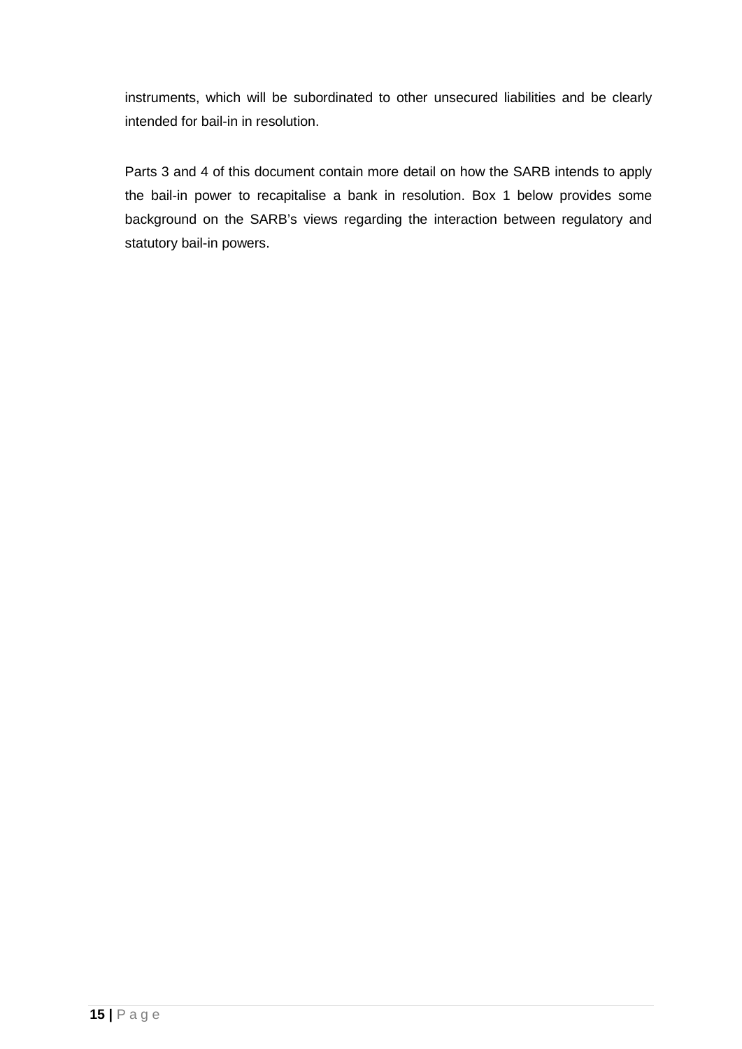instruments, which will be subordinated to other unsecured liabilities and be clearly intended for bail-in in resolution.

Parts 3 and 4 of this document contain more detail on how the SARB intends to apply the bail-in power to recapitalise a bank in resolution. Box 1 below provides some background on the SARB's views regarding the interaction between regulatory and statutory bail-in powers.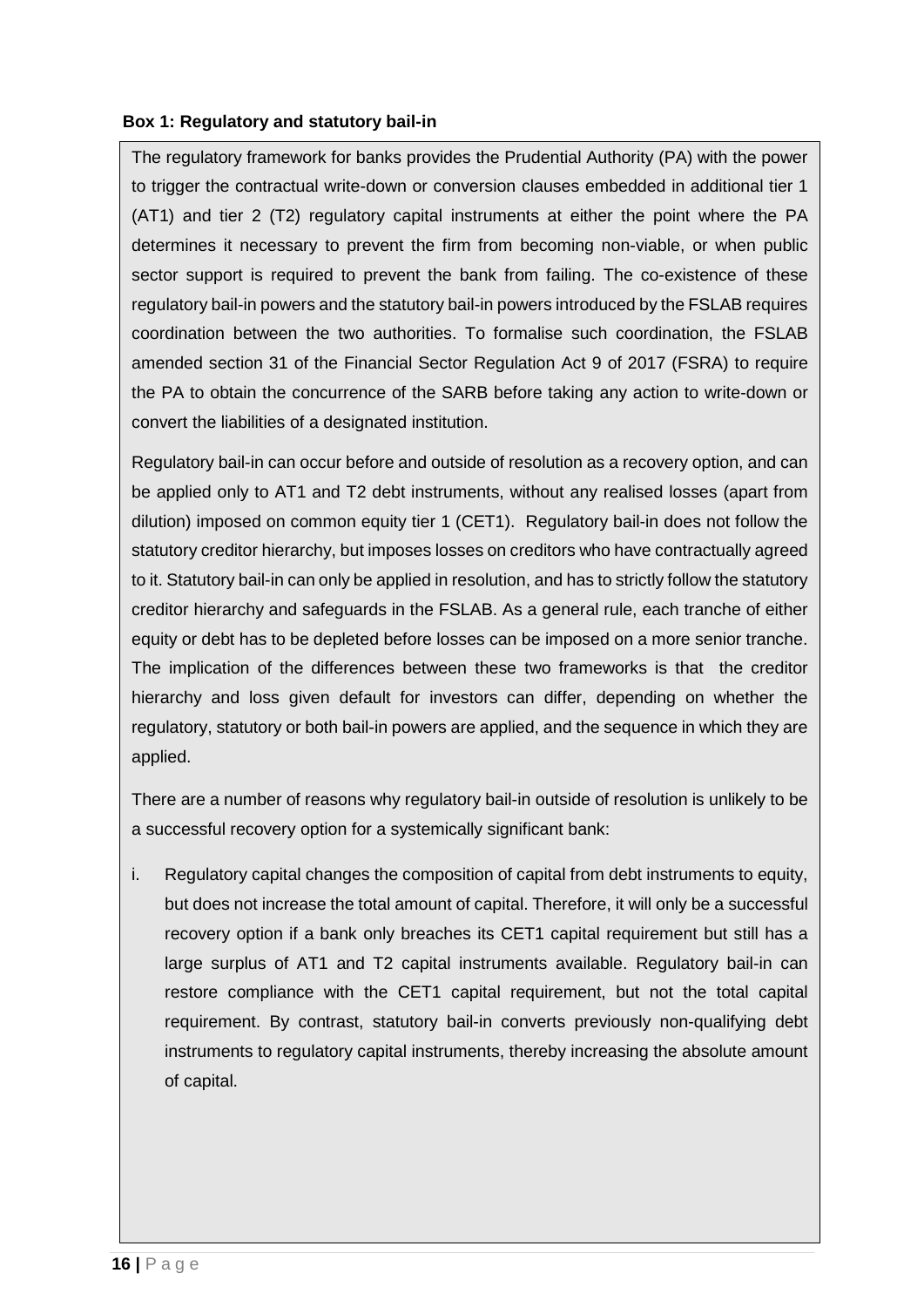**Box 1: Regulatory and statutory bail-in**

The regulatory framework for banks provides the Prudential Authority (PA) with the power to trigger the contractual write-down or conversion clauses embedded in additional tier 1 (AT1) and tier 2 (T2) regulatory capital instruments at either the point where the PA determines it necessary to prevent the firm from becoming non-viable, or when public sector support is required to prevent the bank from failing. The co-existence of these regulatory bail-in powers and the statutory bail-in powers introduced by the FSLAB requires coordination between the two authorities. To formalise such coordination, the FSLAB amended section 31 of the Financial Sector Regulation Act 9 of 2017 (FSRA) to require the PA to obtain the concurrence of the SARB before taking any action to write-down or convert the liabilities of a designated institution.

Regulatory bail-in can occur before and outside of resolution as a recovery option, and can be applied only to AT1 and T2 debt instruments, without any realised losses (apart from dilution) imposed on common equity tier 1 (CET1). Regulatory bail-in does not follow the statutory creditor hierarchy, but imposes losses on creditors who have contractually agreed to it. Statutory bail-in can only be applied in resolution, and has to strictly follow the statutory creditor hierarchy and safeguards in the FSLAB. As a general rule, each tranche of either equity or debt has to be depleted before losses can be imposed on a more senior tranche. The implication of the differences between these two frameworks is that the creditor hierarchy and loss given default for investors can differ, depending on whether the regulatory, statutory or both bail-in powers are applied, and the sequence in which they are applied.

There are a number of reasons why regulatory bail-in outside of resolution is unlikely to be a successful recovery option for a systemically significant bank:

i. Regulatory capital changes the composition of capital from debt instruments to equity, but does not increase the total amount of capital. Therefore, it will only be a successful recovery option if a bank only breaches its CET1 capital requirement but still has a large surplus of AT1 and T2 capital instruments available. Regulatory bail-in can restore compliance with the CET1 capital requirement, but not the total capital requirement. By contrast, statutory bail-in converts previously non-qualifying debt instruments to regulatory capital instruments, thereby increasing the absolute amount of capital.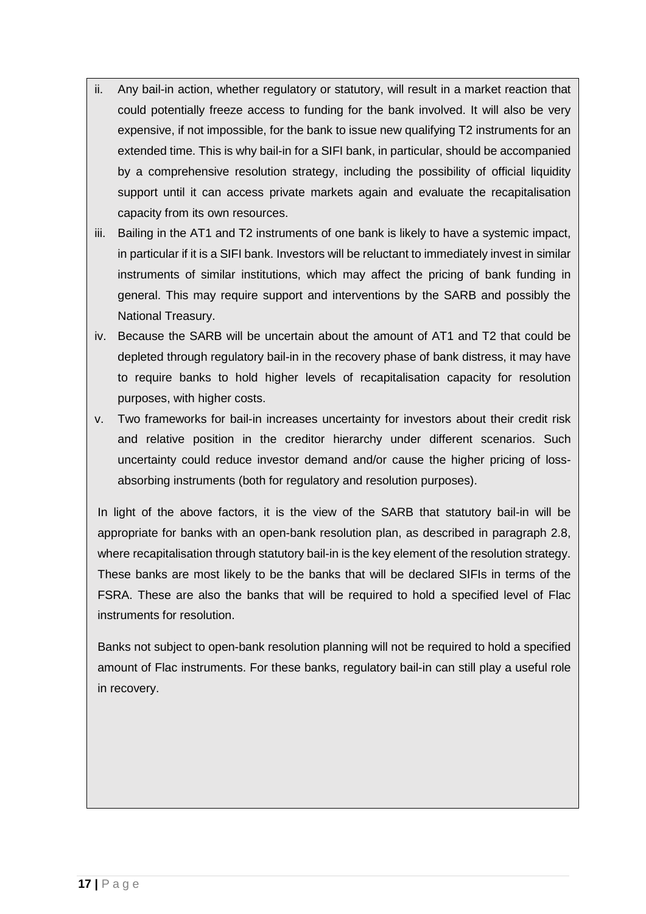ii. Any bail-in action, whether regulatory or statutory, will result in a market reaction that could potentially freeze access to funding for the bank involved. It will also be very expensive, if not impossible, for the bank to issue new qualifying T2 instruments for an extended time. This is why bail-in for a SIFI bank, in particular, should be accompanied by a comprehensive resolution strategy, including the possibility of official liquidity support until it can access private markets again and evaluate the recapitalisation capacity from its own resources.

iii. Bailing in the AT1 and T2 instruments of one bank is likely to have a systemic impact, in particular if it is a SIFI bank. Investors will be reluctant to immediately invest in similar instruments of similar institutions, which may affect the pricing of bank funding in general. This may require support and interventions by the SARB and possibly the National Treasury.

iv. Because the SARB will be uncertain about the amount of AT1 and T2 that could be depleted through regulatory bail-in in the recovery phase of bank distress, it may have to require banks to hold higher levels of recapitalisation capacity for resolution purposes, with higher costs.

v. Two frameworks for bail-in increases uncertainty for investors about their credit risk and relative position in the creditor hierarchy under different scenarios. Such uncertainty could reduce investor demand and/or cause the higher pricing of loss-absorbing instruments (both for regulatory and resolution purposes).

In light of the above factors, it is the view of the SARB that statutory bail-in will be appropriate for banks with an open-bank resolution plan, as described in paragraph 2.8, where recapitalisation through statutory bail-in is the key element of the resolution strategy. These banks are most likely to be the banks that will be declared SIFIs in terms of the FSRA. These are also the banks that will be required to hold a specified level of Flac instruments for resolution.

Banks not subject to open-bank resolution planning will not be required to hold a specified amount of Flac instruments. For these banks, regulatory bail-in can still play a useful role in recovery.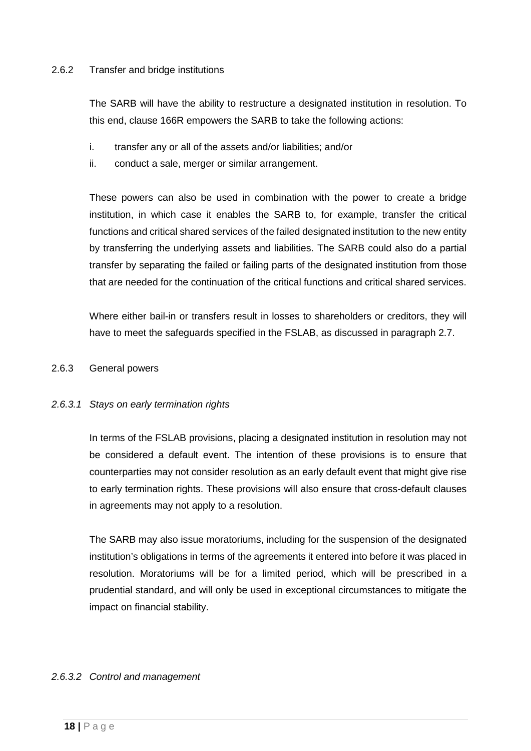### 2.6.2 Transfer and bridge institutions

The SARB will have the ability to restructure a designated institution in resolution. To this end, clause 166R empowers the SARB to take the following actions:

i. transfer any or all of the assets and/or liabilities; and/or
ii. conduct a sale, merger or similar arrangement.

These powers can also be used in combination with the power to create a bridge institution, in which case it enables the SARB to, for example, transfer the critical functions and critical shared services of the failed designated institution to the new entity by transferring the underlying assets and liabilities. The SARB could also do a partial transfer by separating the failed or failing parts of the designated institution from those that are needed for the continuation of the critical functions and critical shared services.

Where either bail-in or transfers result in losses to shareholders or creditors, they will have to meet the safeguards specified in the FSLAB, as discussed in paragraph 2.7.

### 2.6.3 General powers

#### *2.6.3.1 Stays on early termination rights*

In terms of the FSLAB provisions, placing a designated institution in resolution may not be considered a default event. The intention of these provisions is to ensure that counterparties may not consider resolution as an early default event that might give rise to early termination rights. These provisions will also ensure that cross-default clauses in agreements may not apply to a resolution.

The SARB may also issue moratoriums, including for the suspension of the designated institution's obligations in terms of the agreements it entered into before it was placed in resolution. Moratoriums will be for a limited period, which will be prescribed in a prudential standard, and will only be used in exceptional circumstances to mitigate the impact on financial stability.

#### *2.6.3.2 Control and management*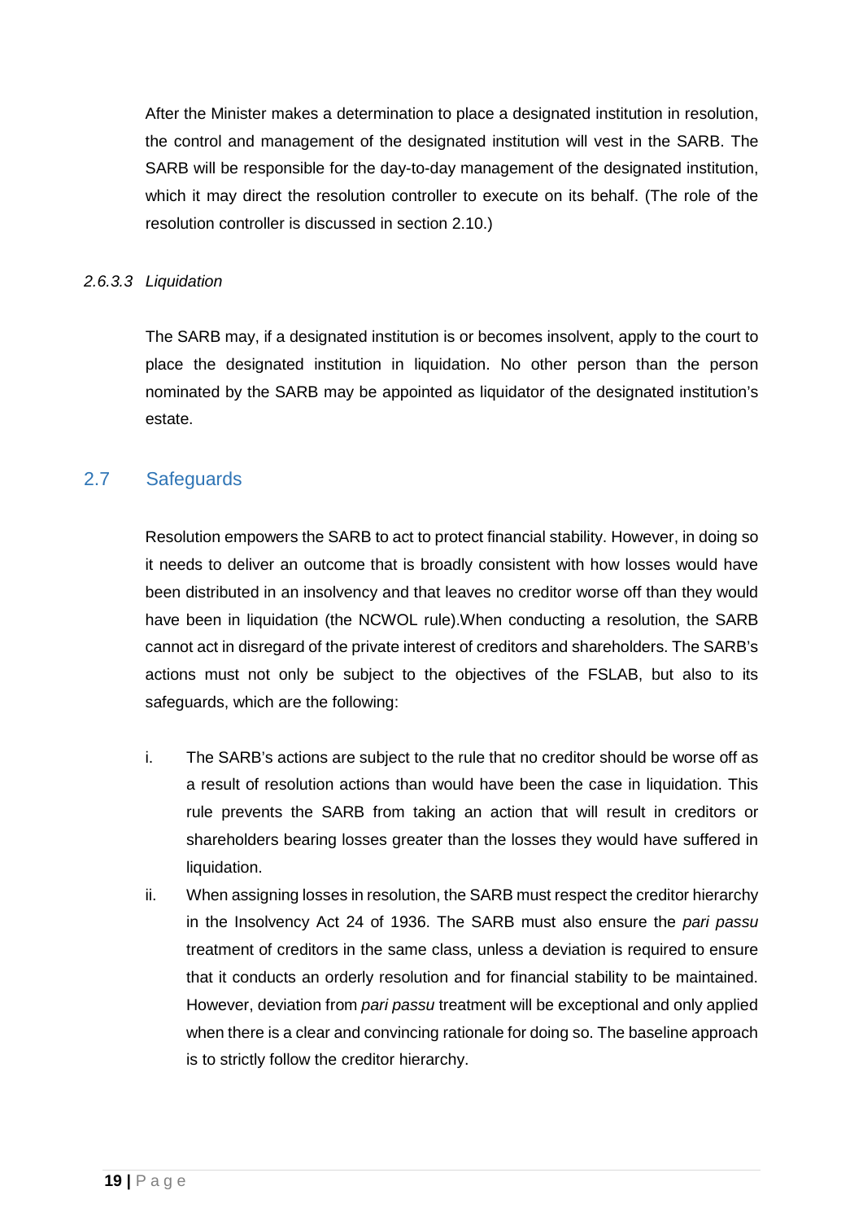After the Minister makes a determination to place a designated institution in resolution, the control and management of the designated institution will vest in the SARB. The SARB will be responsible for the day-to-day management of the designated institution, which it may direct the resolution controller to execute on its behalf. (The role of the resolution controller is discussed in section 2.10.)

#### *2.6.3.3 Liquidation*

The SARB may, if a designated institution is or becomes insolvent, apply to the court to place the designated institution in liquidation. No other person than the person nominated by the SARB may be appointed as liquidator of the designated institution's estate.

## 2.7 Safeguards

Resolution empowers the SARB to act to protect financial stability. However, in doing so it needs to deliver an outcome that is broadly consistent with how losses would have been distributed in an insolvency and that leaves no creditor worse off than they would have been in liquidation (the NCWOL rule).When conducting a resolution, the SARB cannot act in disregard of the private interest of creditors and shareholders. The SARB's actions must not only be subject to the objectives of the FSLAB, but also to its safeguards, which are the following:

i. The SARB's actions are subject to the rule that no creditor should be worse off as a result of resolution actions than would have been the case in liquidation. This rule prevents the SARB from taking an action that will result in creditors or shareholders bearing losses greater than the losses they would have suffered in liquidation.

ii. When assigning losses in resolution, the SARB must respect the creditor hierarchy in the Insolvency Act 24 of 1936. The SARB must also ensure the *pari passu* treatment of creditors in the same class, unless a deviation is required to ensure that it conducts an orderly resolution and for financial stability to be maintained. However, deviation from *pari passu* treatment will be exceptional and only applied when there is a clear and convincing rationale for doing so. The baseline approach is to strictly follow the creditor hierarchy.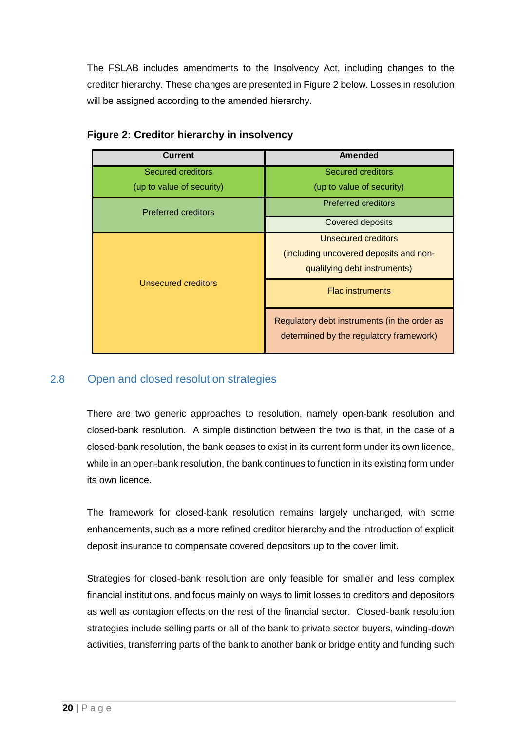The FSLAB includes amendments to the Insolvency Act, including changes to the creditor hierarchy. These changes are presented in Figure 2 below. Losses in resolution will be assigned according to the amended hierarchy.

**Figure 2: Creditor hierarchy in insolvency**

| Current | Amended |
|---|---|
| Secured creditors (up to value of security) | Secured creditors (up to value of security) |
| Preferred creditors | Preferred creditors |
| | Covered deposits |
| Unsecured creditors | Unsecured creditors (including uncovered deposits and non-qualifying debt instruments) |
| | Flac instruments |
| | Regulatory debt instruments (in the order as determined by the regulatory framework) |

## 2.8 Open and closed resolution strategies

There are two generic approaches to resolution, namely open-bank resolution and closed-bank resolution. A simple distinction between the two is that, in the case of a closed-bank resolution, the bank ceases to exist in its current form under its own licence, while in an open-bank resolution, the bank continues to function in its existing form under its own licence.

The framework for closed-bank resolution remains largely unchanged, with some enhancements, such as a more refined creditor hierarchy and the introduction of explicit deposit insurance to compensate covered depositors up to the cover limit.

Strategies for closed-bank resolution are only feasible for smaller and less complex financial institutions, and focus mainly on ways to limit losses to creditors and depositors as well as contagion effects on the rest of the financial sector. Closed-bank resolution strategies include selling parts or all of the bank to private sector buyers, winding-down activities, transferring parts of the bank to another bank or bridge entity and funding such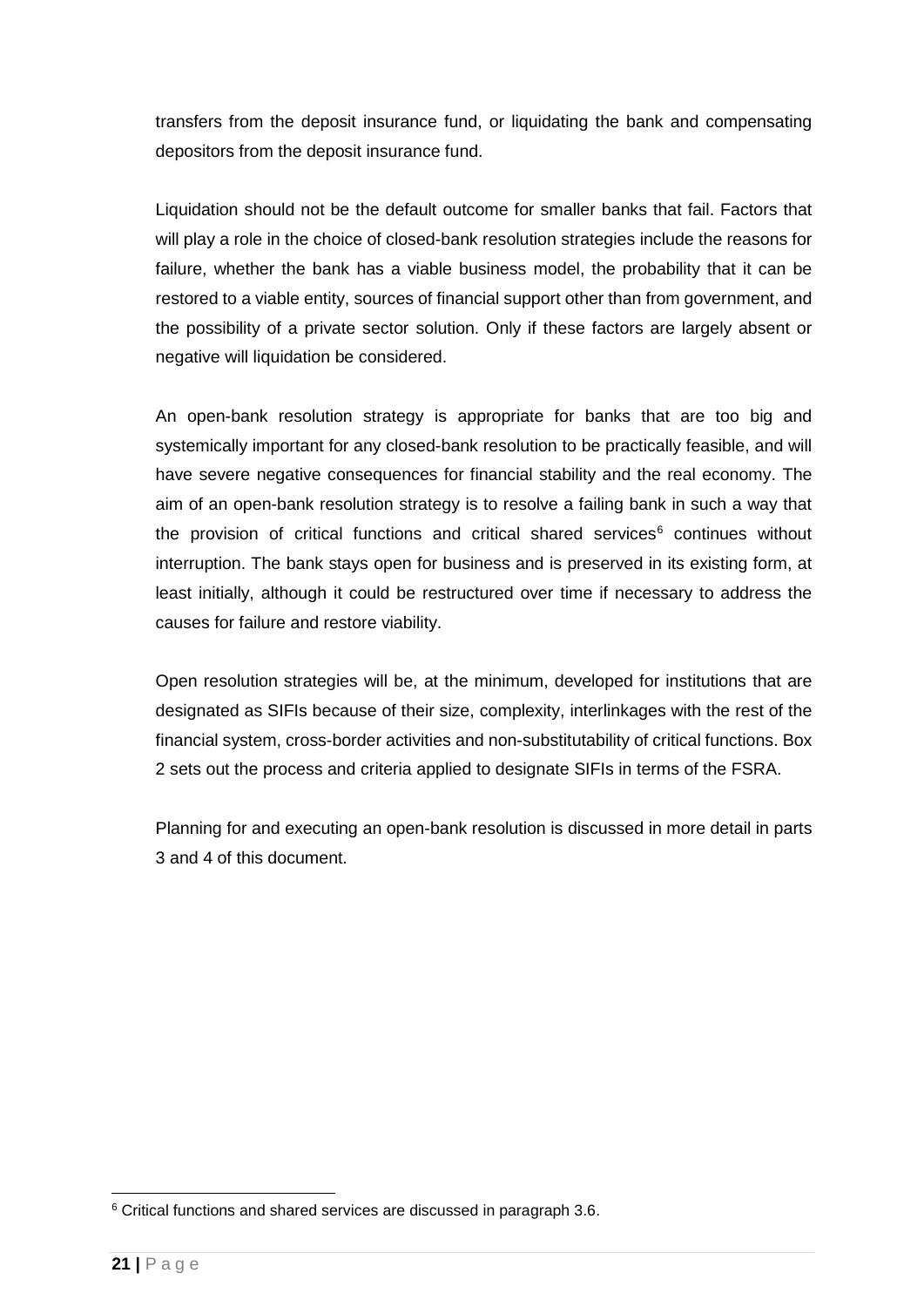transfers from the deposit insurance fund, or liquidating the bank and compensating depositors from the deposit insurance fund.

Liquidation should not be the default outcome for smaller banks that fail. Factors that will play a role in the choice of closed-bank resolution strategies include the reasons for failure, whether the bank has a viable business model, the probability that it can be restored to a viable entity, sources of financial support other than from government, and the possibility of a private sector solution. Only if these factors are largely absent or negative will liquidation be considered.

An open-bank resolution strategy is appropriate for banks that are too big and systemically important for any closed-bank resolution to be practically feasible, and will have severe negative consequences for financial stability and the real economy. The aim of an open-bank resolution strategy is to resolve a failing bank in such a way that the provision of critical functions and critical shared services[6] continues without interruption. The bank stays open for business and is preserved in its existing form, at least initially, although it could be restructured over time if necessary to address the causes for failure and restore viability.

Open resolution strategies will be, at the minimum, developed for institutions that are designated as SIFIs because of their size, complexity, interlinkages with the rest of the financial system, cross-border activities and non-substitutability of critical functions. Box 2 sets out the process and criteria applied to designate SIFIs in terms of the FSRA.

Planning for and executing an open-bank resolution is discussed in more detail in parts 3 and 4 of this document.

[6] Critical functions and shared services are discussed in paragraph 3.6.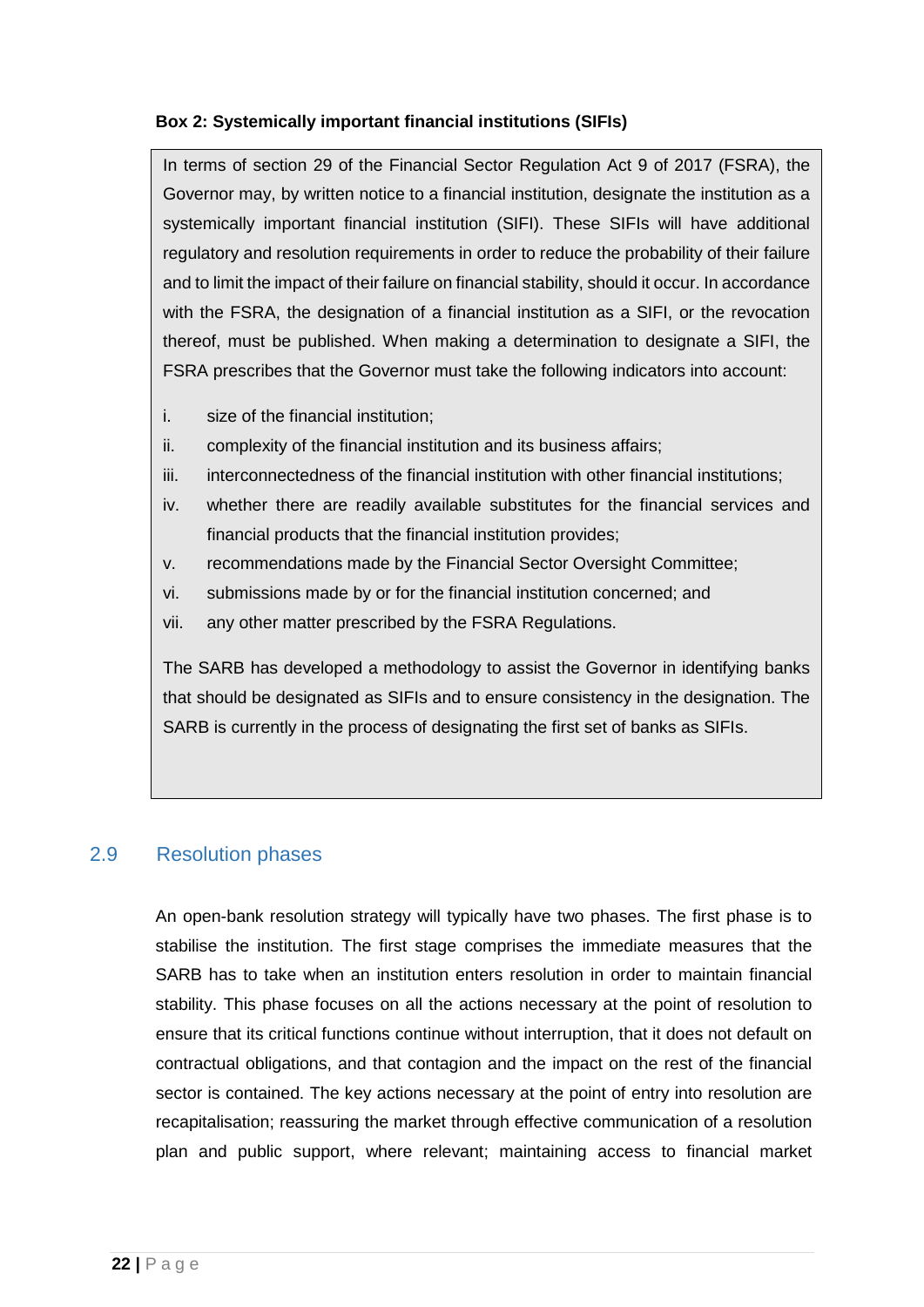**Box 2: Systemically important financial institutions (SIFIs)**

In terms of section 29 of the Financial Sector Regulation Act 9 of 2017 (FSRA), the Governor may, by written notice to a financial institution, designate the institution as a systemically important financial institution (SIFI). These SIFIs will have additional regulatory and resolution requirements in order to reduce the probability of their failure and to limit the impact of their failure on financial stability, should it occur. In accordance with the FSRA, the designation of a financial institution as a SIFI, or the revocation thereof, must be published. When making a determination to designate a SIFI, the FSRA prescribes that the Governor must take the following indicators into account:

i. size of the financial institution;
ii. complexity of the financial institution and its business affairs;
iii. interconnectedness of the financial institution with other financial institutions;
iv. whether there are readily available substitutes for the financial services and financial products that the financial institution provides;
v. recommendations made by the Financial Sector Oversight Committee;
vi. submissions made by or for the financial institution concerned; and
vii. any other matter prescribed by the FSRA Regulations.

The SARB has developed a methodology to assist the Governor in identifying banks that should be designated as SIFIs and to ensure consistency in the designation. The SARB is currently in the process of designating the first set of banks as SIFIs.

## 2.9 Resolution phases

An open-bank resolution strategy will typically have two phases. The first phase is to stabilise the institution. The first stage comprises the immediate measures that the SARB has to take when an institution enters resolution in order to maintain financial stability. This phase focuses on all the actions necessary at the point of resolution to ensure that its critical functions continue without interruption, that it does not default on contractual obligations, and that contagion and the impact on the rest of the financial sector is contained. The key actions necessary at the point of entry into resolution are recapitalisation; reassuring the market through effective communication of a resolution plan and public support, where relevant; maintaining access to financial market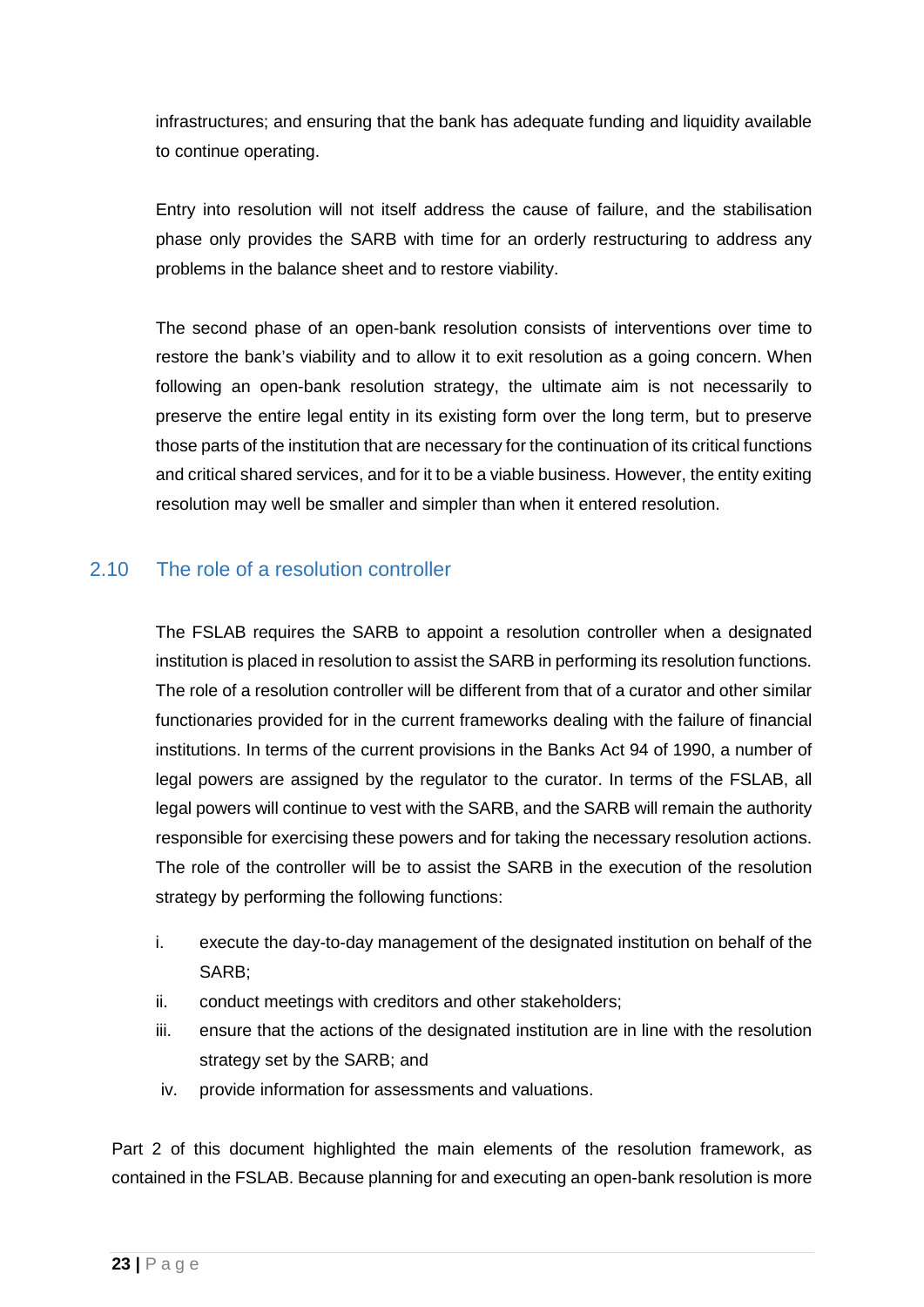infrastructures; and ensuring that the bank has adequate funding and liquidity available to continue operating.

Entry into resolution will not itself address the cause of failure, and the stabilisation phase only provides the SARB with time for an orderly restructuring to address any problems in the balance sheet and to restore viability.

The second phase of an open-bank resolution consists of interventions over time to restore the bank's viability and to allow it to exit resolution as a going concern. When following an open-bank resolution strategy, the ultimate aim is not necessarily to preserve the entire legal entity in its existing form over the long term, but to preserve those parts of the institution that are necessary for the continuation of its critical functions and critical shared services, and for it to be a viable business. However, the entity exiting resolution may well be smaller and simpler than when it entered resolution.

## 2.10 The role of a resolution controller

The FSLAB requires the SARB to appoint a resolution controller when a designated institution is placed in resolution to assist the SARB in performing its resolution functions. The role of a resolution controller will be different from that of a curator and other similar functionaries provided for in the current frameworks dealing with the failure of financial institutions. In terms of the current provisions in the Banks Act 94 of 1990, a number of legal powers are assigned by the regulator to the curator. In terms of the FSLAB, all legal powers will continue to vest with the SARB, and the SARB will remain the authority responsible for exercising these powers and for taking the necessary resolution actions. The role of the controller will be to assist the SARB in the execution of the resolution strategy by performing the following functions:

i. execute the day-to-day management of the designated institution on behalf of the SARB;
ii. conduct meetings with creditors and other stakeholders;
iii. ensure that the actions of the designated institution are in line with the resolution strategy set by the SARB; and
iv. provide information for assessments and valuations.

Part 2 of this document highlighted the main elements of the resolution framework, as contained in the FSLAB. Because planning for and executing an open-bank resolution is more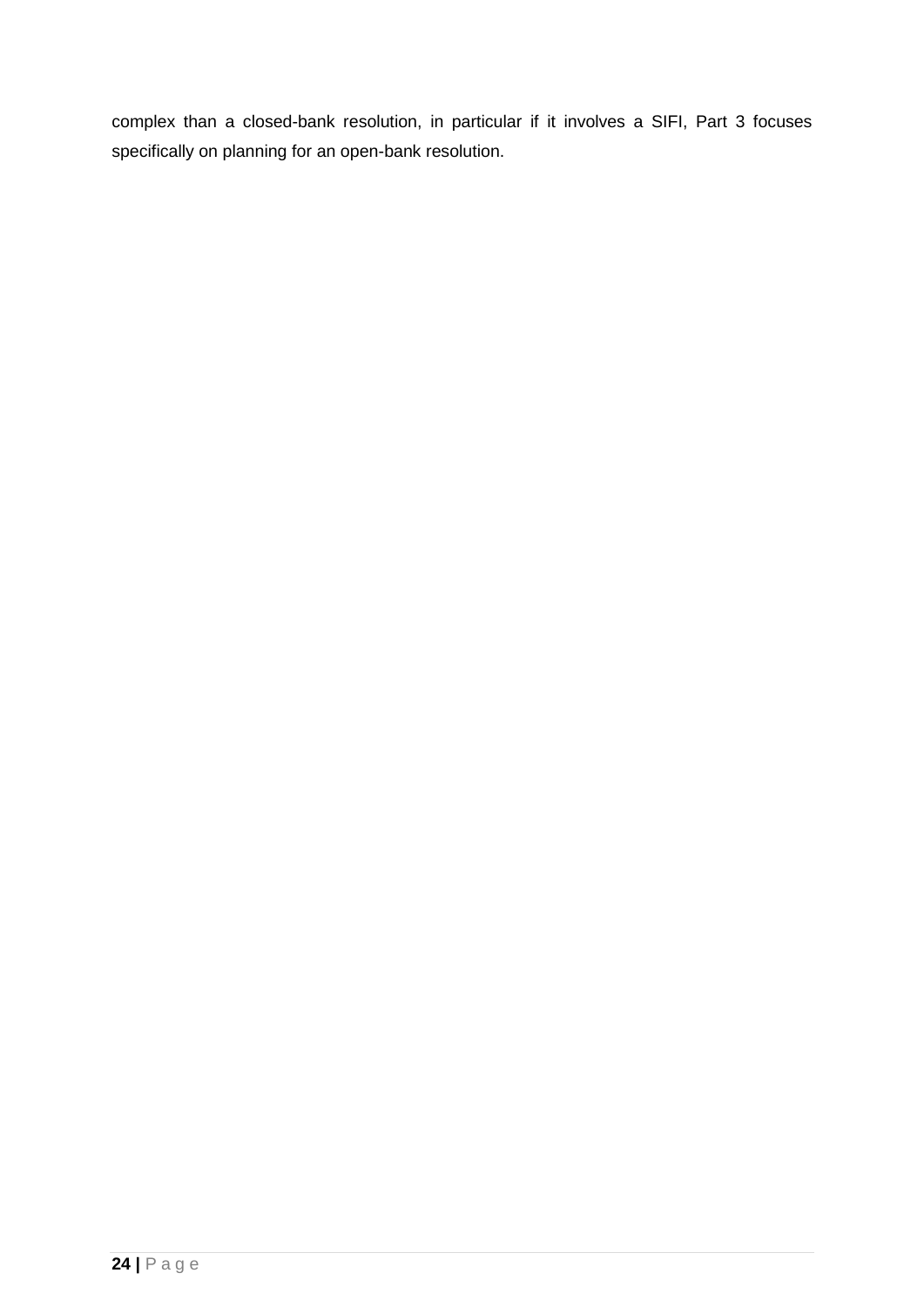complex than a closed-bank resolution, in particular if it involves a SIFI, Part 3 focuses specifically on planning for an open-bank resolution.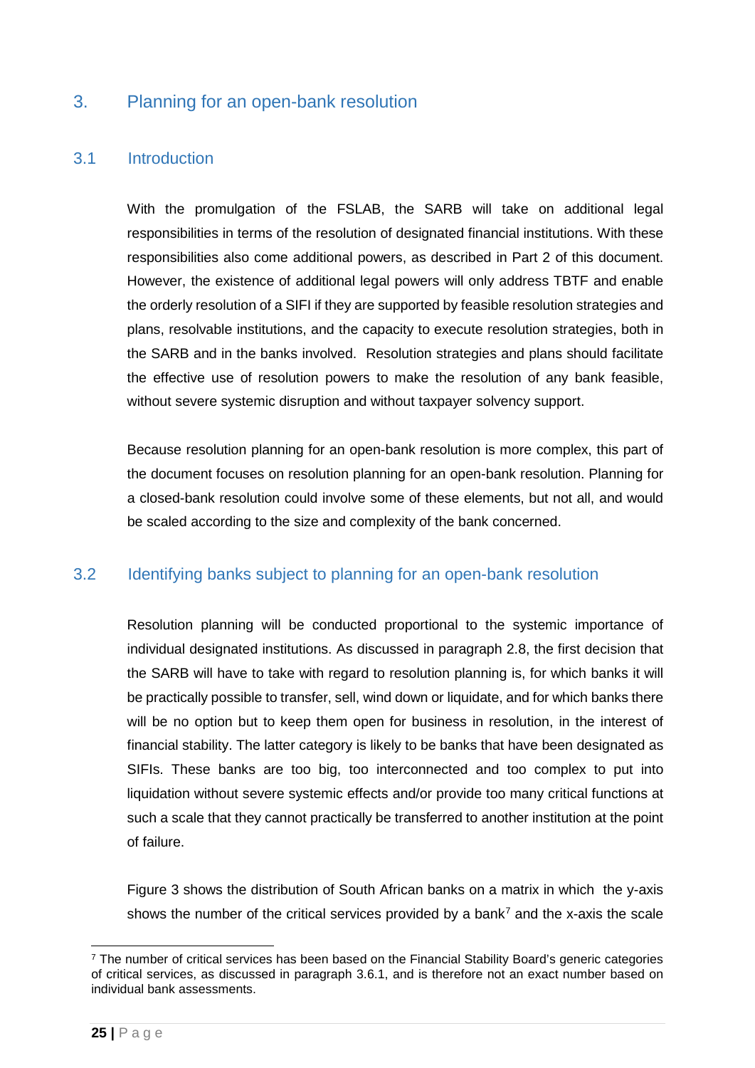# 3. Planning for an open-bank resolution

## 3.1 Introduction

With the promulgation of the FSLAB, the SARB will take on additional legal responsibilities in terms of the resolution of designated financial institutions. With these responsibilities also come additional powers, as described in Part 2 of this document. However, the existence of additional legal powers will only address TBTF and enable the orderly resolution of a SIFI if they are supported by feasible resolution strategies and plans, resolvable institutions, and the capacity to execute resolution strategies, both in the SARB and in the banks involved. Resolution strategies and plans should facilitate the effective use of resolution powers to make the resolution of any bank feasible, without severe systemic disruption and without taxpayer solvency support.

Because resolution planning for an open-bank resolution is more complex, this part of the document focuses on resolution planning for an open-bank resolution. Planning for a closed-bank resolution could involve some of these elements, but not all, and would be scaled according to the size and complexity of the bank concerned.

## 3.2 Identifying banks subject to planning for an open-bank resolution

Resolution planning will be conducted proportional to the systemic importance of individual designated institutions. As discussed in paragraph 2.8, the first decision that the SARB will have to take with regard to resolution planning is, for which banks it will be practically possible to transfer, sell, wind down or liquidate, and for which banks there will be no option but to keep them open for business in resolution, in the interest of financial stability. The latter category is likely to be banks that have been designated as SIFIs. These banks are too big, too interconnected and too complex to put into liquidation without severe systemic effects and/or provide too many critical functions at such a scale that they cannot practically be transferred to another institution at the point of failure.

Figure 3 shows the distribution of South African banks on a matrix in which the y-axis shows the number of the critical services provided by a bank[7] and the x-axis the scale

[7] The number of critical services has been based on the Financial Stability Board's generic categories of critical services, as discussed in paragraph 3.6.1, and is therefore not an exact number based on individual bank assessments.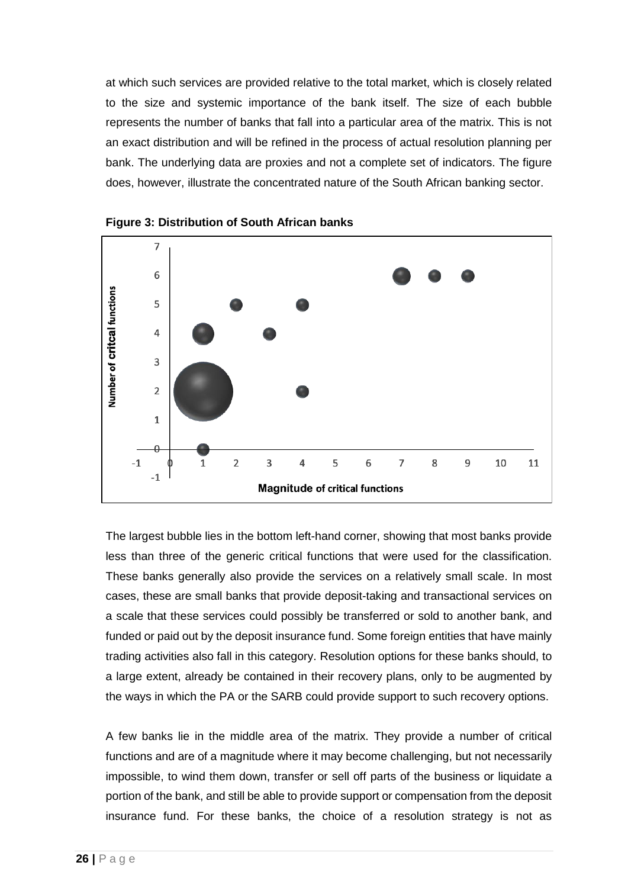at which such services are provided relative to the total market, which is closely related to the size and systemic importance of the bank itself. The size of each bubble represents the number of banks that fall into a particular area of the matrix. This is not an exact distribution and will be refined in the process of actual resolution planning per bank. The underlying data are proxies and not a complete set of indicators. The figure does, however, illustrate the concentrated nature of the South African banking sector.

**Figure 3: Distribution of South African banks**

The largest bubble lies in the bottom left-hand corner, showing that most banks provide less than three of the generic critical functions that were used for the classification. These banks generally also provide the services on a relatively small scale. In most cases, these are small banks that provide deposit-taking and transactional services on a scale that these services could possibly be transferred or sold to another bank, and funded or paid out by the deposit insurance fund. Some foreign entities that have mainly trading activities also fall in this category. Resolution options for these banks should, to a large extent, already be contained in their recovery plans, only to be augmented by the ways in which the PA or the SARB could provide support to such recovery options.

A few banks lie in the middle area of the matrix. They provide a number of critical functions and are of a magnitude where it may become challenging, but not necessarily impossible, to wind them down, transfer or sell off parts of the business or liquidate a portion of the bank, and still be able to provide support or compensation from the deposit insurance fund. For these banks, the choice of a resolution strategy is not as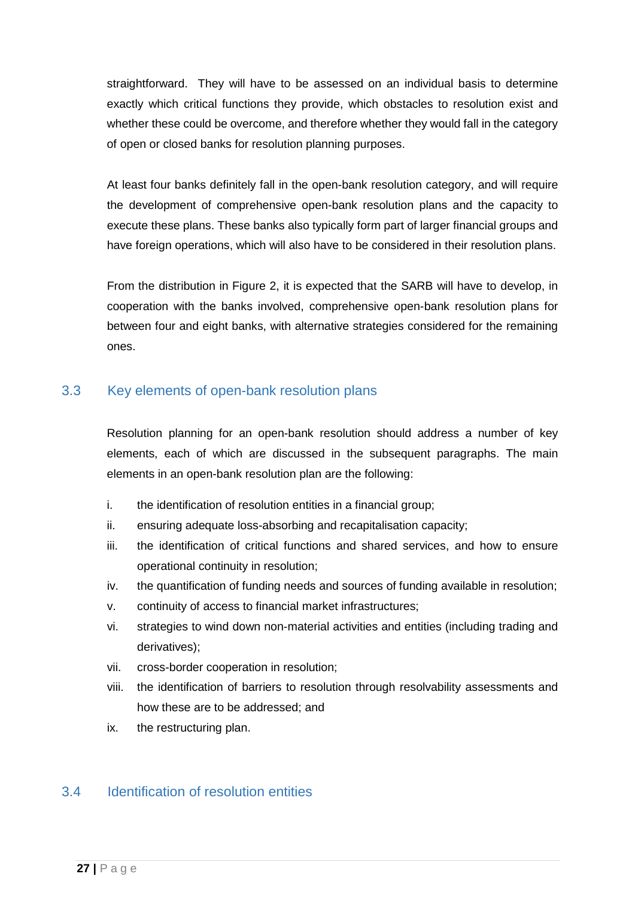straightforward. They will have to be assessed on an individual basis to determine exactly which critical functions they provide, which obstacles to resolution exist and whether these could be overcome, and therefore whether they would fall in the category of open or closed banks for resolution planning purposes.

At least four banks definitely fall in the open-bank resolution category, and will require the development of comprehensive open-bank resolution plans and the capacity to execute these plans. These banks also typically form part of larger financial groups and have foreign operations, which will also have to be considered in their resolution plans.

From the distribution in Figure 2, it is expected that the SARB will have to develop, in cooperation with the banks involved, comprehensive open-bank resolution plans for between four and eight banks, with alternative strategies considered for the remaining ones.

## 3.3 Key elements of open-bank resolution plans

Resolution planning for an open-bank resolution should address a number of key elements, each of which are discussed in the subsequent paragraphs. The main elements in an open-bank resolution plan are the following:

i. the identification of resolution entities in a financial group;
ii. ensuring adequate loss-absorbing and recapitalisation capacity;
iii. the identification of critical functions and shared services, and how to ensure operational continuity in resolution;
iv. the quantification of funding needs and sources of funding available in resolution;
v. continuity of access to financial market infrastructures;
vi. strategies to wind down non-material activities and entities (including trading and derivatives);
vii. cross-border cooperation in resolution;
viii. the identification of barriers to resolution through resolvability assessments and how these are to be addressed; and
ix. the restructuring plan.

## 3.4 Identification of resolution entities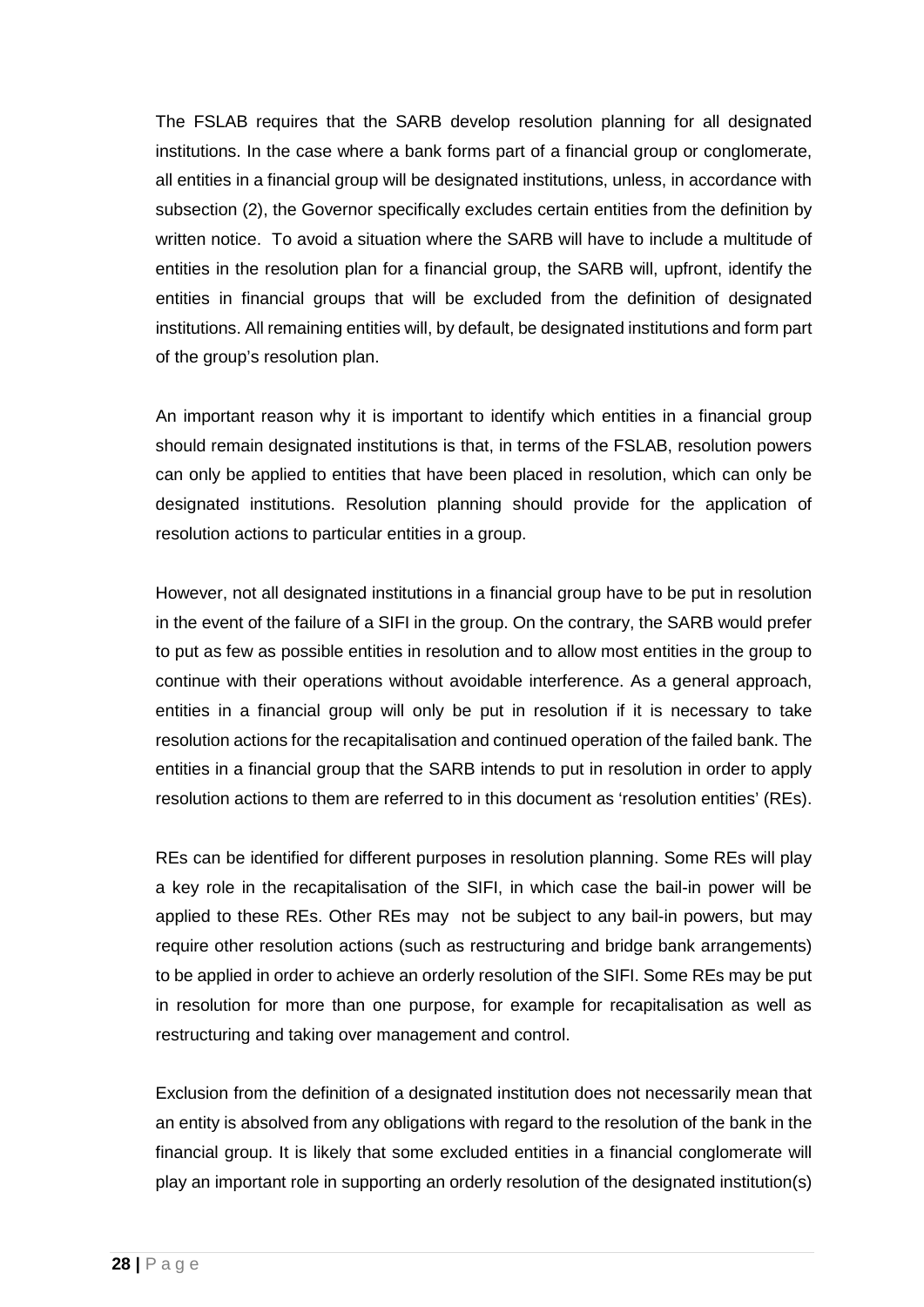The FSLAB requires that the SARB develop resolution planning for all designated institutions. In the case where a bank forms part of a financial group or conglomerate, all entities in a financial group will be designated institutions, unless, in accordance with subsection (2), the Governor specifically excludes certain entities from the definition by written notice. To avoid a situation where the SARB will have to include a multitude of entities in the resolution plan for a financial group, the SARB will, upfront, identify the entities in financial groups that will be excluded from the definition of designated institutions. All remaining entities will, by default, be designated institutions and form part of the group's resolution plan.

An important reason why it is important to identify which entities in a financial group should remain designated institutions is that, in terms of the FSLAB, resolution powers can only be applied to entities that have been placed in resolution, which can only be designated institutions. Resolution planning should provide for the application of resolution actions to particular entities in a group.

However, not all designated institutions in a financial group have to be put in resolution in the event of the failure of a SIFI in the group. On the contrary, the SARB would prefer to put as few as possible entities in resolution and to allow most entities in the group to continue with their operations without avoidable interference. As a general approach, entities in a financial group will only be put in resolution if it is necessary to take resolution actions for the recapitalisation and continued operation of the failed bank. The entities in a financial group that the SARB intends to put in resolution in order to apply resolution actions to them are referred to in this document as 'resolution entities' (REs).

REs can be identified for different purposes in resolution planning. Some REs will play a key role in the recapitalisation of the SIFI, in which case the bail-in power will be applied to these REs. Other REs may not be subject to any bail-in powers, but may require other resolution actions (such as restructuring and bridge bank arrangements) to be applied in order to achieve an orderly resolution of the SIFI. Some REs may be put in resolution for more than one purpose, for example for recapitalisation as well as restructuring and taking over management and control.

Exclusion from the definition of a designated institution does not necessarily mean that an entity is absolved from any obligations with regard to the resolution of the bank in the financial group. It is likely that some excluded entities in a financial conglomerate will play an important role in supporting an orderly resolution of the designated institution(s)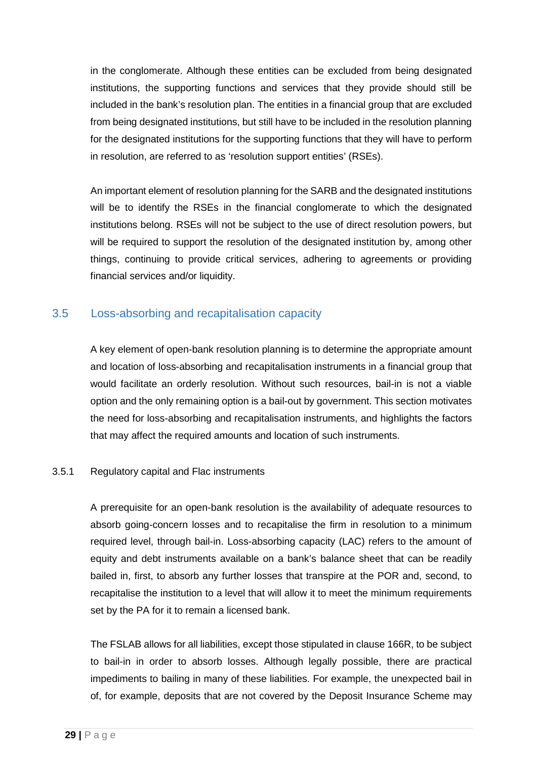in the conglomerate. Although these entities can be excluded from being designated institutions, the supporting functions and services that they provide should still be included in the bank's resolution plan. The entities in a financial group that are excluded from being designated institutions, but still have to be included in the resolution planning for the designated institutions for the supporting functions that they will have to perform in resolution, are referred to as 'resolution support entities' (RSEs).

An important element of resolution planning for the SARB and the designated institutions will be to identify the RSEs in the financial conglomerate to which the designated institutions belong. RSEs will not be subject to the use of direct resolution powers, but will be required to support the resolution of the designated institution by, among other things, continuing to provide critical services, adhering to agreements or providing financial services and/or liquidity.

## 3.5 Loss-absorbing and recapitalisation capacity

A key element of open-bank resolution planning is to determine the appropriate amount and location of loss-absorbing and recapitalisation instruments in a financial group that would facilitate an orderly resolution. Without such resources, bail-in is not a viable option and the only remaining option is a bail-out by government. This section motivates the need for loss-absorbing and recapitalisation instruments, and highlights the factors that may affect the required amounts and location of such instruments.

### 3.5.1 Regulatory capital and Flac instruments

A prerequisite for an open-bank resolution is the availability of adequate resources to absorb going-concern losses and to recapitalise the firm in resolution to a minimum required level, through bail-in. Loss-absorbing capacity (LAC) refers to the amount of equity and debt instruments available on a bank's balance sheet that can be readily bailed in, first, to absorb any further losses that transpire at the POR and, second, to recapitalise the institution to a level that will allow it to meet the minimum requirements set by the PA for it to remain a licensed bank.

The FSLAB allows for all liabilities, except those stipulated in clause 166R, to be subject to bail-in in order to absorb losses. Although legally possible, there are practical impediments to bailing in many of these liabilities. For example, the unexpected bail in of, for example, deposits that are not covered by the Deposit Insurance Scheme may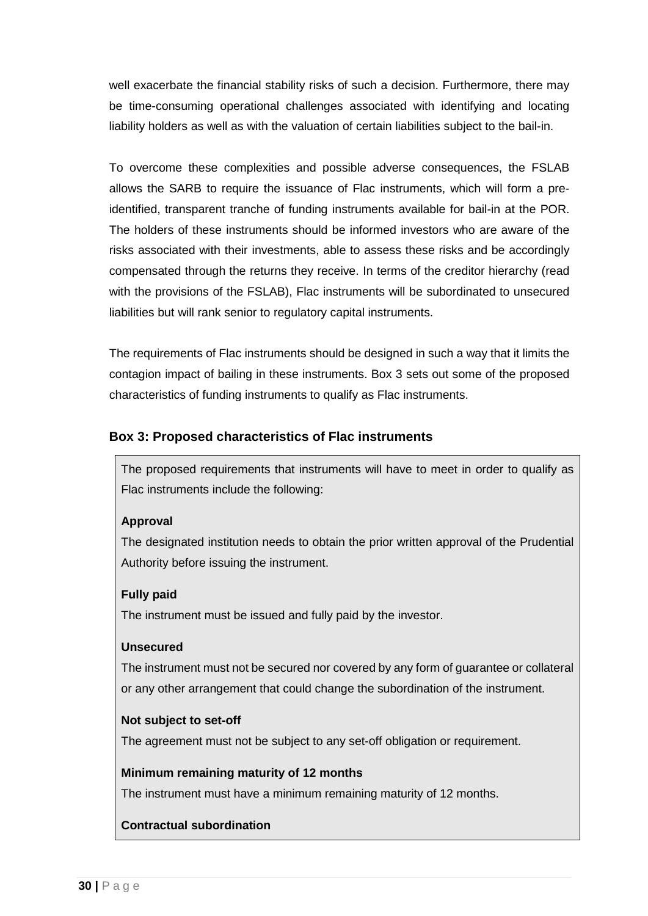well exacerbate the financial stability risks of such a decision. Furthermore, there may be time-consuming operational challenges associated with identifying and locating liability holders as well as with the valuation of certain liabilities subject to the bail-in.

To overcome these complexities and possible adverse consequences, the FSLAB allows the SARB to require the issuance of Flac instruments, which will form a pre-identified, transparent tranche of funding instruments available for bail-in at the POR. The holders of these instruments should be informed investors who are aware of the risks associated with their investments, able to assess these risks and be accordingly compensated through the returns they receive. In terms of the creditor hierarchy (read with the provisions of the FSLAB), Flac instruments will be subordinated to unsecured liabilities but will rank senior to regulatory capital instruments.

The requirements of Flac instruments should be designed in such a way that it limits the contagion impact of bailing in these instruments. Box 3 sets out some of the proposed characteristics of funding instruments to qualify as Flac instruments.

### Box 3: Proposed characteristics of Flac instruments

The proposed requirements that instruments will have to meet in order to qualify as Flac instruments include the following:

**Approval**

The designated institution needs to obtain the prior written approval of the Prudential Authority before issuing the instrument.

**Fully paid**

The instrument must be issued and fully paid by the investor.

**Unsecured**

The instrument must not be secured nor covered by any form of guarantee or collateral or any other arrangement that could change the subordination of the instrument.

**Not subject to set-off**

The agreement must not be subject to any set-off obligation or requirement.

**Minimum remaining maturity of 12 months**

The instrument must have a minimum remaining maturity of 12 months.

**Contractual subordination**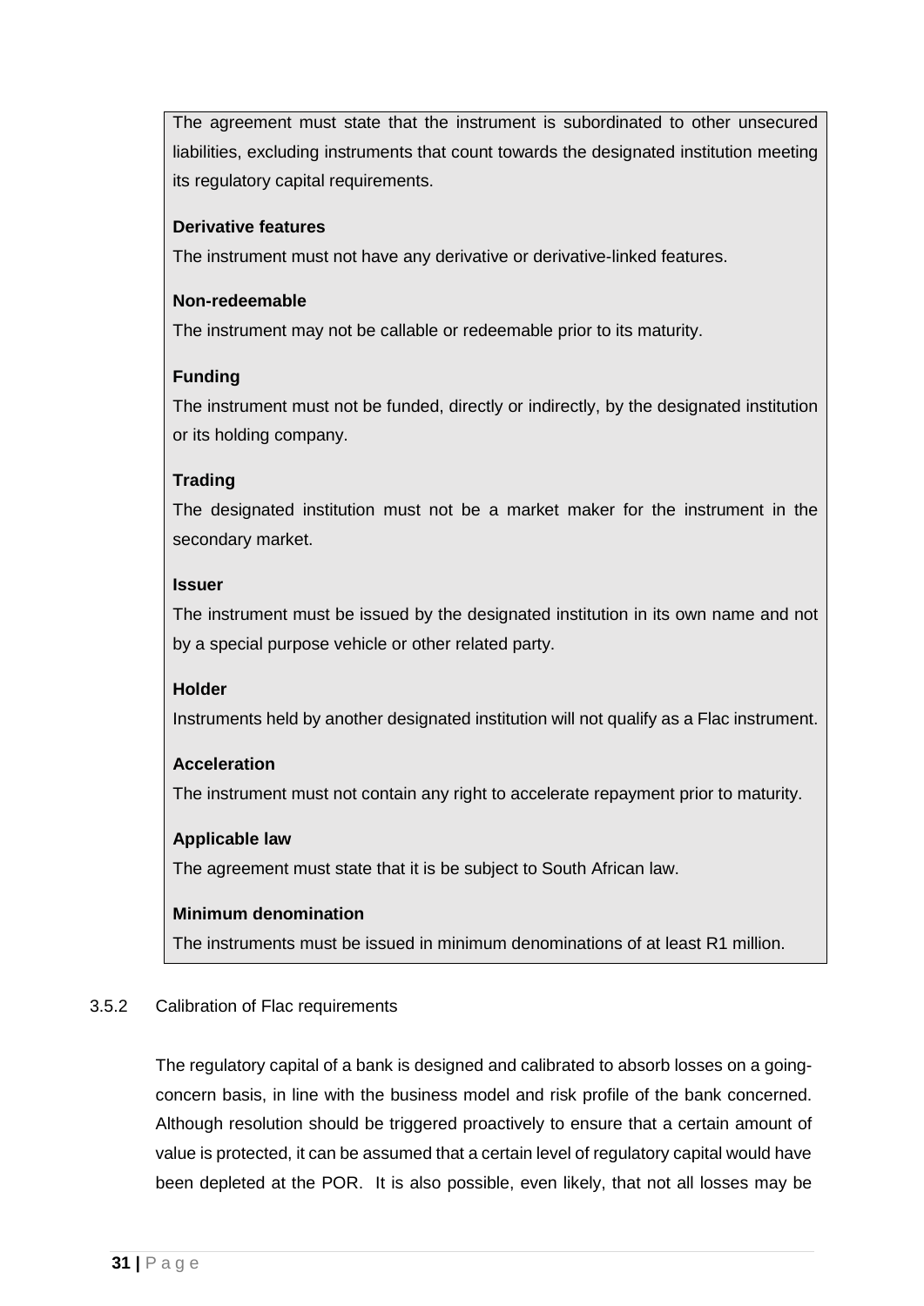The agreement must state that the instrument is subordinated to other unsecured liabilities, excluding instruments that count towards the designated institution meeting its regulatory capital requirements.

**Derivative features**

The instrument must not have any derivative or derivative-linked features.

**Non-redeemable**

The instrument may not be callable or redeemable prior to its maturity.

**Funding**

The instrument must not be funded, directly or indirectly, by the designated institution or its holding company.

**Trading**

The designated institution must not be a market maker for the instrument in the secondary market.

**Issuer**

The instrument must be issued by the designated institution in its own name and not by a special purpose vehicle or other related party.

**Holder**

Instruments held by another designated institution will not qualify as a Flac instrument.

**Acceleration**

The instrument must not contain any right to accelerate repayment prior to maturity.

**Applicable law**

The agreement must state that it is be subject to South African law.

**Minimum denomination**

The instruments must be issued in minimum denominations of at least R1 million.

### 3.5.2 Calibration of Flac requirements

The regulatory capital of a bank is designed and calibrated to absorb losses on a going-concern basis, in line with the business model and risk profile of the bank concerned. Although resolution should be triggered proactively to ensure that a certain amount of value is protected, it can be assumed that a certain level of regulatory capital would have been depleted at the POR. It is also possible, even likely, that not all losses may be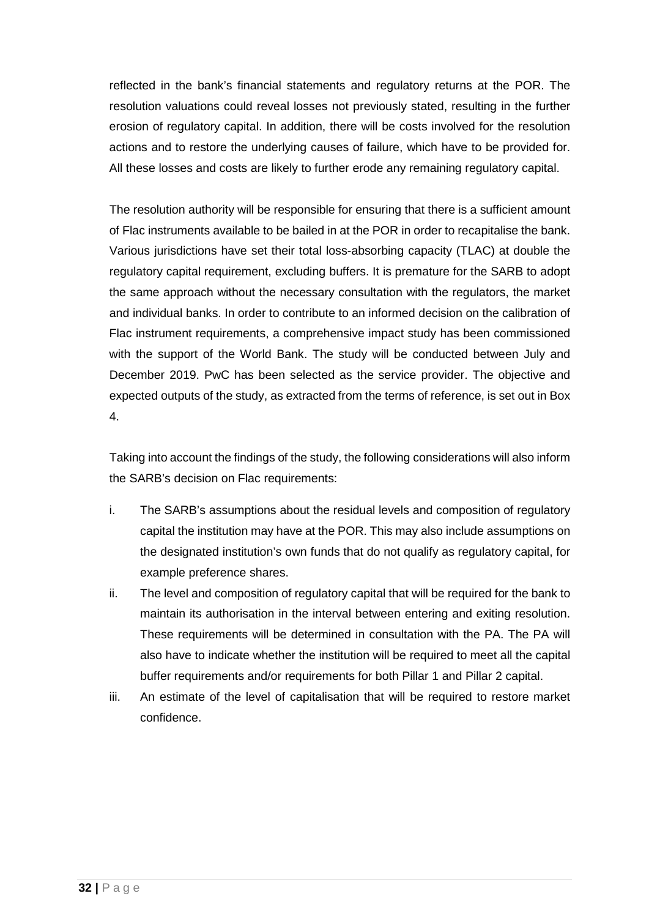reflected in the bank's financial statements and regulatory returns at the POR. The resolution valuations could reveal losses not previously stated, resulting in the further erosion of regulatory capital. In addition, there will be costs involved for the resolution actions and to restore the underlying causes of failure, which have to be provided for. All these losses and costs are likely to further erode any remaining regulatory capital.

The resolution authority will be responsible for ensuring that there is a sufficient amount of Flac instruments available to be bailed in at the POR in order to recapitalise the bank. Various jurisdictions have set their total loss-absorbing capacity (TLAC) at double the regulatory capital requirement, excluding buffers. It is premature for the SARB to adopt the same approach without the necessary consultation with the regulators, the market and individual banks. In order to contribute to an informed decision on the calibration of Flac instrument requirements, a comprehensive impact study has been commissioned with the support of the World Bank. The study will be conducted between July and December 2019. PwC has been selected as the service provider. The objective and expected outputs of the study, as extracted from the terms of reference, is set out in Box 4.

Taking into account the findings of the study, the following considerations will also inform the SARB's decision on Flac requirements:

i. The SARB's assumptions about the residual levels and composition of regulatory capital the institution may have at the POR. This may also include assumptions on the designated institution's own funds that do not qualify as regulatory capital, for example preference shares.
ii. The level and composition of regulatory capital that will be required for the bank to maintain its authorisation in the interval between entering and exiting resolution. These requirements will be determined in consultation with the PA. The PA will also have to indicate whether the institution will be required to meet all the capital buffer requirements and/or requirements for both Pillar 1 and Pillar 2 capital.
iii. An estimate of the level of capitalisation that will be required to restore market confidence.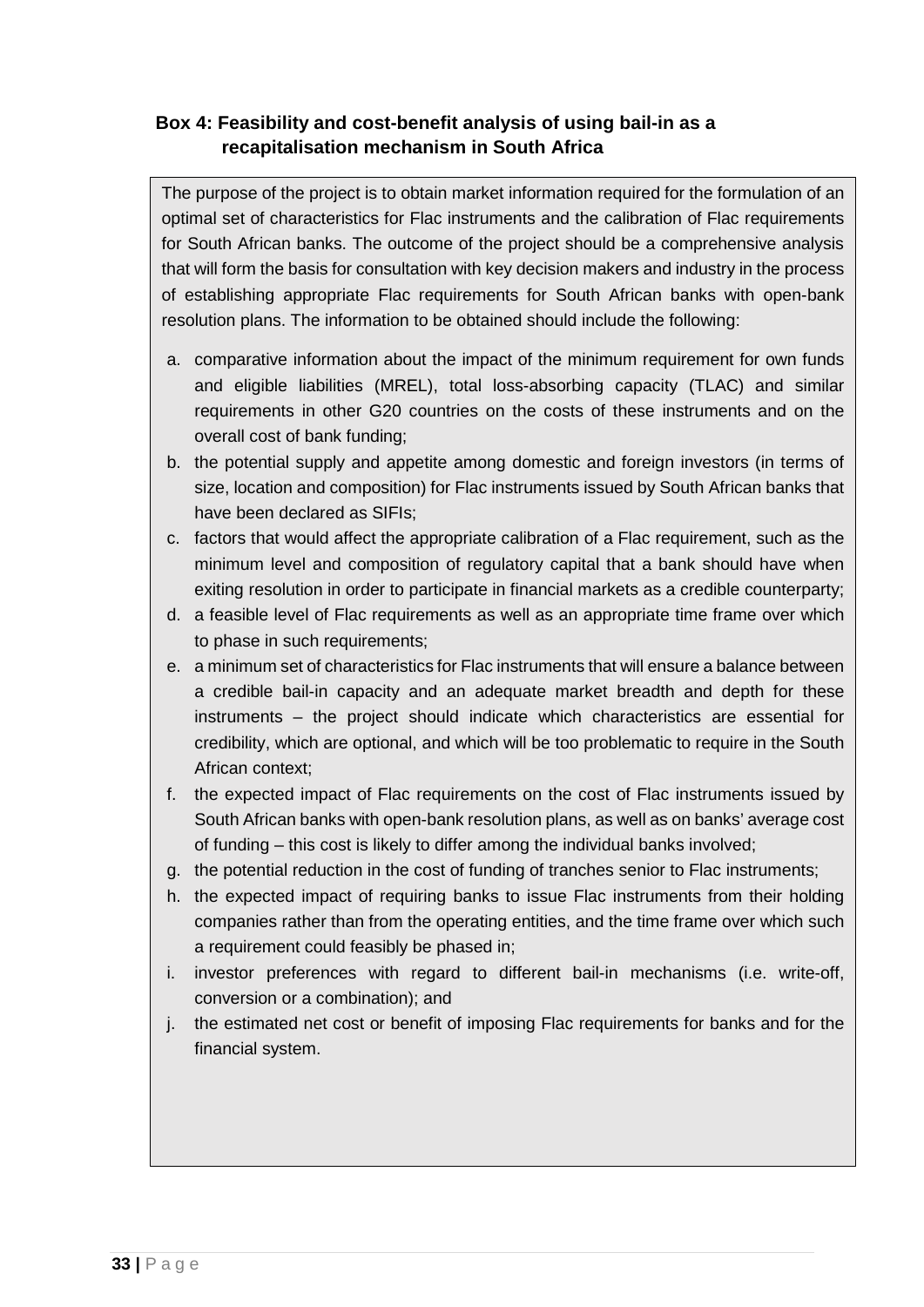### Box 4: Feasibility and cost-benefit analysis of using bail-in as a recapitalisation mechanism in South Africa

The purpose of the project is to obtain market information required for the formulation of an optimal set of characteristics for Flac instruments and the calibration of Flac requirements for South African banks. The outcome of the project should be a comprehensive analysis that will form the basis for consultation with key decision makers and industry in the process of establishing appropriate Flac requirements for South African banks with open-bank resolution plans. The information to be obtained should include the following:

a. comparative information about the impact of the minimum requirement for own funds and eligible liabilities (MREL), total loss-absorbing capacity (TLAC) and similar requirements in other G20 countries on the costs of these instruments and on the overall cost of bank funding;
b. the potential supply and appetite among domestic and foreign investors (in terms of size, location and composition) for Flac instruments issued by South African banks that have been declared as SIFIs;
c. factors that would affect the appropriate calibration of a Flac requirement, such as the minimum level and composition of regulatory capital that a bank should have when exiting resolution in order to participate in financial markets as a credible counterparty;
d. a feasible level of Flac requirements as well as an appropriate time frame over which to phase in such requirements;
e. a minimum set of characteristics for Flac instruments that will ensure a balance between a credible bail-in capacity and an adequate market breadth and depth for these instruments – the project should indicate which characteristics are essential for credibility, which are optional, and which will be too problematic to require in the South African context;
f. the expected impact of Flac requirements on the cost of Flac instruments issued by South African banks with open-bank resolution plans, as well as on banks' average cost of funding – this cost is likely to differ among the individual banks involved;
g. the potential reduction in the cost of funding of tranches senior to Flac instruments;
h. the expected impact of requiring banks to issue Flac instruments from their holding companies rather than from the operating entities, and the time frame over which such a requirement could feasibly be phased in;
i. investor preferences with regard to different bail-in mechanisms (i.e. write-off, conversion or a combination); and
j. the estimated net cost or benefit of imposing Flac requirements for banks and for the financial system.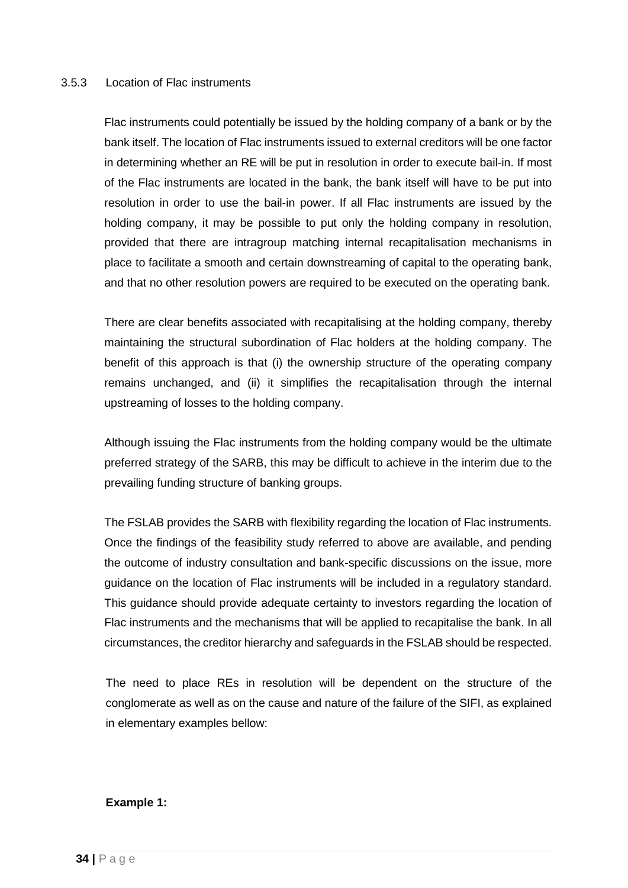### 3.5.3 Location of Flac instruments

Flac instruments could potentially be issued by the holding company of a bank or by the bank itself. The location of Flac instruments issued to external creditors will be one factor in determining whether an RE will be put in resolution in order to execute bail-in. If most of the Flac instruments are located in the bank, the bank itself will have to be put into resolution in order to use the bail-in power. If all Flac instruments are issued by the holding company, it may be possible to put only the holding company in resolution, provided that there are intragroup matching internal recapitalisation mechanisms in place to facilitate a smooth and certain downstreaming of capital to the operating bank, and that no other resolution powers are required to be executed on the operating bank.

There are clear benefits associated with recapitalising at the holding company, thereby maintaining the structural subordination of Flac holders at the holding company. The benefit of this approach is that (i) the ownership structure of the operating company remains unchanged, and (ii) it simplifies the recapitalisation through the internal upstreaming of losses to the holding company.

Although issuing the Flac instruments from the holding company would be the ultimate preferred strategy of the SARB, this may be difficult to achieve in the interim due to the prevailing funding structure of banking groups.

The FSLAB provides the SARB with flexibility regarding the location of Flac instruments. Once the findings of the feasibility study referred to above are available, and pending the outcome of industry consultation and bank-specific discussions on the issue, more guidance on the location of Flac instruments will be included in a regulatory standard. This guidance should provide adequate certainty to investors regarding the location of Flac instruments and the mechanisms that will be applied to recapitalise the bank. In all circumstances, the creditor hierarchy and safeguards in the FSLAB should be respected.

The need to place REs in resolution will be dependent on the structure of the conglomerate as well as on the cause and nature of the failure of the SIFI, as explained in elementary examples bellow:

**Example 1:**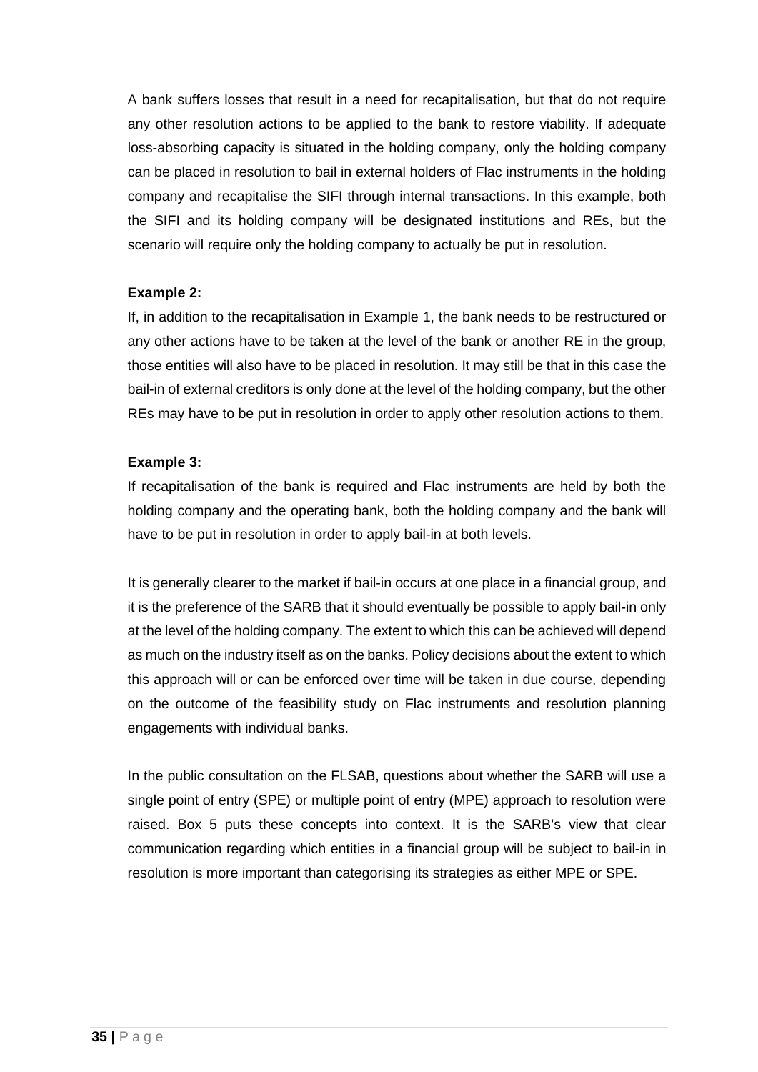A bank suffers losses that result in a need for recapitalisation, but that do not require any other resolution actions to be applied to the bank to restore viability. If adequate loss-absorbing capacity is situated in the holding company, only the holding company can be placed in resolution to bail in external holders of Flac instruments in the holding company and recapitalise the SIFI through internal transactions. In this example, both the SIFI and its holding company will be designated institutions and REs, but the scenario will require only the holding company to actually be put in resolution.

**Example 2:**

If, in addition to the recapitalisation in Example 1, the bank needs to be restructured or any other actions have to be taken at the level of the bank or another RE in the group, those entities will also have to be placed in resolution. It may still be that in this case the bail-in of external creditors is only done at the level of the holding company, but the other REs may have to be put in resolution in order to apply other resolution actions to them.

**Example 3:**

If recapitalisation of the bank is required and Flac instruments are held by both the holding company and the operating bank, both the holding company and the bank will have to be put in resolution in order to apply bail-in at both levels.

It is generally clearer to the market if bail-in occurs at one place in a financial group, and it is the preference of the SARB that it should eventually be possible to apply bail-in only at the level of the holding company. The extent to which this can be achieved will depend as much on the industry itself as on the banks. Policy decisions about the extent to which this approach will or can be enforced over time will be taken in due course, depending on the outcome of the feasibility study on Flac instruments and resolution planning engagements with individual banks.

In the public consultation on the FLSAB, questions about whether the SARB will use a single point of entry (SPE) or multiple point of entry (MPE) approach to resolution were raised. Box 5 puts these concepts into context. It is the SARB's view that clear communication regarding which entities in a financial group will be subject to bail-in in resolution is more important than categorising its strategies as either MPE or SPE.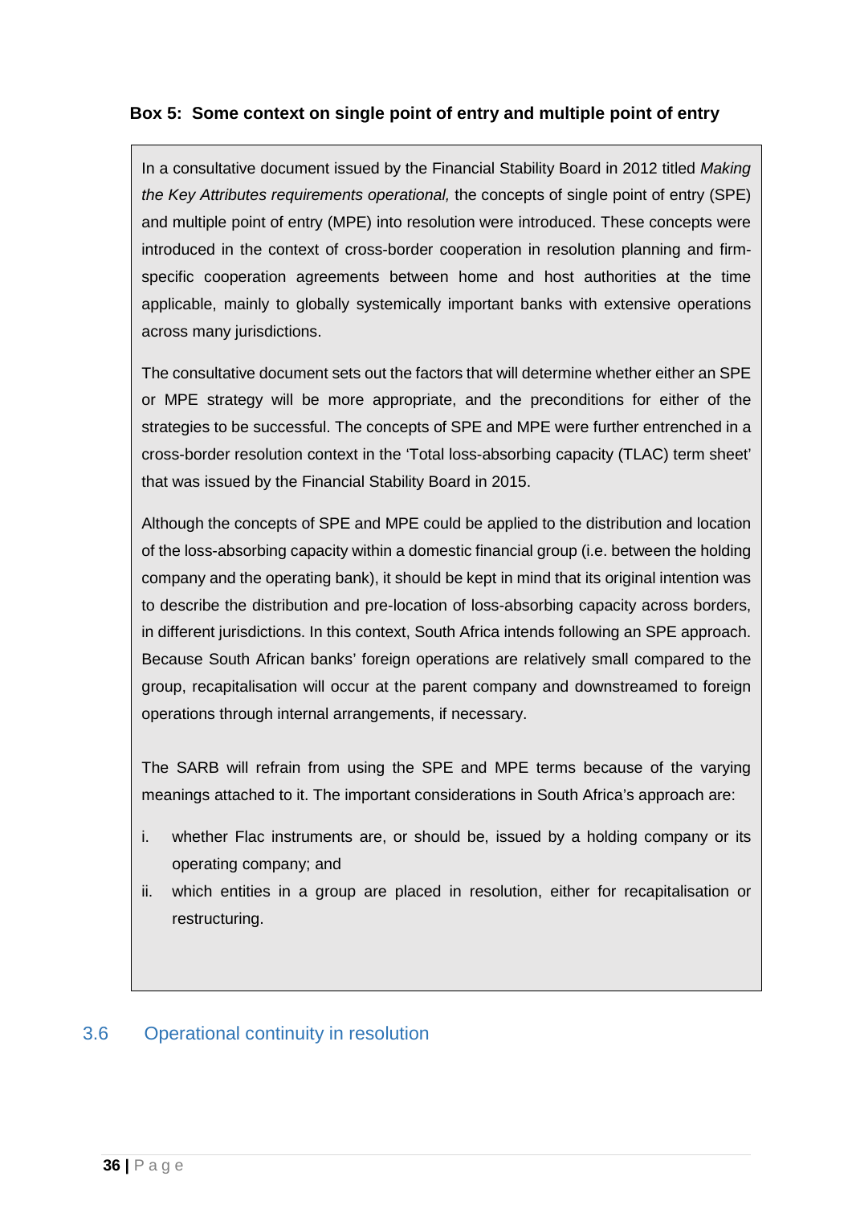**Box 5: Some context on single point of entry and multiple point of entry**

In a consultative document issued by the Financial Stability Board in 2012 titled *Making the Key Attributes requirements operational,* the concepts of single point of entry (SPE) and multiple point of entry (MPE) into resolution were introduced. These concepts were introduced in the context of cross-border cooperation in resolution planning and firm-specific cooperation agreements between home and host authorities at the time applicable, mainly to globally systemically important banks with extensive operations across many jurisdictions.

The consultative document sets out the factors that will determine whether either an SPE or MPE strategy will be more appropriate, and the preconditions for either of the strategies to be successful. The concepts of SPE and MPE were further entrenched in a cross-border resolution context in the 'Total loss-absorbing capacity (TLAC) term sheet' that was issued by the Financial Stability Board in 2015.

Although the concepts of SPE and MPE could be applied to the distribution and location of the loss-absorbing capacity within a domestic financial group (i.e. between the holding company and the operating bank), it should be kept in mind that its original intention was to describe the distribution and pre-location of loss-absorbing capacity across borders, in different jurisdictions. In this context, South Africa intends following an SPE approach. Because South African banks' foreign operations are relatively small compared to the group, recapitalisation will occur at the parent company and downstreamed to foreign operations through internal arrangements, if necessary.

The SARB will refrain from using the SPE and MPE terms because of the varying meanings attached to it. The important considerations in South Africa's approach are:

i. whether Flac instruments are, or should be, issued by a holding company or its operating company; and
ii. which entities in a group are placed in resolution, either for recapitalisation or restructuring.

## 3.6 Operational continuity in resolution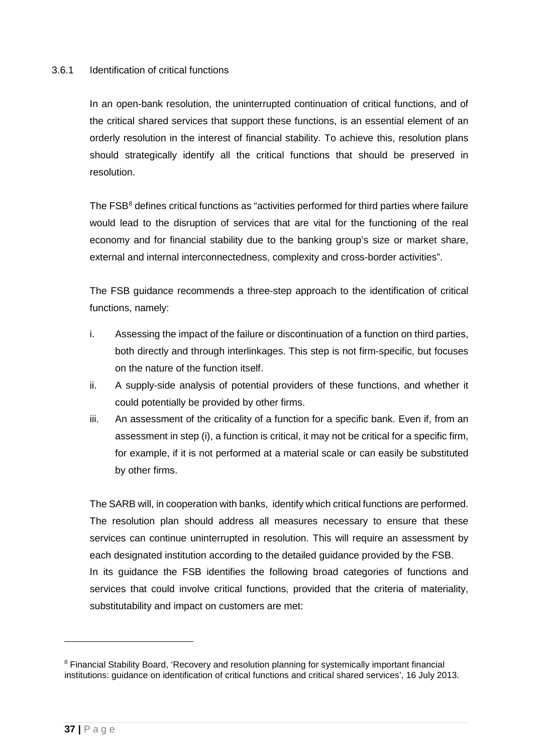### 3.6.1 Identification of critical functions

In an open-bank resolution, the uninterrupted continuation of critical functions, and of the critical shared services that support these functions, is an essential element of an orderly resolution in the interest of financial stability. To achieve this, resolution plans should strategically identify all the critical functions that should be preserved in resolution.

The FSB[8] defines critical functions as "activities performed for third parties where failure would lead to the disruption of services that are vital for the functioning of the real economy and for financial stability due to the banking group's size or market share, external and internal interconnectedness, complexity and cross-border activities".

The FSB guidance recommends a three-step approach to the identification of critical functions, namely:

i. Assessing the impact of the failure or discontinuation of a function on third parties, both directly and through interlinkages. This step is not firm-specific, but focuses on the nature of the function itself.
ii. A supply-side analysis of potential providers of these functions, and whether it could potentially be provided by other firms.
iii. An assessment of the criticality of a function for a specific bank. Even if, from an assessment in step (i), a function is critical, it may not be critical for a specific firm, for example, if it is not performed at a material scale or can easily be substituted by other firms.

The SARB will, in cooperation with banks, identify which critical functions are performed. The resolution plan should address all measures necessary to ensure that these services can continue uninterrupted in resolution. This will require an assessment by each designated institution according to the detailed guidance provided by the FSB.
In its guidance the FSB identifies the following broad categories of functions and services that could involve critical functions, provided that the criteria of materiality, substitutability and impact on customers are met:

---

[8] Financial Stability Board, 'Recovery and resolution planning for systemically important financial institutions: guidance on identification of critical functions and critical shared services', 16 July 2013.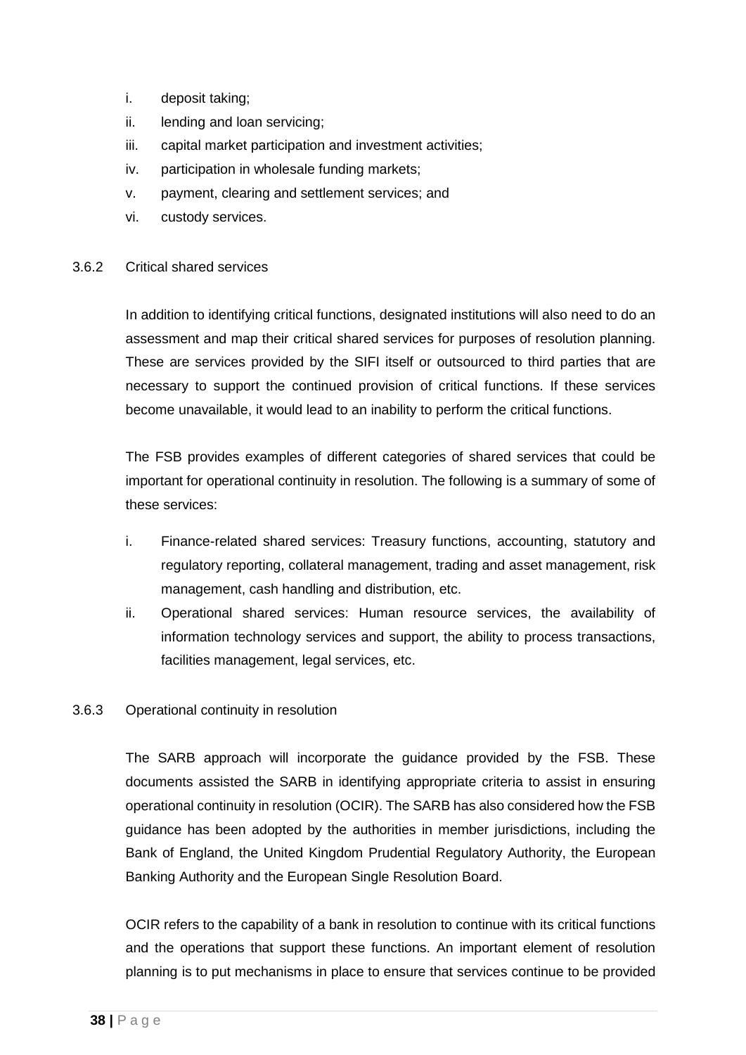i. deposit taking;
ii. lending and loan servicing;
iii. capital market participation and investment activities;
iv. participation in wholesale funding markets;
v. payment, clearing and settlement services; and
vi. custody services.

### 3.6.2 Critical shared services

In addition to identifying critical functions, designated institutions will also need to do an assessment and map their critical shared services for purposes of resolution planning. These are services provided by the SIFI itself or outsourced to third parties that are necessary to support the continued provision of critical functions. If these services become unavailable, it would lead to an inability to perform the critical functions.

The FSB provides examples of different categories of shared services that could be important for operational continuity in resolution. The following is a summary of some of these services:

i. Finance-related shared services: Treasury functions, accounting, statutory and regulatory reporting, collateral management, trading and asset management, risk management, cash handling and distribution, etc.
ii. Operational shared services: Human resource services, the availability of information technology services and support, the ability to process transactions, facilities management, legal services, etc.

### 3.6.3 Operational continuity in resolution

The SARB approach will incorporate the guidance provided by the FSB. These documents assisted the SARB in identifying appropriate criteria to assist in ensuring operational continuity in resolution (OCIR). The SARB has also considered how the FSB guidance has been adopted by the authorities in member jurisdictions, including the Bank of England, the United Kingdom Prudential Regulatory Authority, the European Banking Authority and the European Single Resolution Board.

OCIR refers to the capability of a bank in resolution to continue with its critical functions and the operations that support these functions. An important element of resolution planning is to put mechanisms in place to ensure that services continue to be provided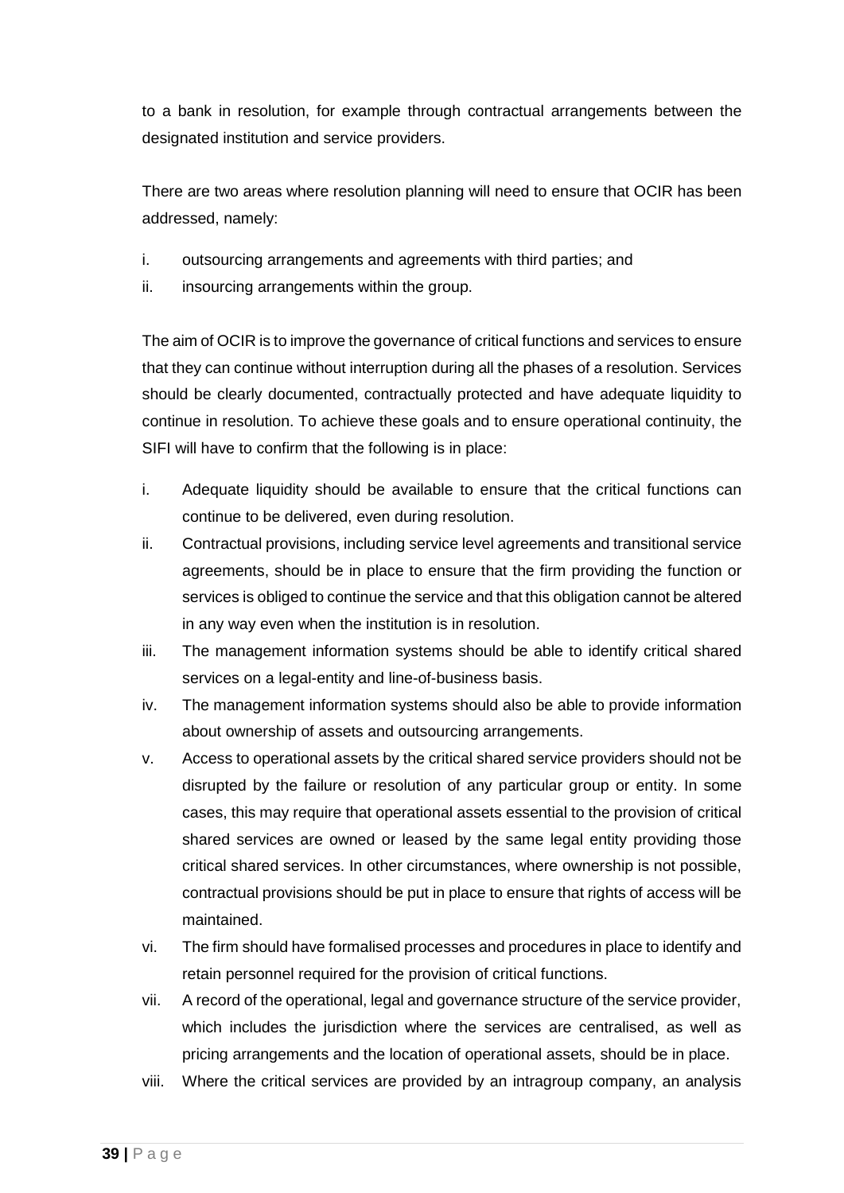to a bank in resolution, for example through contractual arrangements between the designated institution and service providers.

There are two areas where resolution planning will need to ensure that OCIR has been addressed, namely:

i. outsourcing arrangements and agreements with third parties; and
ii. insourcing arrangements within the group.

The aim of OCIR is to improve the governance of critical functions and services to ensure that they can continue without interruption during all the phases of a resolution. Services should be clearly documented, contractually protected and have adequate liquidity to continue in resolution. To achieve these goals and to ensure operational continuity, the SIFI will have to confirm that the following is in place:

i. Adequate liquidity should be available to ensure that the critical functions can continue to be delivered, even during resolution.
ii. Contractual provisions, including service level agreements and transitional service agreements, should be in place to ensure that the firm providing the function or services is obliged to continue the service and that this obligation cannot be altered in any way even when the institution is in resolution.
iii. The management information systems should be able to identify critical shared services on a legal-entity and line-of-business basis.
iv. The management information systems should also be able to provide information about ownership of assets and outsourcing arrangements.
v. Access to operational assets by the critical shared service providers should not be disrupted by the failure or resolution of any particular group or entity. In some cases, this may require that operational assets essential to the provision of critical shared services are owned or leased by the same legal entity providing those critical shared services. In other circumstances, where ownership is not possible, contractual provisions should be put in place to ensure that rights of access will be maintained.
vi. The firm should have formalised processes and procedures in place to identify and retain personnel required for the provision of critical functions.
vii. A record of the operational, legal and governance structure of the service provider, which includes the jurisdiction where the services are centralised, as well as pricing arrangements and the location of operational assets, should be in place.
viii. Where the critical services are provided by an intragroup company, an analysis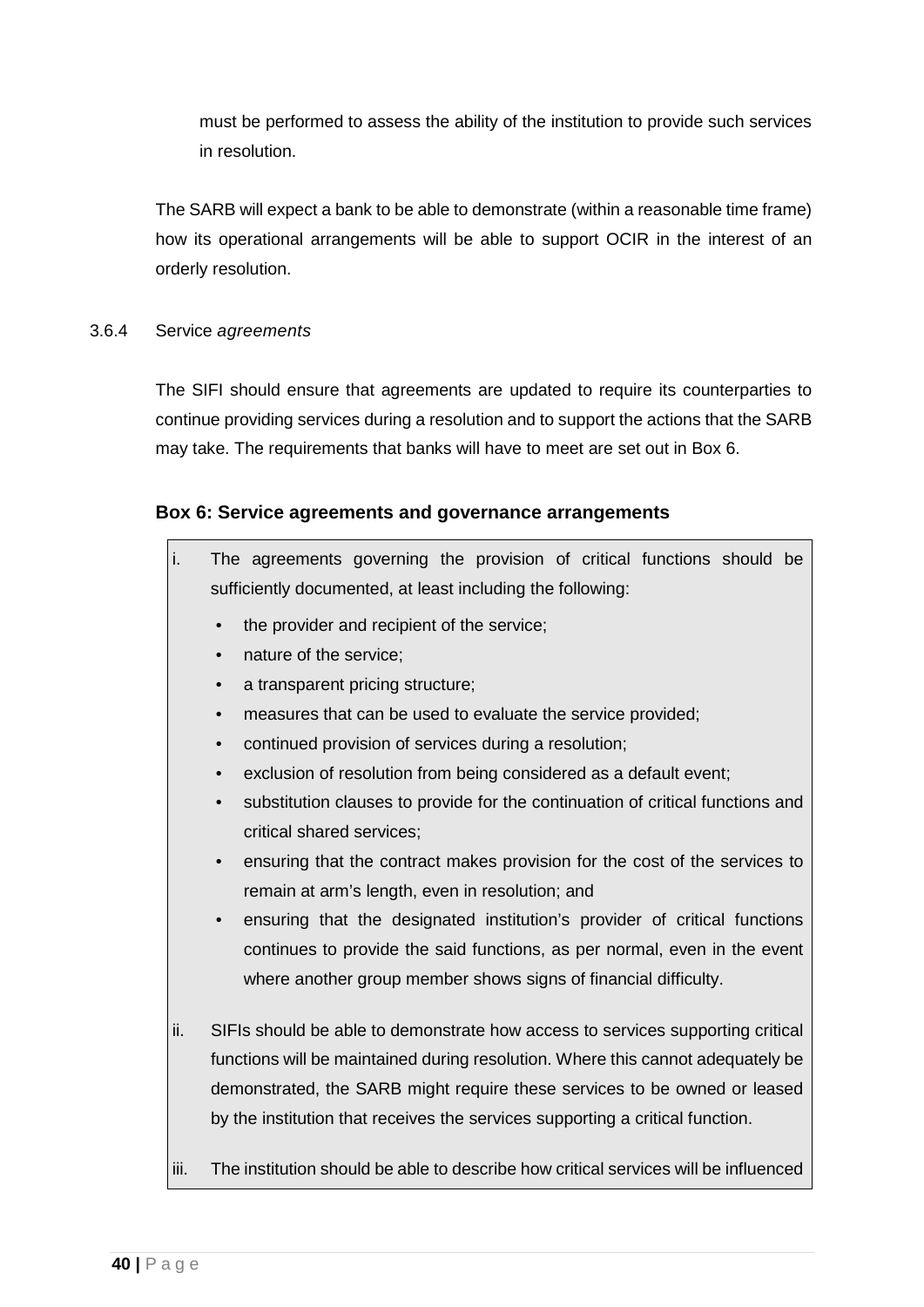must be performed to assess the ability of the institution to provide such services in resolution.

The SARB will expect a bank to be able to demonstrate (within a reasonable time frame) how its operational arrangements will be able to support OCIR in the interest of an orderly resolution.

3.6.4 Service *agreements*

The SIFI should ensure that agreements are updated to require its counterparties to continue providing services during a resolution and to support the actions that the SARB may take. The requirements that banks will have to meet are set out in Box 6.

**Box 6: Service agreements and governance arrangements**

i. The agreements governing the provision of critical functions should be sufficiently documented, at least including the following:
   - the provider and recipient of the service;
   - nature of the service;
   - a transparent pricing structure;
   - measures that can be used to evaluate the service provided;
   - continued provision of services during a resolution;
   - exclusion of resolution from being considered as a default event;
   - substitution clauses to provide for the continuation of critical functions and critical shared services;
   - ensuring that the contract makes provision for the cost of the services to remain at arm's length, even in resolution; and
   - ensuring that the designated institution's provider of critical functions continues to provide the said functions, as per normal, even in the event where another group member shows signs of financial difficulty.

ii. SIFIs should be able to demonstrate how access to services supporting critical functions will be maintained during resolution. Where this cannot adequately be demonstrated, the SARB might require these services to be owned or leased by the institution that receives the services supporting a critical function.

iii. The institution should be able to describe how critical services will be influenced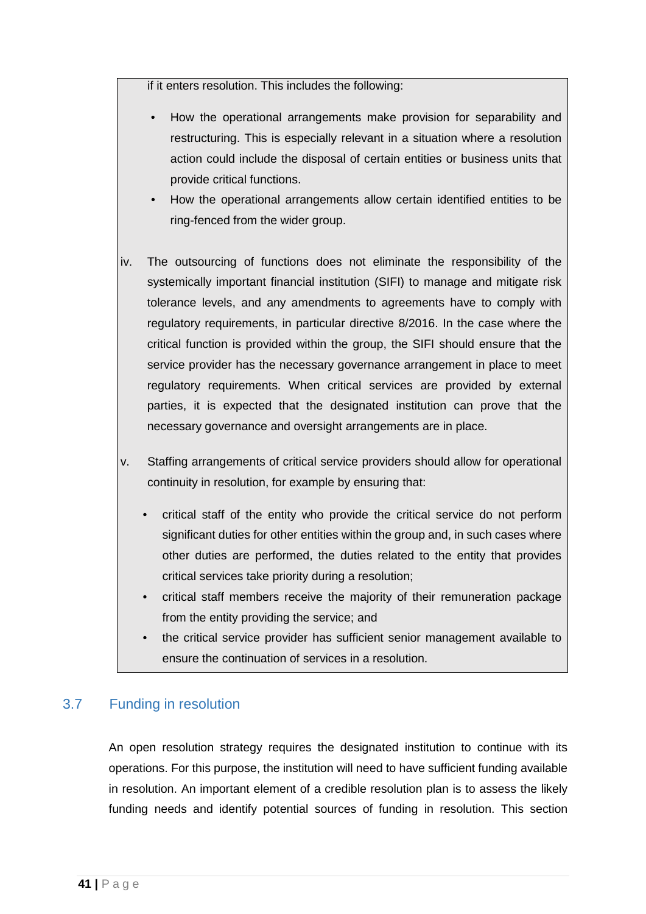if it enters resolution. This includes the following:

- How the operational arrangements make provision for separability and restructuring. This is especially relevant in a situation where a resolution action could include the disposal of certain entities or business units that provide critical functions.
- How the operational arrangements allow certain identified entities to be ring-fenced from the wider group.

iv. The outsourcing of functions does not eliminate the responsibility of the systemically important financial institution (SIFI) to manage and mitigate risk tolerance levels, and any amendments to agreements have to comply with regulatory requirements, in particular directive 8/2016. In the case where the critical function is provided within the group, the SIFI should ensure that the service provider has the necessary governance arrangement in place to meet regulatory requirements. When critical services are provided by external parties, it is expected that the designated institution can prove that the necessary governance and oversight arrangements are in place.

v. Staffing arrangements of critical service providers should allow for operational continuity in resolution, for example by ensuring that:

- critical staff of the entity who provide the critical service do not perform significant duties for other entities within the group and, in such cases where other duties are performed, the duties related to the entity that provides critical services take priority during a resolution;
- critical staff members receive the majority of their remuneration package from the entity providing the service; and
- the critical service provider has sufficient senior management available to ensure the continuation of services in a resolution.

## 3.7 Funding in resolution

An open resolution strategy requires the designated institution to continue with its operations. For this purpose, the institution will need to have sufficient funding available in resolution. An important element of a credible resolution plan is to assess the likely funding needs and identify potential sources of funding in resolution. This section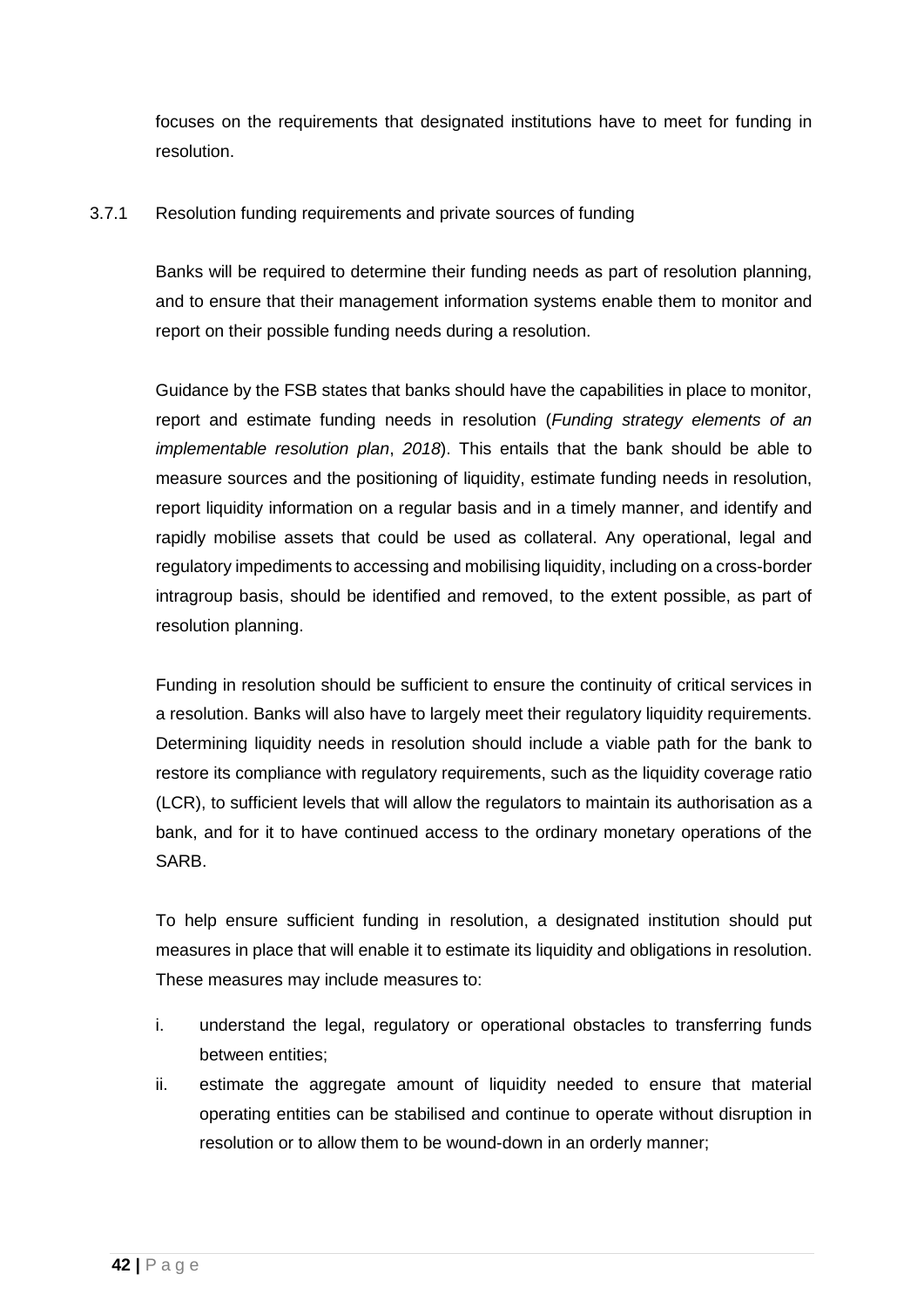focuses on the requirements that designated institutions have to meet for funding in resolution.

### 3.7.1 Resolution funding requirements and private sources of funding

Banks will be required to determine their funding needs as part of resolution planning, and to ensure that their management information systems enable them to monitor and report on their possible funding needs during a resolution.

Guidance by the FSB states that banks should have the capabilities in place to monitor, report and estimate funding needs in resolution (*Funding strategy elements of an implementable resolution plan*, *2018*). This entails that the bank should be able to measure sources and the positioning of liquidity, estimate funding needs in resolution, report liquidity information on a regular basis and in a timely manner, and identify and rapidly mobilise assets that could be used as collateral. Any operational, legal and regulatory impediments to accessing and mobilising liquidity, including on a cross-border intragroup basis, should be identified and removed, to the extent possible, as part of resolution planning.

Funding in resolution should be sufficient to ensure the continuity of critical services in a resolution. Banks will also have to largely meet their regulatory liquidity requirements. Determining liquidity needs in resolution should include a viable path for the bank to restore its compliance with regulatory requirements, such as the liquidity coverage ratio (LCR), to sufficient levels that will allow the regulators to maintain its authorisation as a bank, and for it to have continued access to the ordinary monetary operations of the SARB.

To help ensure sufficient funding in resolution, a designated institution should put measures in place that will enable it to estimate its liquidity and obligations in resolution. These measures may include measures to:

i. understand the legal, regulatory or operational obstacles to transferring funds between entities;
ii. estimate the aggregate amount of liquidity needed to ensure that material operating entities can be stabilised and continue to operate without disruption in resolution or to allow them to be wound-down in an orderly manner;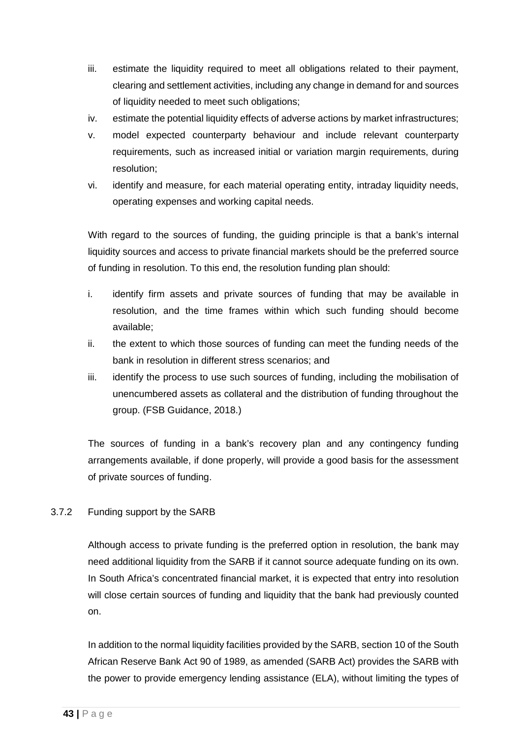iii. estimate the liquidity required to meet all obligations related to their payment, clearing and settlement activities, including any change in demand for and sources of liquidity needed to meet such obligations;

iv. estimate the potential liquidity effects of adverse actions by market infrastructures;

v. model expected counterparty behaviour and include relevant counterparty requirements, such as increased initial or variation margin requirements, during resolution;

vi. identify and measure, for each material operating entity, intraday liquidity needs, operating expenses and working capital needs.

With regard to the sources of funding, the guiding principle is that a bank's internal liquidity sources and access to private financial markets should be the preferred source of funding in resolution. To this end, the resolution funding plan should:

i. identify firm assets and private sources of funding that may be available in resolution, and the time frames within which such funding should become available;

ii. the extent to which those sources of funding can meet the funding needs of the bank in resolution in different stress scenarios; and

iii. identify the process to use such sources of funding, including the mobilisation of unencumbered assets as collateral and the distribution of funding throughout the group. (FSB Guidance, 2018.)

The sources of funding in a bank's recovery plan and any contingency funding arrangements available, if done properly, will provide a good basis for the assessment of private sources of funding.

### 3.7.2 Funding support by the SARB

Although access to private funding is the preferred option in resolution, the bank may need additional liquidity from the SARB if it cannot source adequate funding on its own. In South Africa's concentrated financial market, it is expected that entry into resolution will close certain sources of funding and liquidity that the bank had previously counted on.

In addition to the normal liquidity facilities provided by the SARB, section 10 of the South African Reserve Bank Act 90 of 1989, as amended (SARB Act) provides the SARB with the power to provide emergency lending assistance (ELA), without limiting the types of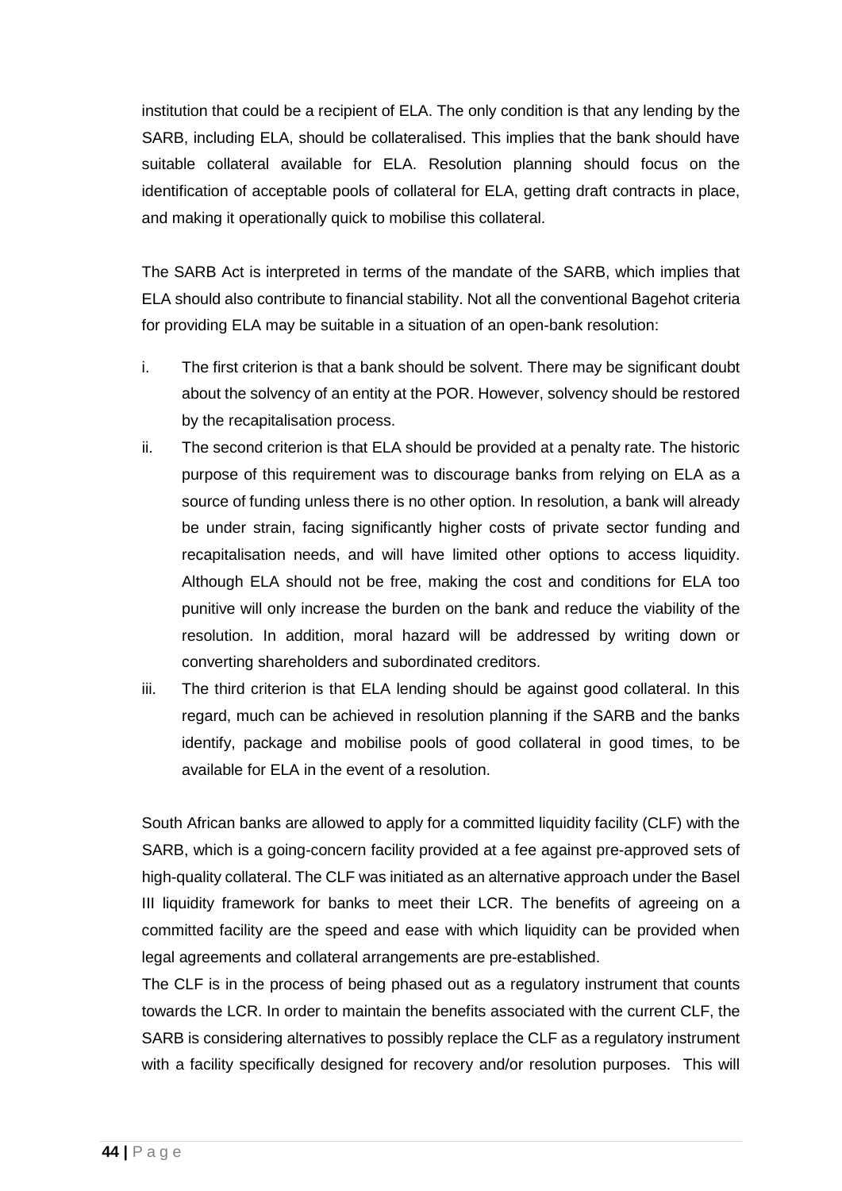institution that could be a recipient of ELA. The only condition is that any lending by the SARB, including ELA, should be collateralised. This implies that the bank should have suitable collateral available for ELA. Resolution planning should focus on the identification of acceptable pools of collateral for ELA, getting draft contracts in place, and making it operationally quick to mobilise this collateral.

The SARB Act is interpreted in terms of the mandate of the SARB, which implies that ELA should also contribute to financial stability. Not all the conventional Bagehot criteria for providing ELA may be suitable in a situation of an open-bank resolution:

i. The first criterion is that a bank should be solvent. There may be significant doubt about the solvency of an entity at the POR. However, solvency should be restored by the recapitalisation process.
ii. The second criterion is that ELA should be provided at a penalty rate. The historic purpose of this requirement was to discourage banks from relying on ELA as a source of funding unless there is no other option. In resolution, a bank will already be under strain, facing significantly higher costs of private sector funding and recapitalisation needs, and will have limited other options to access liquidity. Although ELA should not be free, making the cost and conditions for ELA too punitive will only increase the burden on the bank and reduce the viability of the resolution. In addition, moral hazard will be addressed by writing down or converting shareholders and subordinated creditors.
iii. The third criterion is that ELA lending should be against good collateral. In this regard, much can be achieved in resolution planning if the SARB and the banks identify, package and mobilise pools of good collateral in good times, to be available for ELA in the event of a resolution.

South African banks are allowed to apply for a committed liquidity facility (CLF) with the SARB, which is a going-concern facility provided at a fee against pre-approved sets of high-quality collateral. The CLF was initiated as an alternative approach under the Basel III liquidity framework for banks to meet their LCR. The benefits of agreeing on a committed facility are the speed and ease with which liquidity can be provided when legal agreements and collateral arrangements are pre-established.

The CLF is in the process of being phased out as a regulatory instrument that counts towards the LCR. In order to maintain the benefits associated with the current CLF, the SARB is considering alternatives to possibly replace the CLF as a regulatory instrument with a facility specifically designed for recovery and/or resolution purposes. This will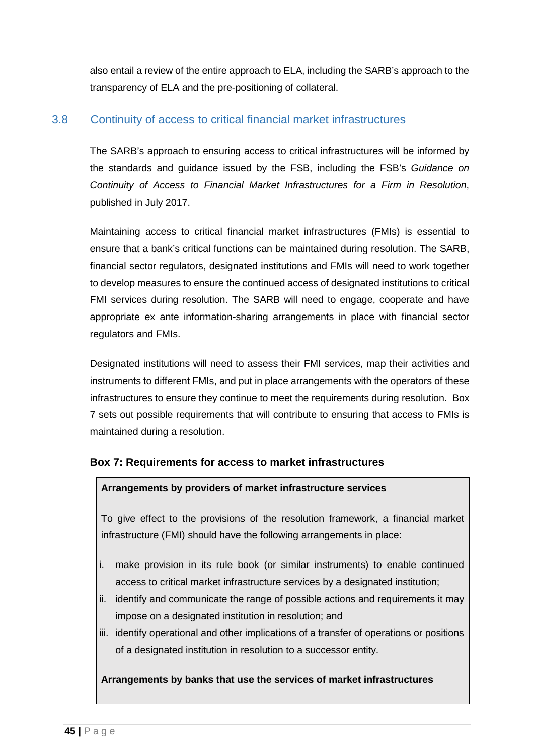also entail a review of the entire approach to ELA, including the SARB's approach to the transparency of ELA and the pre-positioning of collateral.

## 3.8 Continuity of access to critical financial market infrastructures

The SARB's approach to ensuring access to critical infrastructures will be informed by the standards and guidance issued by the FSB, including the FSB's *Guidance on Continuity of Access to Financial Market Infrastructures for a Firm in Resolution*, published in July 2017.

Maintaining access to critical financial market infrastructures (FMIs) is essential to ensure that a bank's critical functions can be maintained during resolution. The SARB, financial sector regulators, designated institutions and FMIs will need to work together to develop measures to ensure the continued access of designated institutions to critical FMI services during resolution. The SARB will need to engage, cooperate and have appropriate ex ante information-sharing arrangements in place with financial sector regulators and FMIs.

Designated institutions will need to assess their FMI services, map their activities and instruments to different FMIs, and put in place arrangements with the operators of these infrastructures to ensure they continue to meet the requirements during resolution. Box 7 sets out possible requirements that will contribute to ensuring that access to FMIs is maintained during a resolution.

**Box 7: Requirements for access to market infrastructures**

**Arrangements by providers of market infrastructure services**

To give effect to the provisions of the resolution framework, a financial market infrastructure (FMI) should have the following arrangements in place:

i. make provision in its rule book (or similar instruments) to enable continued access to critical market infrastructure services by a designated institution;
ii. identify and communicate the range of possible actions and requirements it may impose on a designated institution in resolution; and
iii. identify operational and other implications of a transfer of operations or positions of a designated institution in resolution to a successor entity.

**Arrangements by banks that use the services of market infrastructures**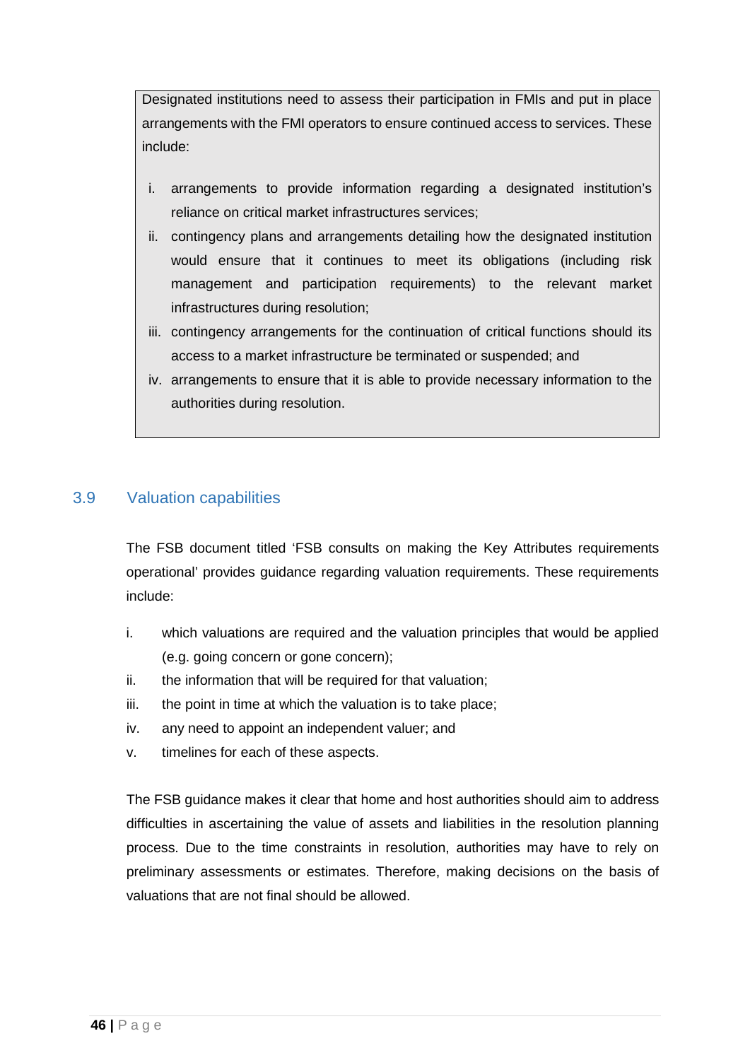> Designated institutions need to assess their participation in FMIs and put in place arrangements with the FMI operators to ensure continued access to services. These include:
>
> i. arrangements to provide information regarding a designated institution's reliance on critical market infrastructures services;
> ii. contingency plans and arrangements detailing how the designated institution would ensure that it continues to meet its obligations (including risk management and participation requirements) to the relevant market infrastructures during resolution;
> iii. contingency arrangements for the continuation of critical functions should its access to a market infrastructure be terminated or suspended; and
> iv. arrangements to ensure that it is able to provide necessary information to the authorities during resolution.

## 3.9 Valuation capabilities

The FSB document titled 'FSB consults on making the Key Attributes requirements operational' provides guidance regarding valuation requirements. These requirements include:

i. which valuations are required and the valuation principles that would be applied (e.g. going concern or gone concern);
ii. the information that will be required for that valuation;
iii. the point in time at which the valuation is to take place;
iv. any need to appoint an independent valuer; and
v. timelines for each of these aspects.

The FSB guidance makes it clear that home and host authorities should aim to address difficulties in ascertaining the value of assets and liabilities in the resolution planning process. Due to the time constraints in resolution, authorities may have to rely on preliminary assessments or estimates. Therefore, making decisions on the basis of valuations that are not final should be allowed.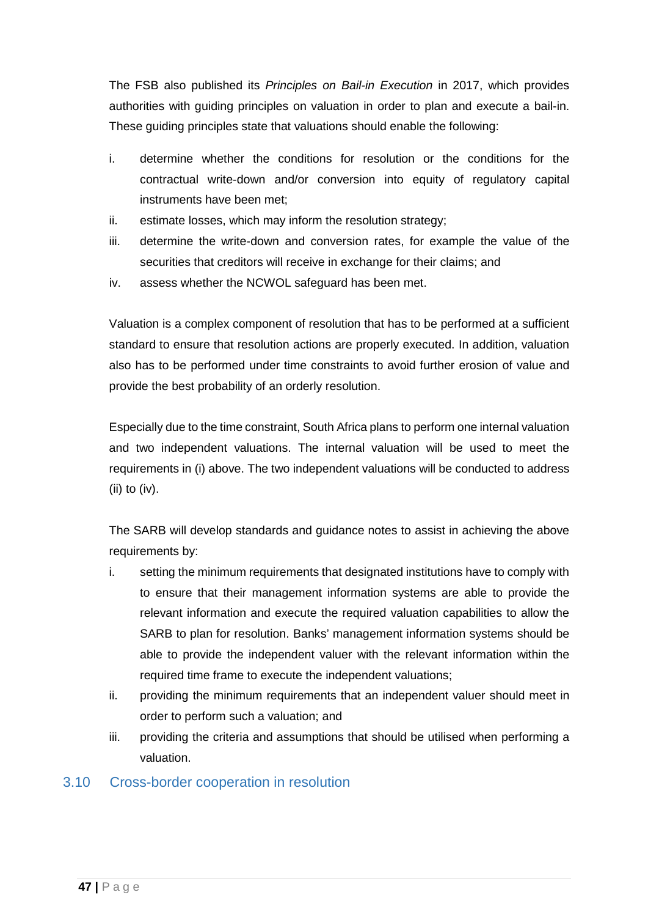The FSB also published its *Principles on Bail-in Execution* in 2017, which provides authorities with guiding principles on valuation in order to plan and execute a bail-in. These guiding principles state that valuations should enable the following:

i. determine whether the conditions for resolution or the conditions for the contractual write-down and/or conversion into equity of regulatory capital instruments have been met;
ii. estimate losses, which may inform the resolution strategy;
iii. determine the write-down and conversion rates, for example the value of the securities that creditors will receive in exchange for their claims; and
iv. assess whether the NCWOL safeguard has been met.

Valuation is a complex component of resolution that has to be performed at a sufficient standard to ensure that resolution actions are properly executed. In addition, valuation also has to be performed under time constraints to avoid further erosion of value and provide the best probability of an orderly resolution.

Especially due to the time constraint, South Africa plans to perform one internal valuation and two independent valuations. The internal valuation will be used to meet the requirements in (i) above. The two independent valuations will be conducted to address (ii) to (iv).

The SARB will develop standards and guidance notes to assist in achieving the above requirements by:

i. setting the minimum requirements that designated institutions have to comply with to ensure that their management information systems are able to provide the relevant information and execute the required valuation capabilities to allow the SARB to plan for resolution. Banks' management information systems should be able to provide the independent valuer with the relevant information within the required time frame to execute the independent valuations;
ii. providing the minimum requirements that an independent valuer should meet in order to perform such a valuation; and
iii. providing the criteria and assumptions that should be utilised when performing a valuation.

## 3.10 Cross-border cooperation in resolution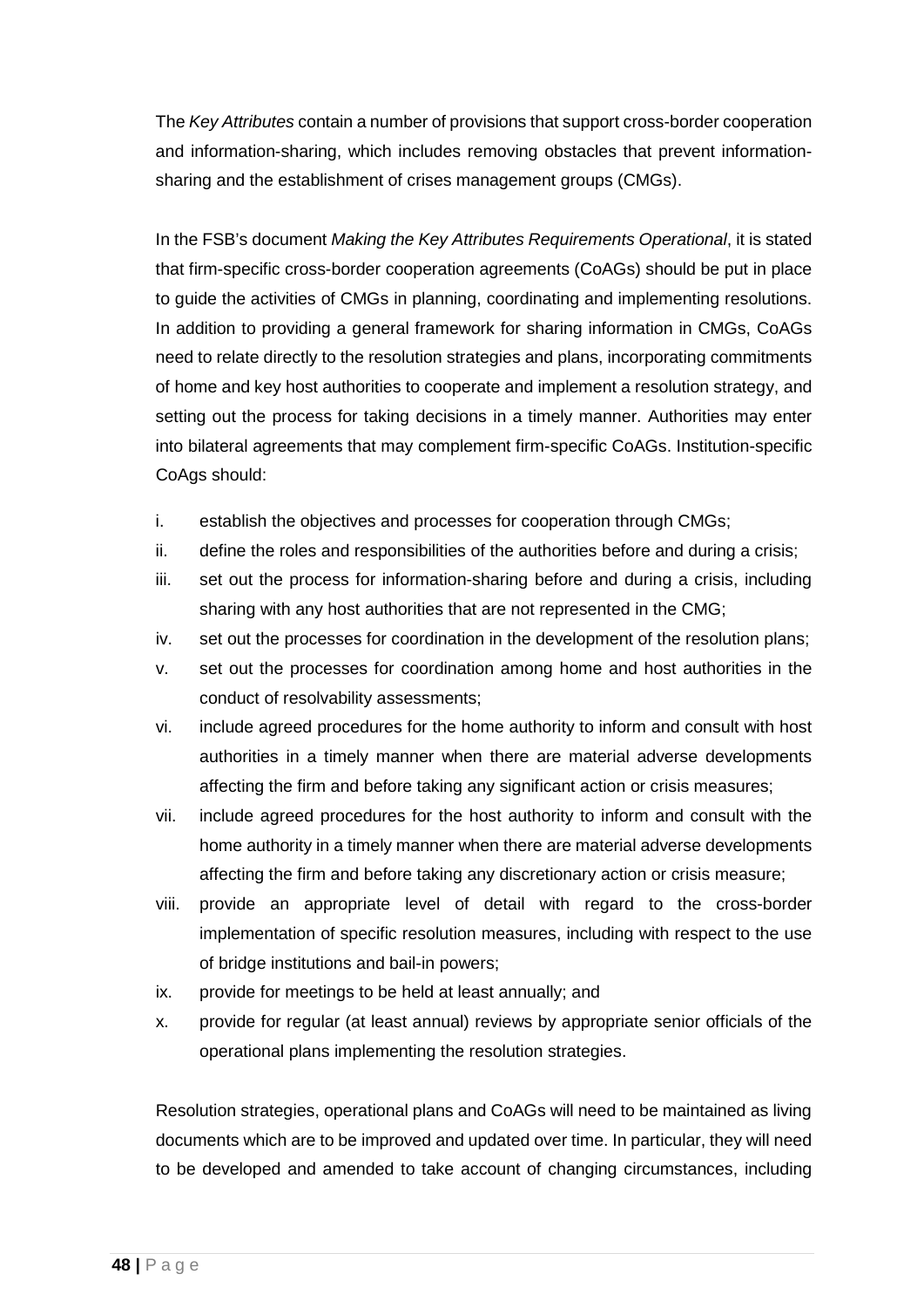The *Key Attributes* contain a number of provisions that support cross-border cooperation and information-sharing, which includes removing obstacles that prevent information-sharing and the establishment of crises management groups (CMGs).

In the FSB's document *Making the Key Attributes Requirements Operational*, it is stated that firm-specific cross-border cooperation agreements (CoAGs) should be put in place to guide the activities of CMGs in planning, coordinating and implementing resolutions. In addition to providing a general framework for sharing information in CMGs, CoAGs need to relate directly to the resolution strategies and plans, incorporating commitments of home and key host authorities to cooperate and implement a resolution strategy, and setting out the process for taking decisions in a timely manner. Authorities may enter into bilateral agreements that may complement firm-specific CoAGs. Institution-specific CoAgs should:

i. establish the objectives and processes for cooperation through CMGs;
ii. define the roles and responsibilities of the authorities before and during a crisis;
iii. set out the process for information-sharing before and during a crisis, including sharing with any host authorities that are not represented in the CMG;
iv. set out the processes for coordination in the development of the resolution plans;
v. set out the processes for coordination among home and host authorities in the conduct of resolvability assessments;
vi. include agreed procedures for the home authority to inform and consult with host authorities in a timely manner when there are material adverse developments affecting the firm and before taking any significant action or crisis measures;
vii. include agreed procedures for the host authority to inform and consult with the home authority in a timely manner when there are material adverse developments affecting the firm and before taking any discretionary action or crisis measure;
viii. provide an appropriate level of detail with regard to the cross-border implementation of specific resolution measures, including with respect to the use of bridge institutions and bail-in powers;
ix. provide for meetings to be held at least annually; and
x. provide for regular (at least annual) reviews by appropriate senior officials of the operational plans implementing the resolution strategies.

Resolution strategies, operational plans and CoAGs will need to be maintained as living documents which are to be improved and updated over time. In particular, they will need to be developed and amended to take account of changing circumstances, including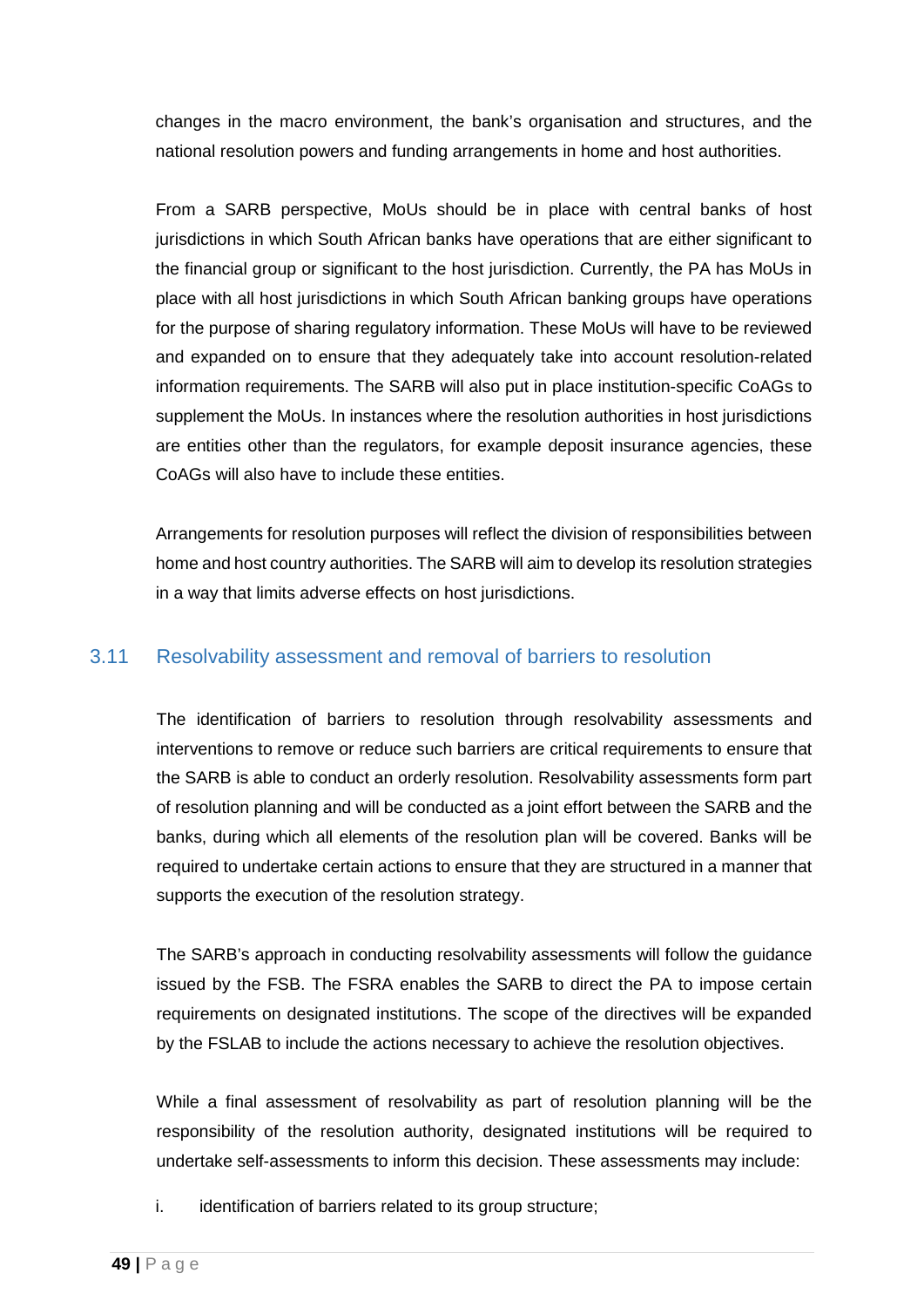changes in the macro environment, the bank's organisation and structures, and the national resolution powers and funding arrangements in home and host authorities.

From a SARB perspective, MoUs should be in place with central banks of host jurisdictions in which South African banks have operations that are either significant to the financial group or significant to the host jurisdiction. Currently, the PA has MoUs in place with all host jurisdictions in which South African banking groups have operations for the purpose of sharing regulatory information. These MoUs will have to be reviewed and expanded on to ensure that they adequately take into account resolution-related information requirements. The SARB will also put in place institution-specific CoAGs to supplement the MoUs. In instances where the resolution authorities in host jurisdictions are entities other than the regulators, for example deposit insurance agencies, these CoAGs will also have to include these entities.

Arrangements for resolution purposes will reflect the division of responsibilities between home and host country authorities. The SARB will aim to develop its resolution strategies in a way that limits adverse effects on host jurisdictions.

## 3.11 Resolvability assessment and removal of barriers to resolution

The identification of barriers to resolution through resolvability assessments and interventions to remove or reduce such barriers are critical requirements to ensure that the SARB is able to conduct an orderly resolution. Resolvability assessments form part of resolution planning and will be conducted as a joint effort between the SARB and the banks, during which all elements of the resolution plan will be covered. Banks will be required to undertake certain actions to ensure that they are structured in a manner that supports the execution of the resolution strategy.

The SARB's approach in conducting resolvability assessments will follow the guidance issued by the FSB. The FSRA enables the SARB to direct the PA to impose certain requirements on designated institutions. The scope of the directives will be expanded by the FSLAB to include the actions necessary to achieve the resolution objectives.

While a final assessment of resolvability as part of resolution planning will be the responsibility of the resolution authority, designated institutions will be required to undertake self-assessments to inform this decision. These assessments may include:

i. identification of barriers related to its group structure;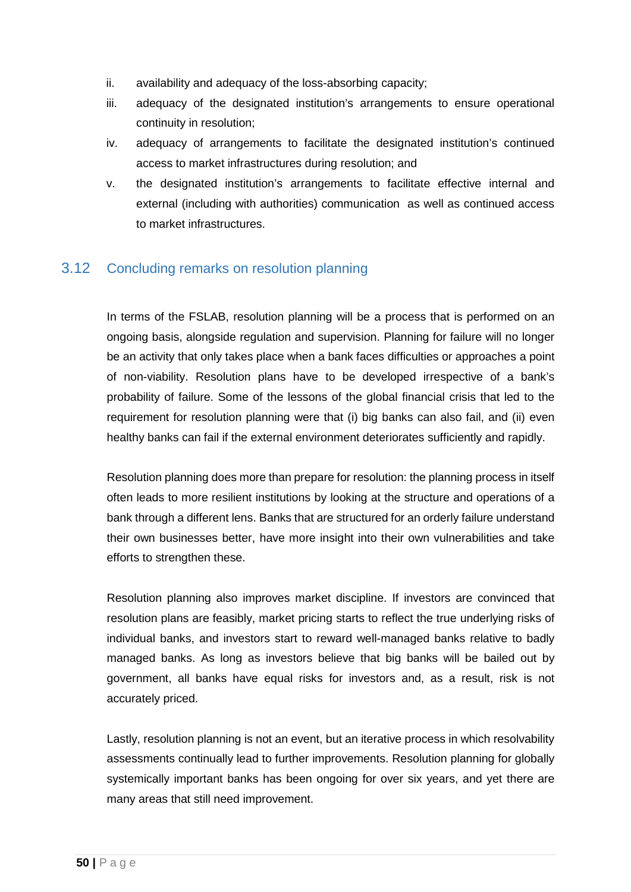ii. availability and adequacy of the loss-absorbing capacity;
iii. adequacy of the designated institution's arrangements to ensure operational continuity in resolution;
iv. adequacy of arrangements to facilitate the designated institution's continued access to market infrastructures during resolution; and
v. the designated institution's arrangements to facilitate effective internal and external (including with authorities) communication as well as continued access to market infrastructures.

## 3.12 Concluding remarks on resolution planning

In terms of the FSLAB, resolution planning will be a process that is performed on an ongoing basis, alongside regulation and supervision. Planning for failure will no longer be an activity that only takes place when a bank faces difficulties or approaches a point of non-viability. Resolution plans have to be developed irrespective of a bank's probability of failure. Some of the lessons of the global financial crisis that led to the requirement for resolution planning were that (i) big banks can also fail, and (ii) even healthy banks can fail if the external environment deteriorates sufficiently and rapidly.

Resolution planning does more than prepare for resolution: the planning process in itself often leads to more resilient institutions by looking at the structure and operations of a bank through a different lens. Banks that are structured for an orderly failure understand their own businesses better, have more insight into their own vulnerabilities and take efforts to strengthen these.

Resolution planning also improves market discipline. If investors are convinced that resolution plans are feasibly, market pricing starts to reflect the true underlying risks of individual banks, and investors start to reward well-managed banks relative to badly managed banks. As long as investors believe that big banks will be bailed out by government, all banks have equal risks for investors and, as a result, risk is not accurately priced.

Lastly, resolution planning is not an event, but an iterative process in which resolvability assessments continually lead to further improvements. Resolution planning for globally systemically important banks has been ongoing for over six years, and yet there are many areas that still need improvement.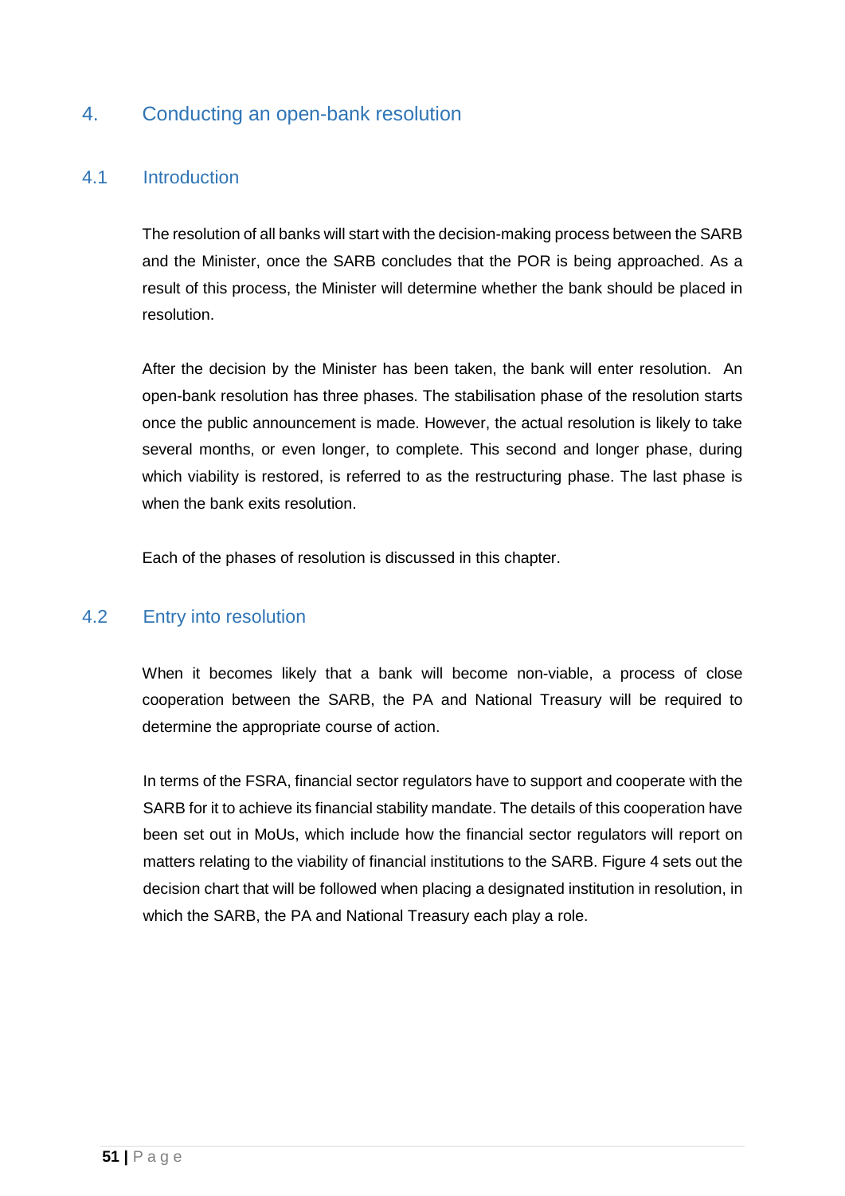# 4. Conducting an open-bank resolution

## 4.1 Introduction

The resolution of all banks will start with the decision-making process between the SARB and the Minister, once the SARB concludes that the POR is being approached. As a result of this process, the Minister will determine whether the bank should be placed in resolution.

After the decision by the Minister has been taken, the bank will enter resolution. An open-bank resolution has three phases. The stabilisation phase of the resolution starts once the public announcement is made. However, the actual resolution is likely to take several months, or even longer, to complete. This second and longer phase, during which viability is restored, is referred to as the restructuring phase. The last phase is when the bank exits resolution.

Each of the phases of resolution is discussed in this chapter.

## 4.2 Entry into resolution

When it becomes likely that a bank will become non-viable, a process of close cooperation between the SARB, the PA and National Treasury will be required to determine the appropriate course of action.

In terms of the FSRA, financial sector regulators have to support and cooperate with the SARB for it to achieve its financial stability mandate. The details of this cooperation have been set out in MoUs, which include how the financial sector regulators will report on matters relating to the viability of financial institutions to the SARB. Figure 4 sets out the decision chart that will be followed when placing a designated institution in resolution, in which the SARB, the PA and National Treasury each play a role.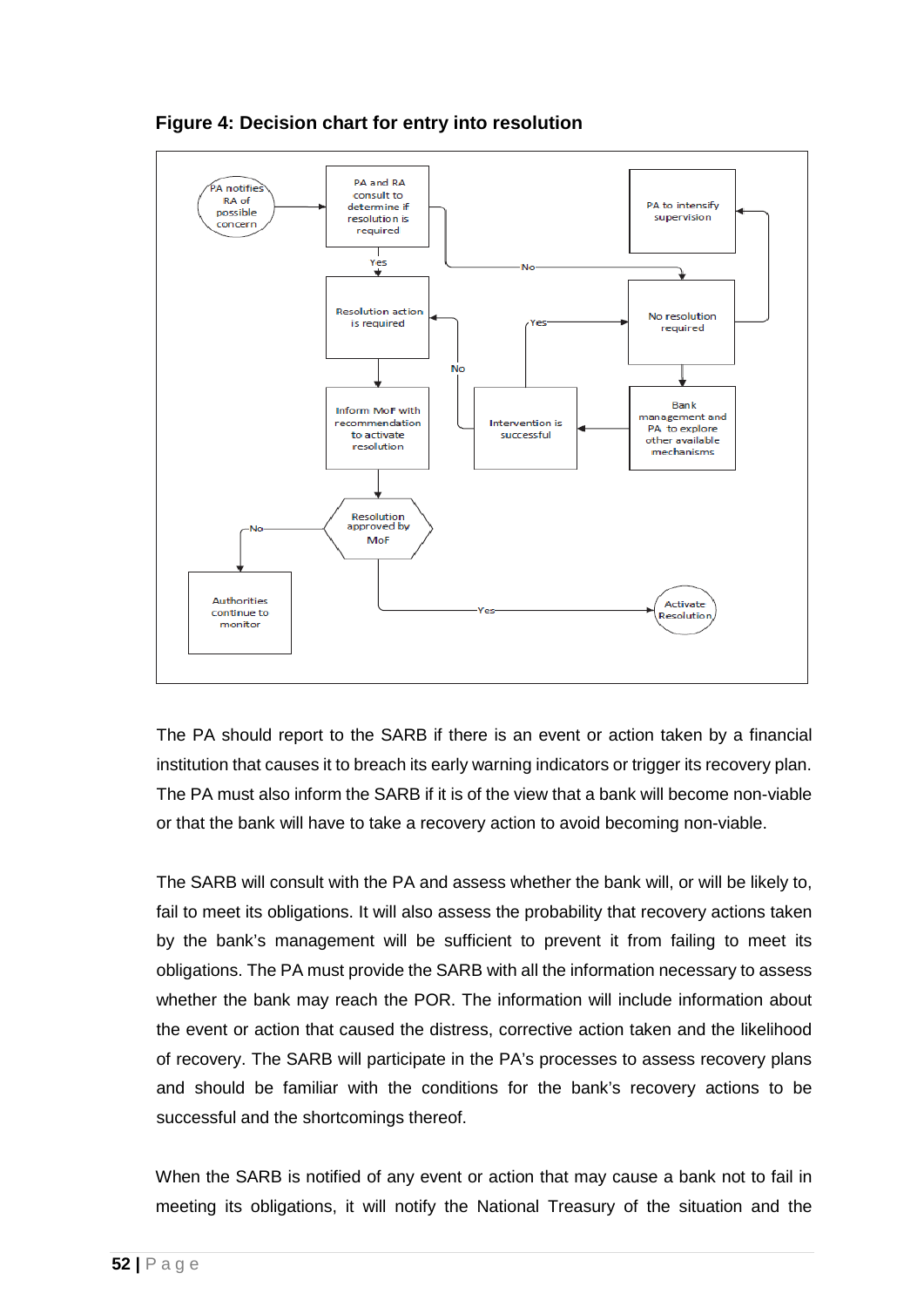**Figure 4: Decision chart for entry into resolution**

PA notifies RA of possible concern → PA and RA consult to determine if resolution is required

- Yes → Resolution action is required → Inform MoF with recommendation to activate resolution → Resolution approved by MoF
  - Yes → Activate Resolution
  - No → Authorities continue to monitor
- No → No resolution required
  - → PA to intensify supervision
  - → Bank management and PA to explore other available mechanisms → Intervention is successful
    - Yes → No resolution required
    - No → Resolution action is required

The PA should report to the SARB if there is an event or action taken by a financial institution that causes it to breach its early warning indicators or trigger its recovery plan. The PA must also inform the SARB if it is of the view that a bank will become non-viable or that the bank will have to take a recovery action to avoid becoming non-viable.

The SARB will consult with the PA and assess whether the bank will, or will be likely to, fail to meet its obligations. It will also assess the probability that recovery actions taken by the bank's management will be sufficient to prevent it from failing to meet its obligations. The PA must provide the SARB with all the information necessary to assess whether the bank may reach the POR. The information will include information about the event or action that caused the distress, corrective action taken and the likelihood of recovery. The SARB will participate in the PA's processes to assess recovery plans and should be familiar with the conditions for the bank's recovery actions to be successful and the shortcomings thereof.

When the SARB is notified of any event or action that may cause a bank not to fail in meeting its obligations, it will notify the National Treasury of the situation and the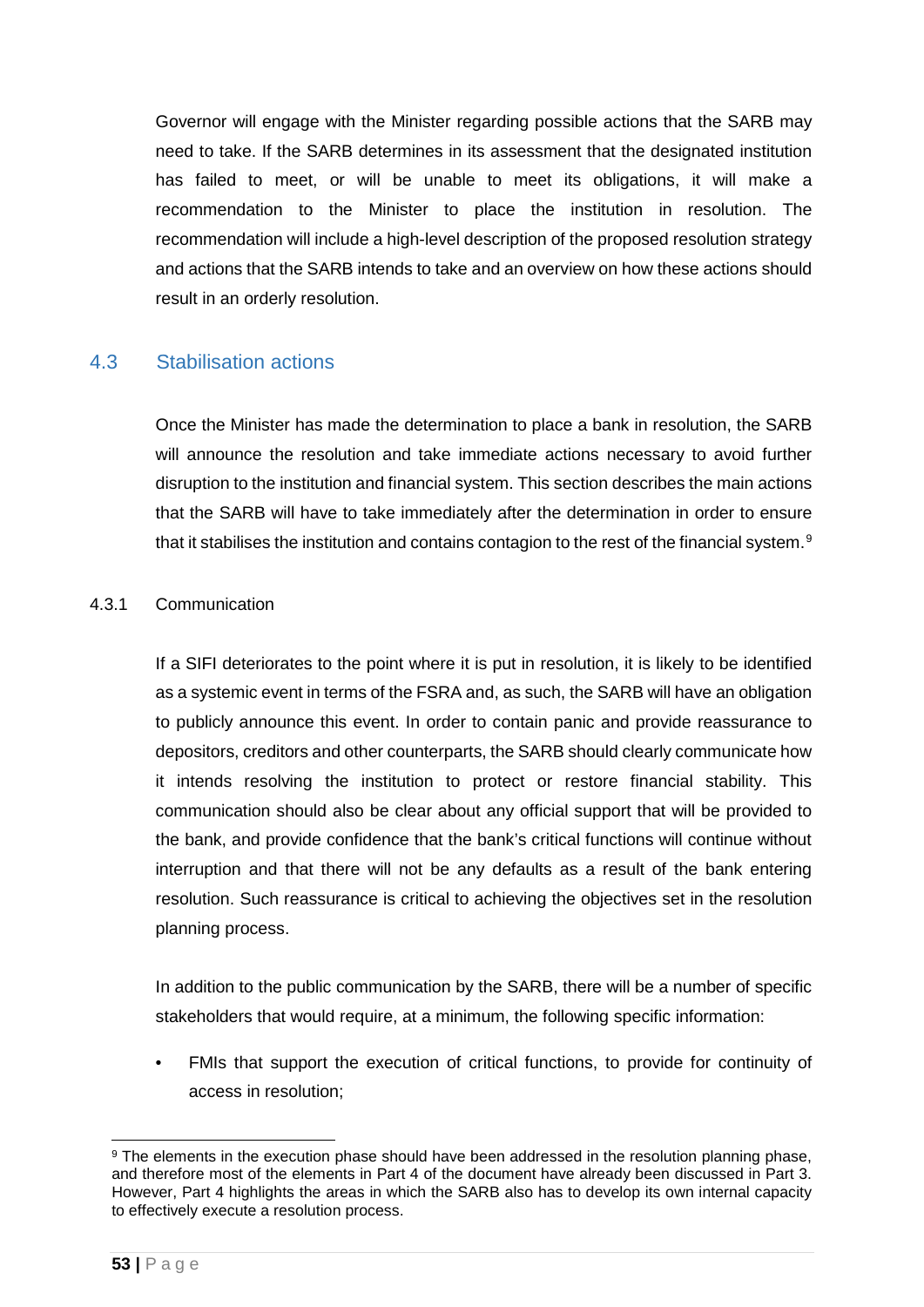Governor will engage with the Minister regarding possible actions that the SARB may need to take. If the SARB determines in its assessment that the designated institution has failed to meet, or will be unable to meet its obligations, it will make a recommendation to the Minister to place the institution in resolution. The recommendation will include a high-level description of the proposed resolution strategy and actions that the SARB intends to take and an overview on how these actions should result in an orderly resolution.

## 4.3 Stabilisation actions

Once the Minister has made the determination to place a bank in resolution, the SARB will announce the resolution and take immediate actions necessary to avoid further disruption to the institution and financial system. This section describes the main actions that the SARB will have to take immediately after the determination in order to ensure that it stabilises the institution and contains contagion to the rest of the financial system.[9]

### 4.3.1 Communication

If a SIFI deteriorates to the point where it is put in resolution, it is likely to be identified as a systemic event in terms of the FSRA and, as such, the SARB will have an obligation to publicly announce this event. In order to contain panic and provide reassurance to depositors, creditors and other counterparts, the SARB should clearly communicate how it intends resolving the institution to protect or restore financial stability. This communication should also be clear about any official support that will be provided to the bank, and provide confidence that the bank's critical functions will continue without interruption and that there will not be any defaults as a result of the bank entering resolution. Such reassurance is critical to achieving the objectives set in the resolution planning process.

In addition to the public communication by the SARB, there will be a number of specific stakeholders that would require, at a minimum, the following specific information:

- FMIs that support the execution of critical functions, to provide for continuity of access in resolution;

[9] The elements in the execution phase should have been addressed in the resolution planning phase, and therefore most of the elements in Part 4 of the document have already been discussed in Part 3. However, Part 4 highlights the areas in which the SARB also has to develop its own internal capacity to effectively execute a resolution process.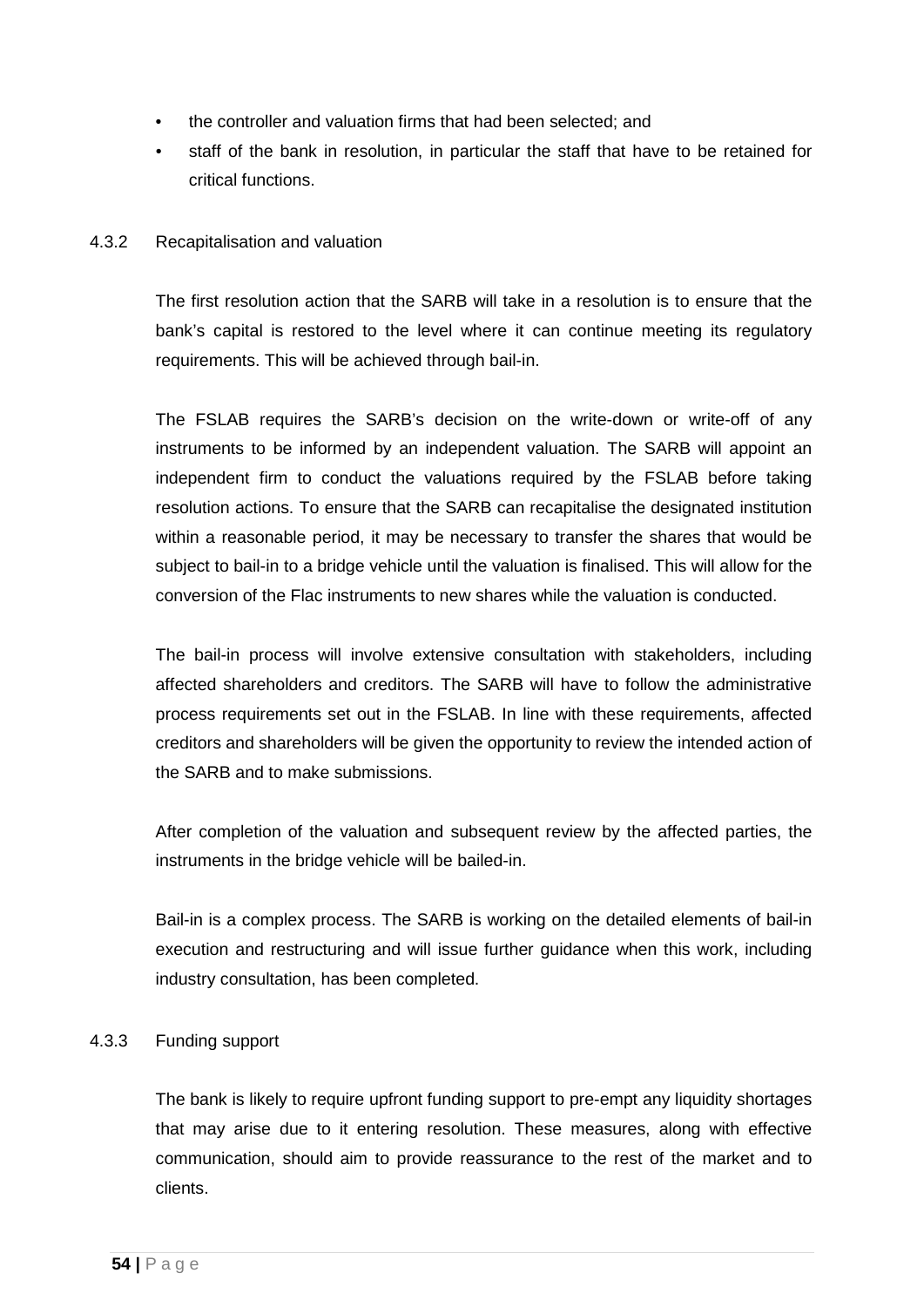- the controller and valuation firms that had been selected; and
- staff of the bank in resolution, in particular the staff that have to be retained for critical functions.

#### 4.3.2 Recapitalisation and valuation

The first resolution action that the SARB will take in a resolution is to ensure that the bank's capital is restored to the level where it can continue meeting its regulatory requirements. This will be achieved through bail-in.

The FSLAB requires the SARB's decision on the write-down or write-off of any instruments to be informed by an independent valuation. The SARB will appoint an independent firm to conduct the valuations required by the FSLAB before taking resolution actions. To ensure that the SARB can recapitalise the designated institution within a reasonable period, it may be necessary to transfer the shares that would be subject to bail-in to a bridge vehicle until the valuation is finalised. This will allow for the conversion of the Flac instruments to new shares while the valuation is conducted.

The bail-in process will involve extensive consultation with stakeholders, including affected shareholders and creditors. The SARB will have to follow the administrative process requirements set out in the FSLAB. In line with these requirements, affected creditors and shareholders will be given the opportunity to review the intended action of the SARB and to make submissions.

After completion of the valuation and subsequent review by the affected parties, the instruments in the bridge vehicle will be bailed-in.

Bail-in is a complex process. The SARB is working on the detailed elements of bail-in execution and restructuring and will issue further guidance when this work, including industry consultation, has been completed.

#### 4.3.3 Funding support

The bank is likely to require upfront funding support to pre-empt any liquidity shortages that may arise due to it entering resolution. These measures, along with effective communication, should aim to provide reassurance to the rest of the market and to clients.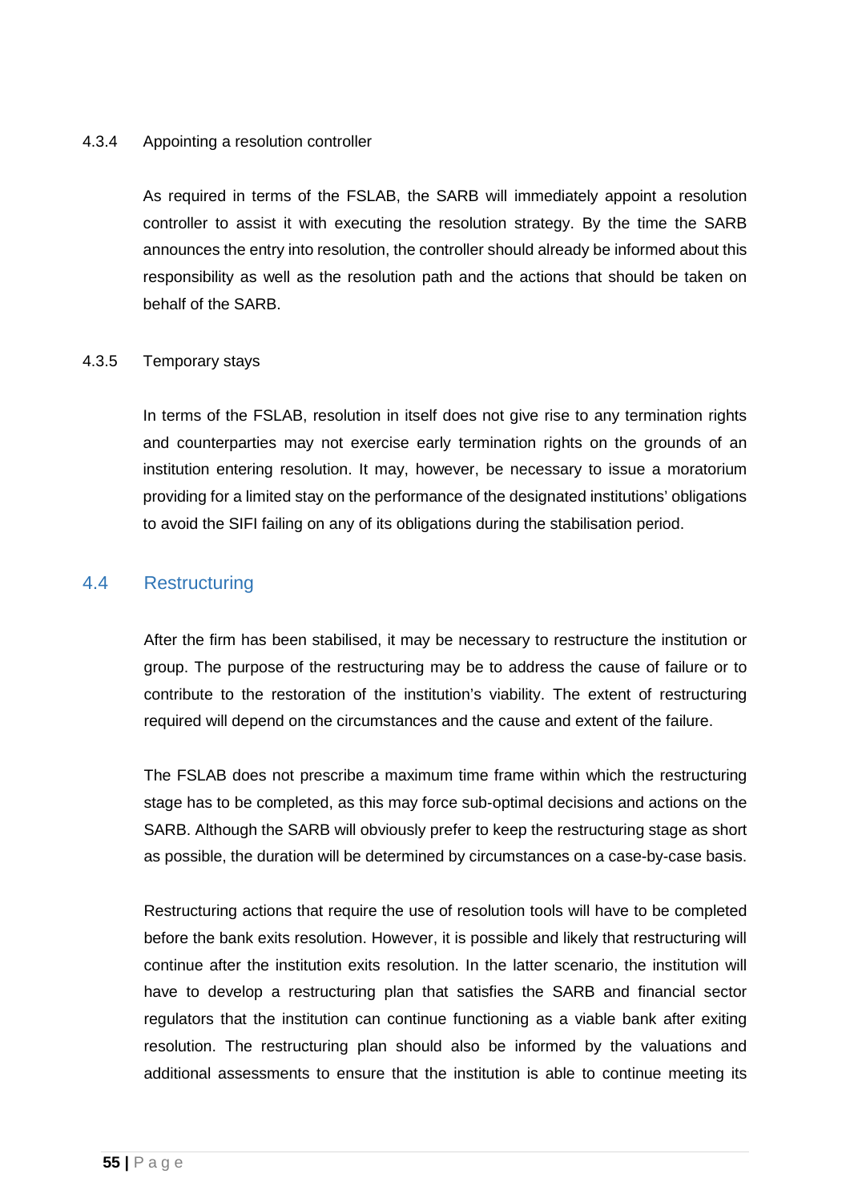#### 4.3.4 Appointing a resolution controller

As required in terms of the FSLAB, the SARB will immediately appoint a resolution controller to assist it with executing the resolution strategy. By the time the SARB announces the entry into resolution, the controller should already be informed about this responsibility as well as the resolution path and the actions that should be taken on behalf of the SARB.

#### 4.3.5 Temporary stays

In terms of the FSLAB, resolution in itself does not give rise to any termination rights and counterparties may not exercise early termination rights on the grounds of an institution entering resolution. It may, however, be necessary to issue a moratorium providing for a limited stay on the performance of the designated institutions' obligations to avoid the SIFI failing on any of its obligations during the stabilisation period.

### 4.4 Restructuring

After the firm has been stabilised, it may be necessary to restructure the institution or group. The purpose of the restructuring may be to address the cause of failure or to contribute to the restoration of the institution's viability. The extent of restructuring required will depend on the circumstances and the cause and extent of the failure.

The FSLAB does not prescribe a maximum time frame within which the restructuring stage has to be completed, as this may force sub-optimal decisions and actions on the SARB. Although the SARB will obviously prefer to keep the restructuring stage as short as possible, the duration will be determined by circumstances on a case-by-case basis.

Restructuring actions that require the use of resolution tools will have to be completed before the bank exits resolution. However, it is possible and likely that restructuring will continue after the institution exits resolution. In the latter scenario, the institution will have to develop a restructuring plan that satisfies the SARB and financial sector regulators that the institution can continue functioning as a viable bank after exiting resolution. The restructuring plan should also be informed by the valuations and additional assessments to ensure that the institution is able to continue meeting its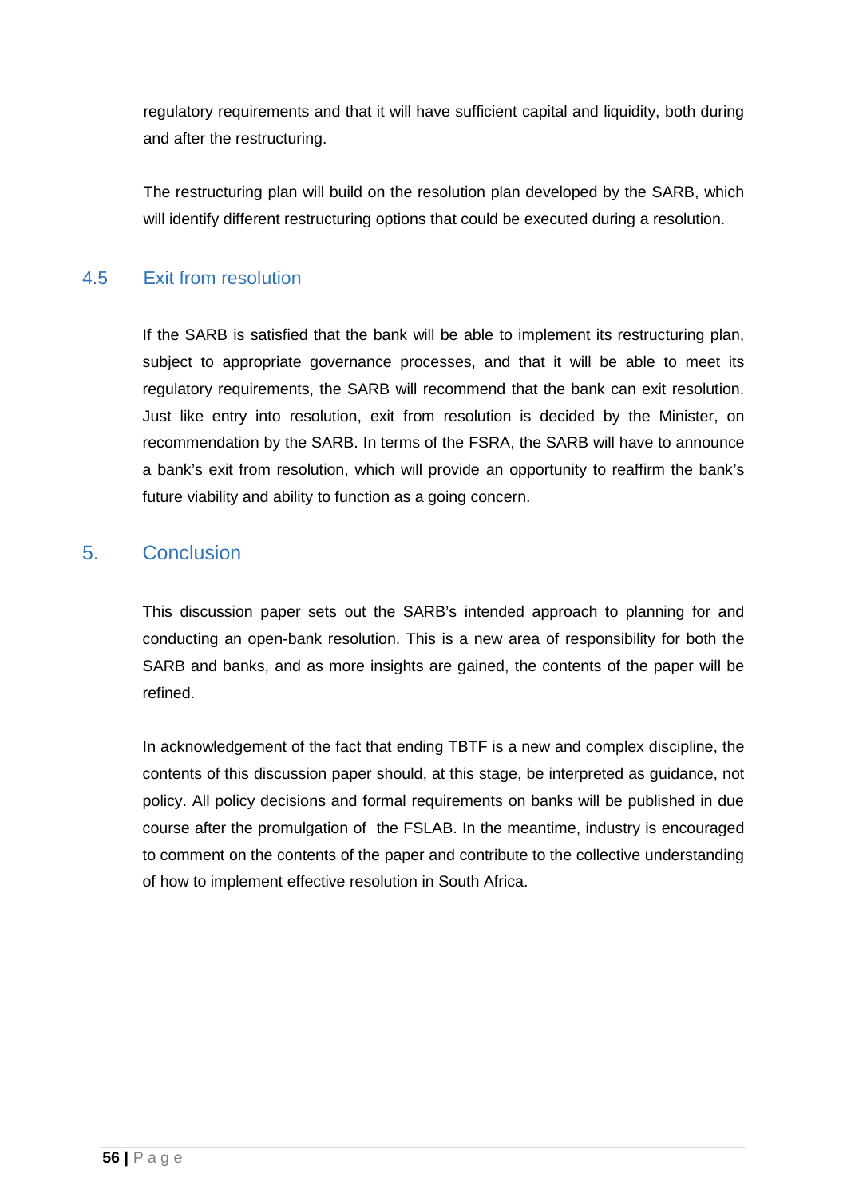regulatory requirements and that it will have sufficient capital and liquidity, both during and after the restructuring.

The restructuring plan will build on the resolution plan developed by the SARB, which will identify different restructuring options that could be executed during a resolution.

### 4.5 Exit from resolution

If the SARB is satisfied that the bank will be able to implement its restructuring plan, subject to appropriate governance processes, and that it will be able to meet its regulatory requirements, the SARB will recommend that the bank can exit resolution. Just like entry into resolution, exit from resolution is decided by the Minister, on recommendation by the SARB. In terms of the FSRA, the SARB will have to announce a bank's exit from resolution, which will provide an opportunity to reaffirm the bank's future viability and ability to function as a going concern.

## 5. Conclusion

This discussion paper sets out the SARB's intended approach to planning for and conducting an open-bank resolution. This is a new area of responsibility for both the SARB and banks, and as more insights are gained, the contents of the paper will be refined.

In acknowledgement of the fact that ending TBTF is a new and complex discipline, the contents of this discussion paper should, at this stage, be interpreted as guidance, not policy. All policy decisions and formal requirements on banks will be published in due course after the promulgation of the FSLAB. In the meantime, industry is encouraged to comment on the contents of the paper and contribute to the collective understanding of how to implement effective resolution in South Africa.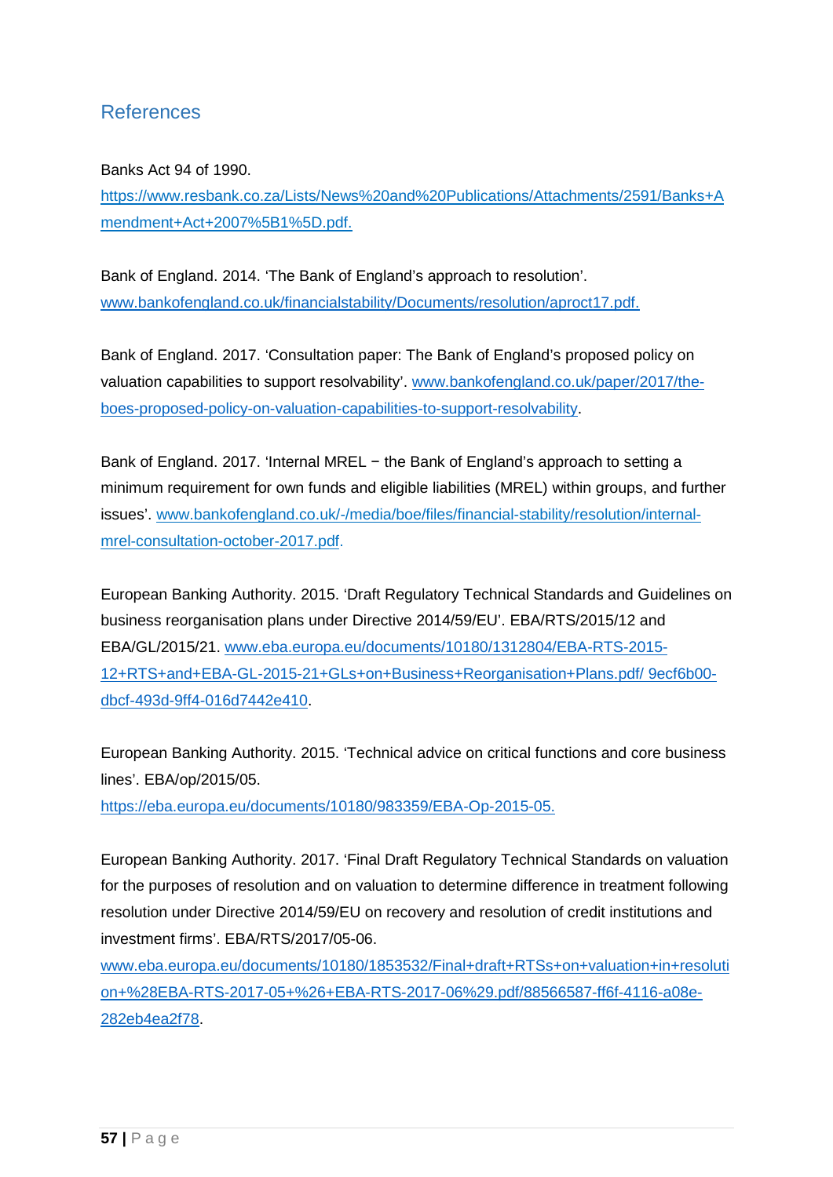## References

Banks Act 94 of 1990.
https://www.resbank.co.za/Lists/News%20and%20Publications/Attachments/2591/Banks+Amendment+Act+2007%5B1%5D.pdf.

Bank of England. 2014. 'The Bank of England's approach to resolution'. www.bankofengland.co.uk/financialstability/Documents/resolution/aproct17.pdf.

Bank of England. 2017. 'Consultation paper: The Bank of England's proposed policy on valuation capabilities to support resolvability'. www.bankofengland.co.uk/paper/2017/the-boes-proposed-policy-on-valuation-capabilities-to-support-resolvability.

Bank of England. 2017. 'Internal MREL − the Bank of England's approach to setting a minimum requirement for own funds and eligible liabilities (MREL) within groups, and further issues'. www.bankofengland.co.uk/-/media/boe/files/financial-stability/resolution/internal-mrel-consultation-october-2017.pdf.

European Banking Authority. 2015. 'Draft Regulatory Technical Standards and Guidelines on business reorganisation plans under Directive 2014/59/EU'. EBA/RTS/2015/12 and EBA/GL/2015/21. www.eba.europa.eu/documents/10180/1312804/EBA-RTS-2015-12+RTS+and+EBA-GL-2015-21+GLs+on+Business+Reorganisation+Plans.pdf/ 9ecf6b00-dbcf-493d-9ff4-016d7442e410.

European Banking Authority. 2015. 'Technical advice on critical functions and core business lines'. EBA/op/2015/05.
https://eba.europa.eu/documents/10180/983359/EBA-Op-2015-05.

European Banking Authority. 2017. 'Final Draft Regulatory Technical Standards on valuation for the purposes of resolution and on valuation to determine difference in treatment following resolution under Directive 2014/59/EU on recovery and resolution of credit institutions and investment firms'. EBA/RTS/2017/05-06.
www.eba.europa.eu/documents/10180/1853532/Final+draft+RTSs+on+valuation+in+resolution+%28EBA-RTS-2017-05+%26+EBA-RTS-2017-06%29.pdf/88566587-ff6f-4116-a08e-282eb4ea2f78.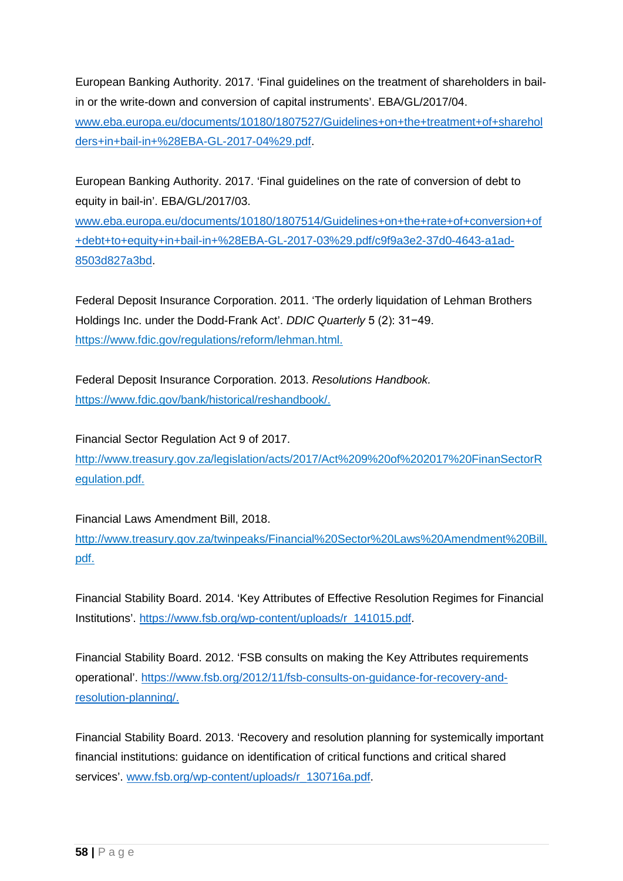European Banking Authority. 2017. 'Final guidelines on the treatment of shareholders in bail-in or the write-down and conversion of capital instruments'. EBA/GL/2017/04. www.eba.europa.eu/documents/10180/1807527/Guidelines+on+the+treatment+of+shareholders+in+bail-in+%28EBA-GL-2017-04%29.pdf.

European Banking Authority. 2017. 'Final guidelines on the rate of conversion of debt to equity in bail-in'. EBA/GL/2017/03. www.eba.europa.eu/documents/10180/1807514/Guidelines+on+the+rate+of+conversion+of+debt+to+equity+in+bail-in+%28EBA-GL-2017-03%29.pdf/c9f9a3e2-37d0-4643-a1ad-8503d827a3bd.

Federal Deposit Insurance Corporation. 2011. 'The orderly liquidation of Lehman Brothers Holdings Inc. under the Dodd-Frank Act'. *DDIC Quarterly* 5 (2): 31−49. https://www.fdic.gov/regulations/reform/lehman.html.

Federal Deposit Insurance Corporation. 2013. *Resolutions Handbook.* https://www.fdic.gov/bank/historical/reshandbook/.

Financial Sector Regulation Act 9 of 2017. http://www.treasury.gov.za/legislation/acts/2017/Act%209%20of%202017%20FinanSectorRegulation.pdf.

Financial Laws Amendment Bill, 2018. http://www.treasury.gov.za/twinpeaks/Financial%20Sector%20Laws%20Amendment%20Bill.pdf.

Financial Stability Board. 2014. 'Key Attributes of Effective Resolution Regimes for Financial Institutions'. https://www.fsb.org/wp-content/uploads/r_141015.pdf.

Financial Stability Board. 2012. 'FSB consults on making the Key Attributes requirements operational'. https://www.fsb.org/2012/11/fsb-consults-on-guidance-for-recovery-and-resolution-planning/.

Financial Stability Board. 2013. 'Recovery and resolution planning for systemically important financial institutions: guidance on identification of critical functions and critical shared services'. www.fsb.org/wp-content/uploads/r_130716a.pdf.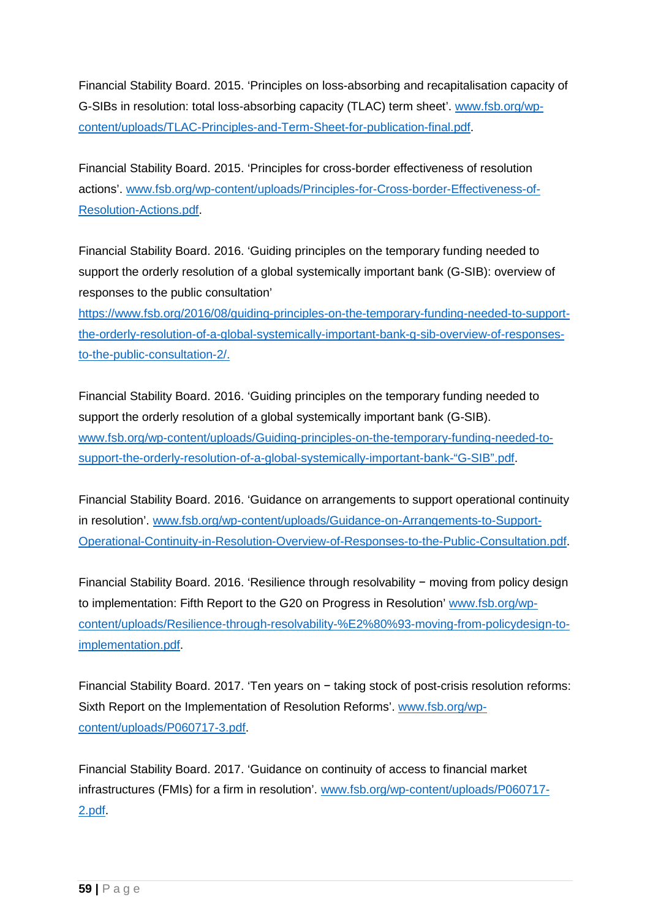Financial Stability Board. 2015. 'Principles on loss-absorbing and recapitalisation capacity of G-SIBs in resolution: total loss-absorbing capacity (TLAC) term sheet'. www.fsb.org/wp-content/uploads/TLAC-Principles-and-Term-Sheet-for-publication-final.pdf.

Financial Stability Board. 2015. 'Principles for cross-border effectiveness of resolution actions'. www.fsb.org/wp-content/uploads/Principles-for-Cross-border-Effectiveness-of-Resolution-Actions.pdf.

Financial Stability Board. 2016. 'Guiding principles on the temporary funding needed to support the orderly resolution of a global systemically important bank (G-SIB): overview of responses to the public consultation' https://www.fsb.org/2016/08/guiding-principles-on-the-temporary-funding-needed-to-support-the-orderly-resolution-of-a-global-systemically-important-bank-g-sib-overview-of-responses-to-the-public-consultation-2/.

Financial Stability Board. 2016. 'Guiding principles on the temporary funding needed to support the orderly resolution of a global systemically important bank (G-SIB). www.fsb.org/wp-content/uploads/Guiding-principles-on-the-temporary-funding-needed-to-support-the-orderly-resolution-of-a-global-systemically-important-bank-"G-SIB".pdf.

Financial Stability Board. 2016. 'Guidance on arrangements to support operational continuity in resolution'. www.fsb.org/wp-content/uploads/Guidance-on-Arrangements-to-Support-Operational-Continuity-in-Resolution-Overview-of-Responses-to-the-Public-Consultation.pdf.

Financial Stability Board. 2016. 'Resilience through resolvability − moving from policy design to implementation: Fifth Report to the G20 on Progress in Resolution' www.fsb.org/wp-content/uploads/Resilience-through-resolvability-%E2%80%93-moving-from-policydesign-to-implementation.pdf.

Financial Stability Board. 2017. 'Ten years on − taking stock of post-crisis resolution reforms: Sixth Report on the Implementation of Resolution Reforms'. www.fsb.org/wp-content/uploads/P060717-3.pdf.

Financial Stability Board. 2017. 'Guidance on continuity of access to financial market infrastructures (FMIs) for a firm in resolution'. www.fsb.org/wp-content/uploads/P060717-2.pdf.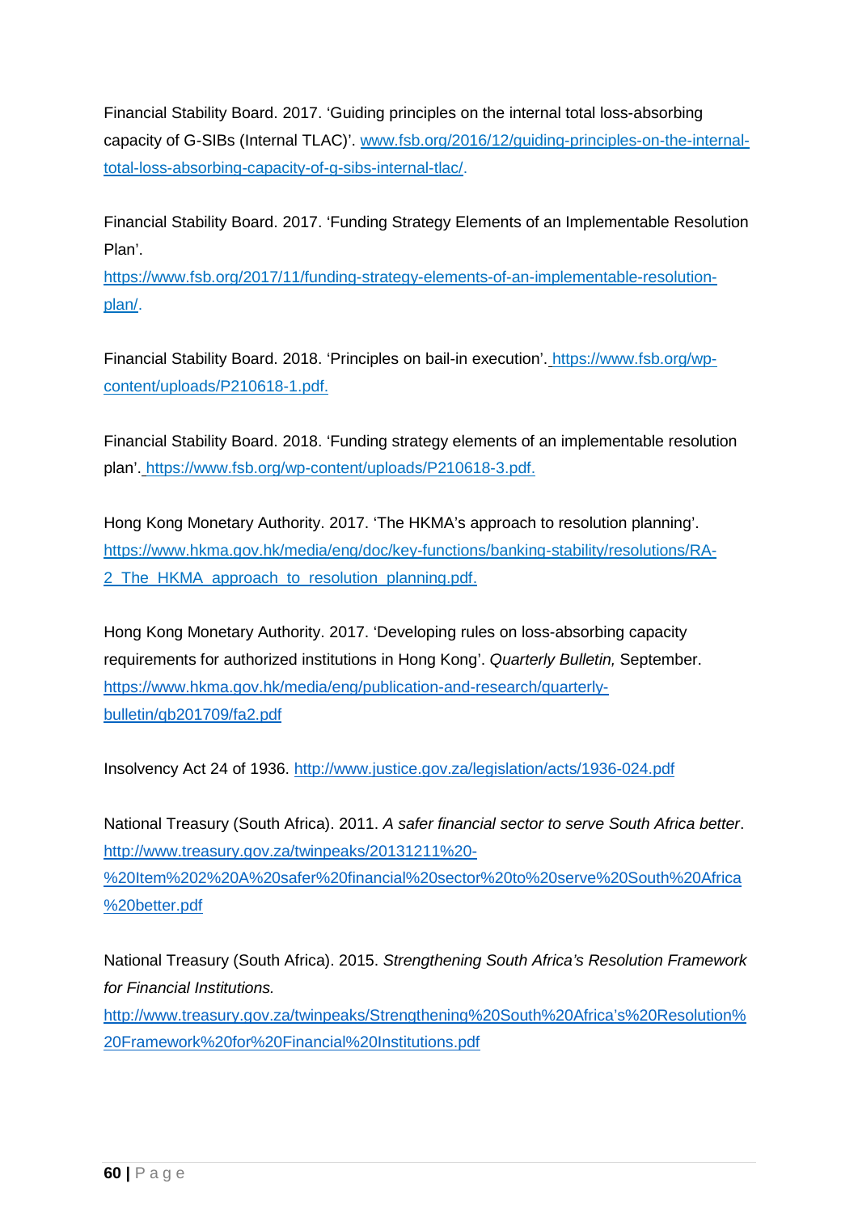Financial Stability Board. 2017. 'Guiding principles on the internal total loss-absorbing capacity of G-SIBs (Internal TLAC)'. www.fsb.org/2016/12/guiding-principles-on-the-internal-total-loss-absorbing-capacity-of-g-sibs-internal-tlac/.

Financial Stability Board. 2017. 'Funding Strategy Elements of an Implementable Resolution Plan'. https://www.fsb.org/2017/11/funding-strategy-elements-of-an-implementable-resolution-plan/.

Financial Stability Board. 2018. 'Principles on bail-in execution'. https://www.fsb.org/wp-content/uploads/P210618-1.pdf.

Financial Stability Board. 2018. 'Funding strategy elements of an implementable resolution plan'. https://www.fsb.org/wp-content/uploads/P210618-3.pdf.

Hong Kong Monetary Authority. 2017. 'The HKMA's approach to resolution planning'. https://www.hkma.gov.hk/media/eng/doc/key-functions/banking-stability/resolutions/RA-2_The_HKMA_approach_to_resolution_planning.pdf.

Hong Kong Monetary Authority. 2017. 'Developing rules on loss-absorbing capacity requirements for authorized institutions in Hong Kong'. *Quarterly Bulletin,* September. https://www.hkma.gov.hk/media/eng/publication-and-research/quarterly-bulletin/qb201709/fa2.pdf

Insolvency Act 24 of 1936. http://www.justice.gov.za/legislation/acts/1936-024.pdf

National Treasury (South Africa). 2011. *A safer financial sector to serve South Africa better*. http://www.treasury.gov.za/twinpeaks/20131211%20-%20Item%202%20A%20safer%20financial%20sector%20to%20serve%20South%20Africa%20better.pdf

National Treasury (South Africa). 2015. *Strengthening South Africa's Resolution Framework for Financial Institutions.* http://www.treasury.gov.za/twinpeaks/Strengthening%20South%20Africa's%20Resolution%20Framework%20for%20Financial%20Institutions.pdf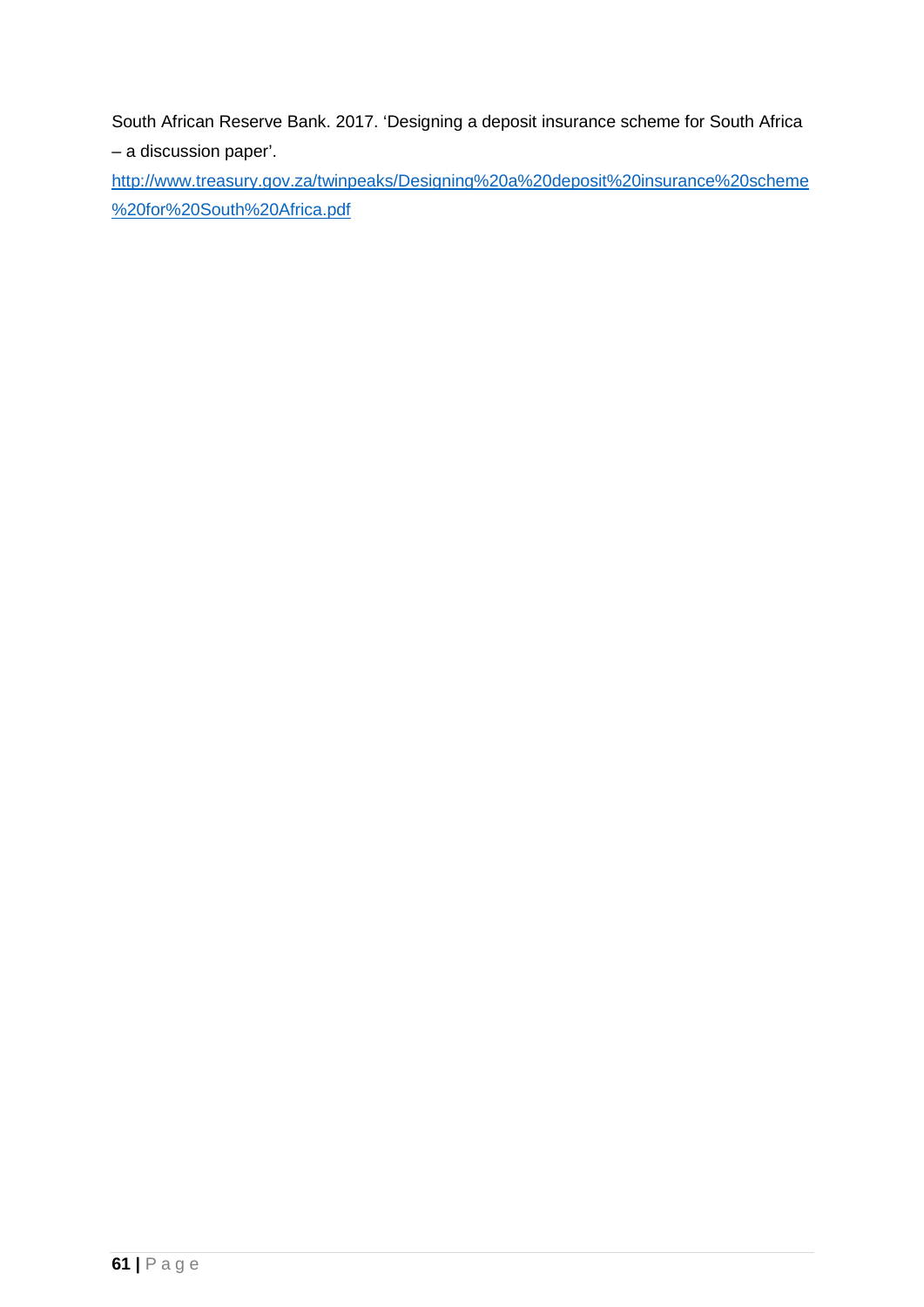South African Reserve Bank. 2017. 'Designing a deposit insurance scheme for South Africa – a discussion paper'.

http://www.treasury.gov.za/twinpeaks/Designing%20a%20deposit%20insurance%20scheme%20for%20South%20Africa.pdf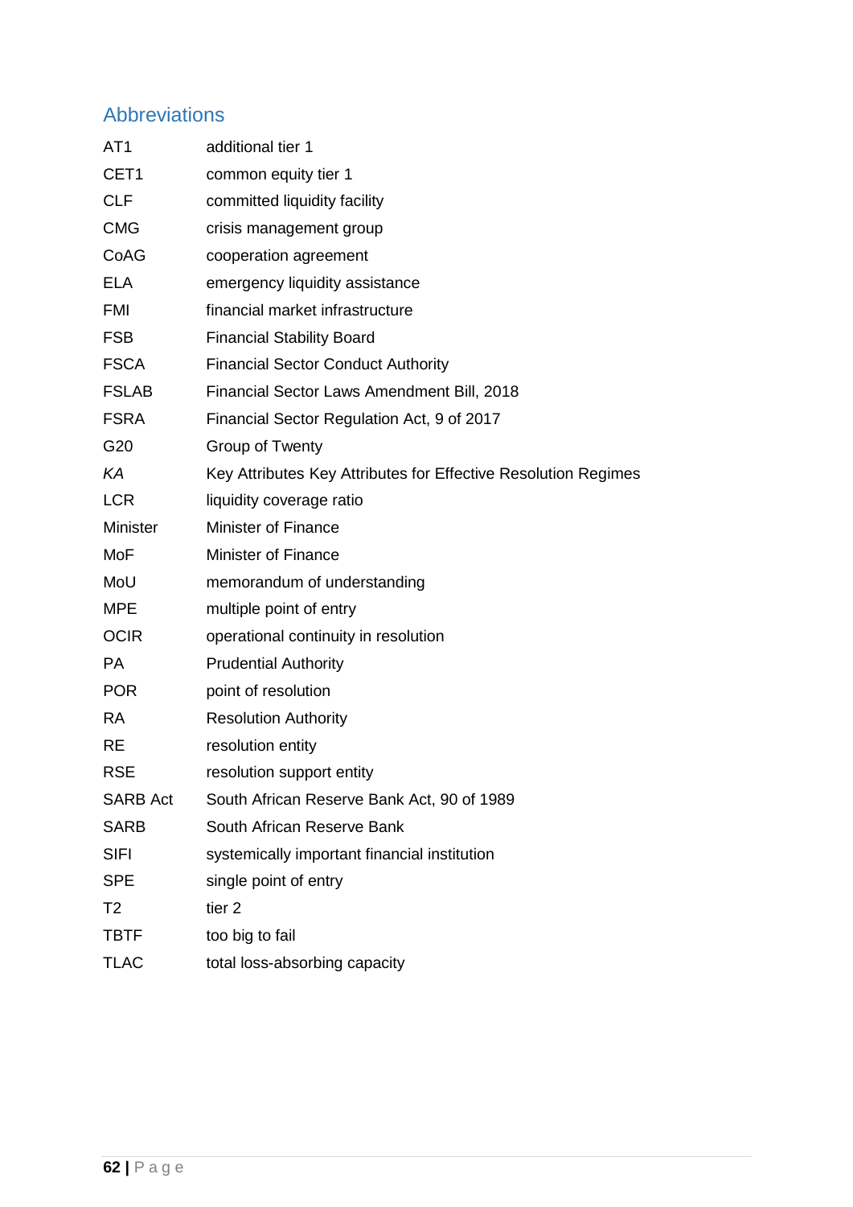## Abbreviations

| | |
|---|---|
| AT1 | additional tier 1 |
| CET1 | common equity tier 1 |
| CLF | committed liquidity facility |
| CMG | crisis management group |
| CoAG | cooperation agreement |
| ELA | emergency liquidity assistance |
| FMI | financial market infrastructure |
| FSB | Financial Stability Board |
| FSCA | Financial Sector Conduct Authority |
| FSLAB | Financial Sector Laws Amendment Bill, 2018 |
| FSRA | Financial Sector Regulation Act, 9 of 2017 |
| G20 | Group of Twenty |
| *KA* | Key Attributes Key Attributes for Effective Resolution Regimes |
| LCR | liquidity coverage ratio |
| Minister | Minister of Finance |
| MoF | Minister of Finance |
| MoU | memorandum of understanding |
| MPE | multiple point of entry |
| OCIR | operational continuity in resolution |
| PA | Prudential Authority |
| POR | point of resolution |
| RA | Resolution Authority |
| RE | resolution entity |
| RSE | resolution support entity |
| SARB Act | South African Reserve Bank Act, 90 of 1989 |
| SARB | South African Reserve Bank |
| SIFI | systemically important financial institution |
| SPE | single point of entry |
| T2 | tier 2 |
| TBTF | too big to fail |
| TLAC | total loss-absorbing capacity |